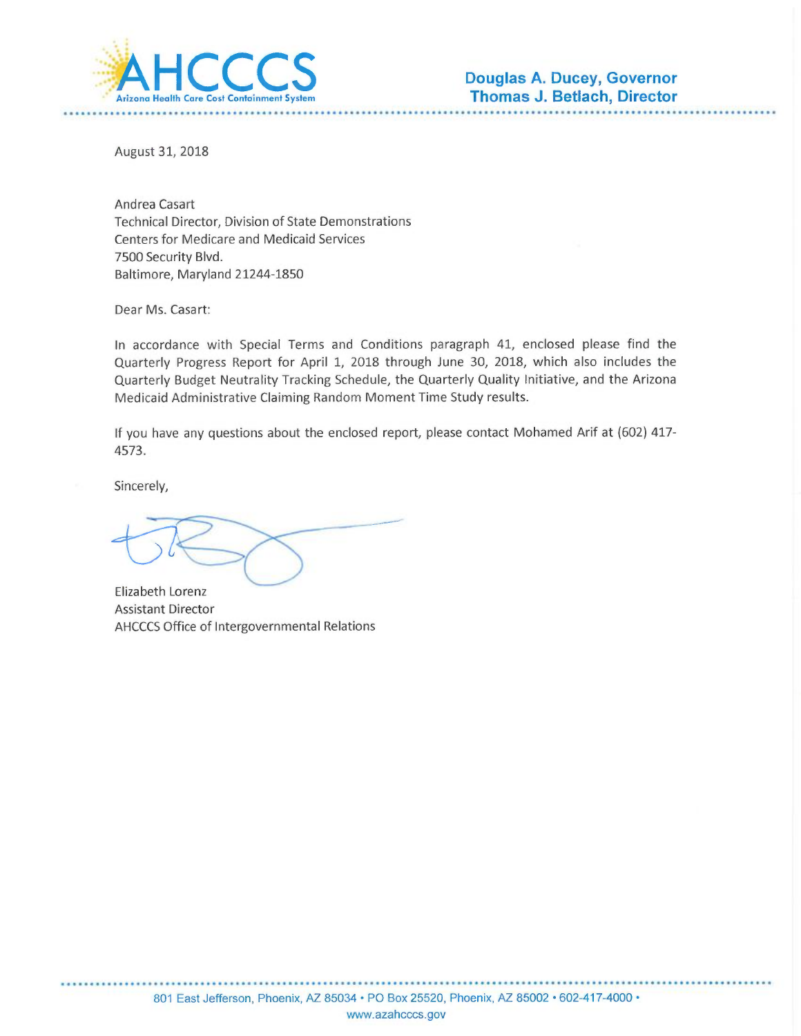**AHCCCS**
Arizona Health Care Cost Containment System

**Douglas A. Ducey, Governor**
**Thomas J. Betlach, Director**

August 31, 2018

Andrea Casart
Technical Director, Division of State Demonstrations
Centers for Medicare and Medicaid Services
7500 Security Blvd.
Baltimore, Maryland 21244-1850

Dear Ms. Casart:

In accordance with Special Terms and Conditions paragraph 41, enclosed please find the Quarterly Progress Report for April 1, 2018 through June 30, 2018, which also includes the Quarterly Budget Neutrality Tracking Schedule, the Quarterly Quality Initiative, and the Arizona Medicaid Administrative Claiming Random Moment Time Study results.

If you have any questions about the enclosed report, please contact Mohamed Arif at (602) 417-4573.

Sincerely,

Elizabeth Lorenz
Assistant Director
AHCCCS Office of Intergovernmental Relations

801 East Jefferson, Phoenix, AZ 85034 • PO Box 25520, Phoenix, AZ 85002 • 602-417-4000 • www.azahcccs.gov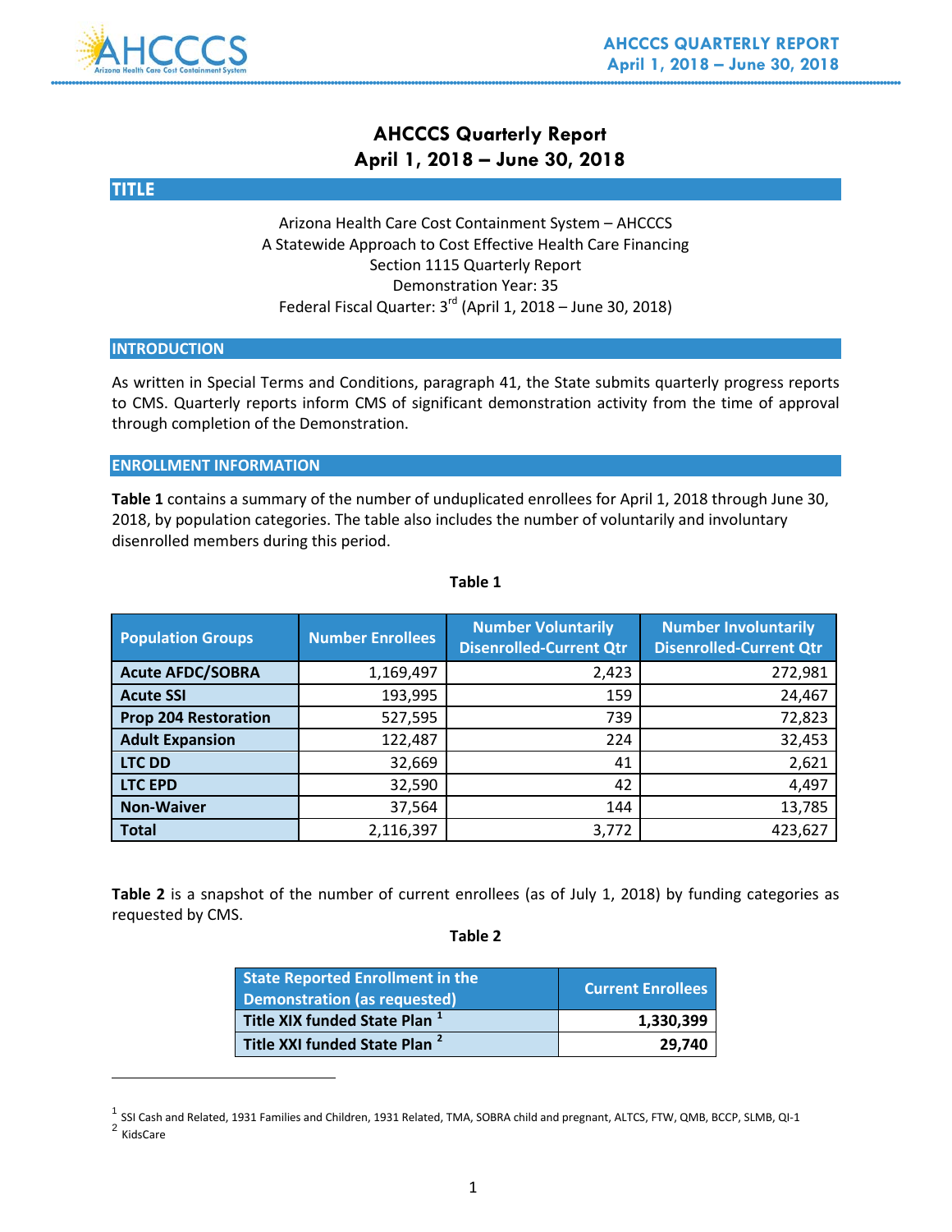# AHCCCS Quarterly Report
## April 1, 2018 – June 30, 2018

### TITLE

Arizona Health Care Cost Containment System – AHCCCS
A Statewide Approach to Cost Effective Health Care Financing
Section 1115 Quarterly Report
Demonstration Year: 35
Federal Fiscal Quarter: 3rd (April 1, 2018 – June 30, 2018)

### INTRODUCTION

As written in Special Terms and Conditions, paragraph 41, the State submits quarterly progress reports to CMS. Quarterly reports inform CMS of significant demonstration activity from the time of approval through completion of the Demonstration.

### ENROLLMENT INFORMATION

**Table 1** contains a summary of the number of unduplicated enrollees for April 1, 2018 through June 30, 2018, by population categories. The table also includes the number of voluntarily and involuntary disenrolled members during this period.

**Table 1**

| Population Groups | Number Enrollees | Number Voluntarily Disenrolled-Current Qtr | Number Involuntarily Disenrolled-Current Qtr |
|---|---|---|---|
| **Acute AFDC/SOBRA** | 1,169,497 | 2,423 | 272,981 |
| **Acute SSI** | 193,995 | 159 | 24,467 |
| **Prop 204 Restoration** | 527,595 | 739 | 72,823 |
| **Adult Expansion** | 122,487 | 224 | 32,453 |
| **LTC DD** | 32,669 | 41 | 2,621 |
| **LTC EPD** | 32,590 | 42 | 4,497 |
| **Non-Waiver** | 37,564 | 144 | 13,785 |
| **Total** | 2,116,397 | 3,772 | 423,627 |

**Table 2** is a snapshot of the number of current enrollees (as of July 1, 2018) by funding categories as requested by CMS.

**Table 2**

| State Reported Enrollment in the Demonstration (as requested) | Current Enrollees |
|---|---|
| Title XIX funded State Plan [1] | **1,330,399** |
| Title XXI funded State Plan [2] | **29,740** |

[1] SSI Cash and Related, 1931 Families and Children, 1931 Related, TMA, SOBRA child and pregnant, ALTCS, FTW, QMB, BCCP, SLMB, QI-1

[2] KidsCare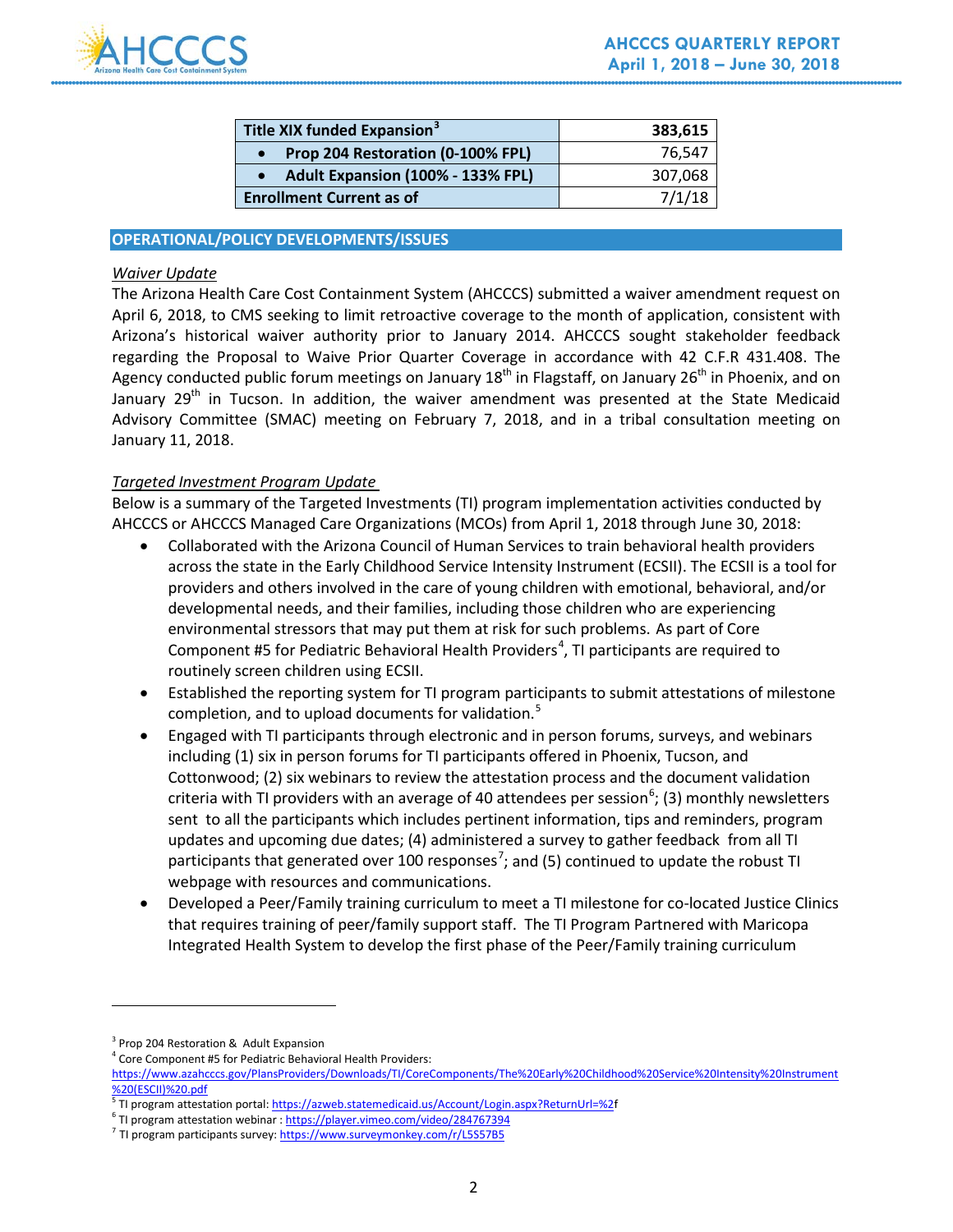| Title XIX funded Expansion[3] | 383,615 |
|---|---|
| • Prop 204 Restoration (0-100% FPL) | 76,547 |
| • Adult Expansion (100% - 133% FPL) | 307,068 |
| Enrollment Current as of | 7/1/18 |

## OPERATIONAL/POLICY DEVELOPMENTS/ISSUES

*Waiver Update*

The Arizona Health Care Cost Containment System (AHCCCS) submitted a waiver amendment request on April 6, 2018, to CMS seeking to limit retroactive coverage to the month of application, consistent with Arizona's historical waiver authority prior to January 2014. AHCCCS sought stakeholder feedback regarding the Proposal to Waive Prior Quarter Coverage in accordance with 42 C.F.R 431.408. The Agency conducted public forum meetings on January 18th in Flagstaff, on January 26th in Phoenix, and on January 29th in Tucson. In addition, the waiver amendment was presented at the State Medicaid Advisory Committee (SMAC) meeting on February 7, 2018, and in a tribal consultation meeting on January 11, 2018.

*Targeted Investment Program Update*

Below is a summary of the Targeted Investments (TI) program implementation activities conducted by AHCCCS or AHCCCS Managed Care Organizations (MCOs) from April 1, 2018 through June 30, 2018:

- Collaborated with the Arizona Council of Human Services to train behavioral health providers across the state in the Early Childhood Service Intensity Instrument (ECSII). The ECSII is a tool for providers and others involved in the care of young children with emotional, behavioral, and/or developmental needs, and their families, including those children who are experiencing environmental stressors that may put them at risk for such problems. As part of Core Component #5 for Pediatric Behavioral Health Providers[4], TI participants are required to routinely screen children using ECSII.
- Established the reporting system for TI program participants to submit attestations of milestone completion, and to upload documents for validation.[5]
- Engaged with TI participants through electronic and in person forums, surveys, and webinars including (1) six in person forums for TI participants offered in Phoenix, Tucson, and Cottonwood; (2) six webinars to review the attestation process and the document validation criteria with TI providers with an average of 40 attendees per session[6]; (3) monthly newsletters sent to all the participants which includes pertinent information, tips and reminders, program updates and upcoming due dates; (4) administered a survey to gather feedback from all TI participants that generated over 100 responses[7]; and (5) continued to update the robust TI webpage with resources and communications.
- Developed a Peer/Family training curriculum to meet a TI milestone for co-located Justice Clinics that requires training of peer/family support staff. The TI Program Partnered with Maricopa Integrated Health System to develop the first phase of the Peer/Family training curriculum

---

[3] Prop 204 Restoration & Adult Expansion

[4] Core Component #5 for Pediatric Behavioral Health Providers: https://www.azahcccs.gov/PlansProviders/Downloads/TI/CoreComponents/The%20Early%20Childhood%20Service%20Intensity%20Instrument%20(ESCII)%20.pdf

[5] TI program attestation portal: https://azweb.statemedicaid.us/Account/Login.aspx?ReturnUrl=%2f

[6] TI program attestation webinar : https://player.vimeo.com/video/284767394

[7] TI program participants survey: https://www.surveymonkey.com/r/L5S57B5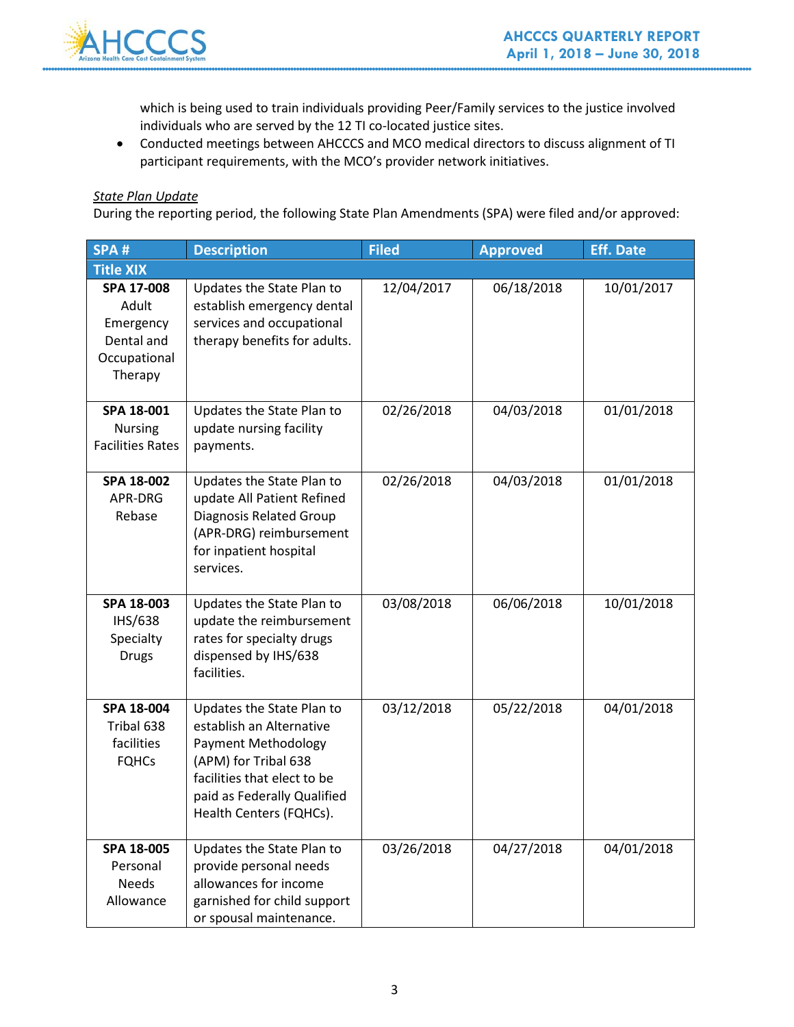which is being used to train individuals providing Peer/Family services to the justice involved individuals who are served by the 12 TI co-located justice sites.

- Conducted meetings between AHCCCS and MCO medical directors to discuss alignment of TI participant requirements, with the MCO's provider network initiatives.

*State Plan Update*

During the reporting period, the following State Plan Amendments (SPA) were filed and/or approved:

| SPA # | Description | Filed | Approved | Eff. Date |
|---|---|---|---|---|
| **Title XIX** | | | | |
| **SPA 17-008** Adult Emergency Dental and Occupational Therapy | Updates the State Plan to establish emergency dental services and occupational therapy benefits for adults. | 12/04/2017 | 06/18/2018 | 10/01/2017 |
| **SPA 18-001** Nursing Facilities Rates | Updates the State Plan to update nursing facility payments. | 02/26/2018 | 04/03/2018 | 01/01/2018 |
| **SPA 18-002** APR-DRG Rebase | Updates the State Plan to update All Patient Refined Diagnosis Related Group (APR-DRG) reimbursement for inpatient hospital services. | 02/26/2018 | 04/03/2018 | 01/01/2018 |
| **SPA 18-003** IHS/638 Specialty Drugs | Updates the State Plan to update the reimbursement rates for specialty drugs dispensed by IHS/638 facilities. | 03/08/2018 | 06/06/2018 | 10/01/2018 |
| **SPA 18-004** Tribal 638 facilities FQHCs | Updates the State Plan to establish an Alternative Payment Methodology (APM) for Tribal 638 facilities that elect to be paid as Federally Qualified Health Centers (FQHCs). | 03/12/2018 | 05/22/2018 | 04/01/2018 |
| **SPA 18-005** Personal Needs Allowance | Updates the State Plan to provide personal needs allowances for income garnished for child support or spousal maintenance. | 03/26/2018 | 04/27/2018 | 04/01/2018 |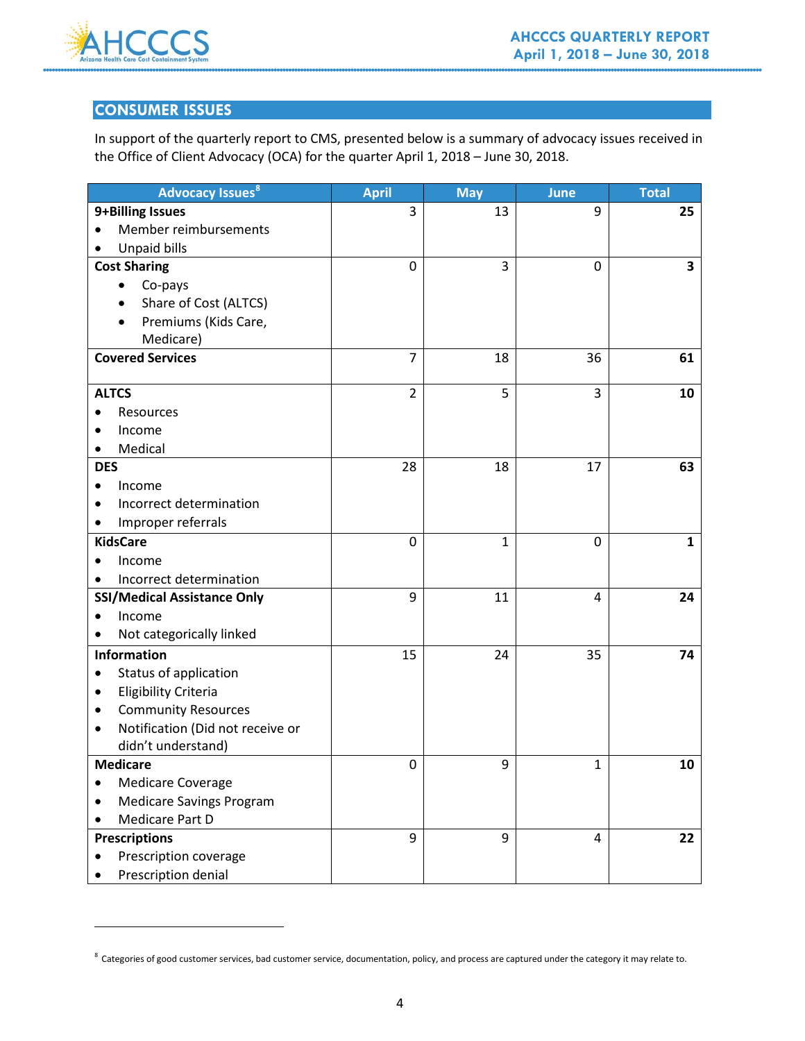## CONSUMER ISSUES

In support of the quarterly report to CMS, presented below is a summary of advocacy issues received in the Office of Client Advocacy (OCA) for the quarter April 1, 2018 – June 30, 2018.

| Advocacy Issues[8] | April | May | June | Total |
|---|---|---|---|---|
| **9+Billing Issues**<br>• Member reimbursements<br>• Unpaid bills | 3 | 13 | 9 | **25** |
| **Cost Sharing**<br>• Co-pays<br>• Share of Cost (ALTCS)<br>• Premiums (Kids Care, Medicare) | 0 | 3 | 0 | **3** |
| **Covered Services** | 7 | 18 | 36 | **61** |
| **ALTCS**<br>• Resources<br>• Income<br>• Medical | 2 | 5 | 3 | **10** |
| **DES**<br>• Income<br>• Incorrect determination<br>• Improper referrals | 28 | 18 | 17 | **63** |
| **KidsCare**<br>• Income<br>• Incorrect determination | 0 | 1 | 0 | **1** |
| **SSI/Medical Assistance Only**<br>• Income<br>• Not categorically linked | 9 | 11 | 4 | **24** |
| **Information**<br>• Status of application<br>• Eligibility Criteria<br>• Community Resources<br>• Notification (Did not receive or didn't understand) | 15 | 24 | 35 | **74** |
| **Medicare**<br>• Medicare Coverage<br>• Medicare Savings Program<br>• Medicare Part D | 0 | 9 | 1 | **10** |
| **Prescriptions**<br>• Prescription coverage<br>• Prescription denial | 9 | 9 | 4 | **22** |

[8] Categories of good customer services, bad customer service, documentation, policy, and process are captured under the category it may relate to.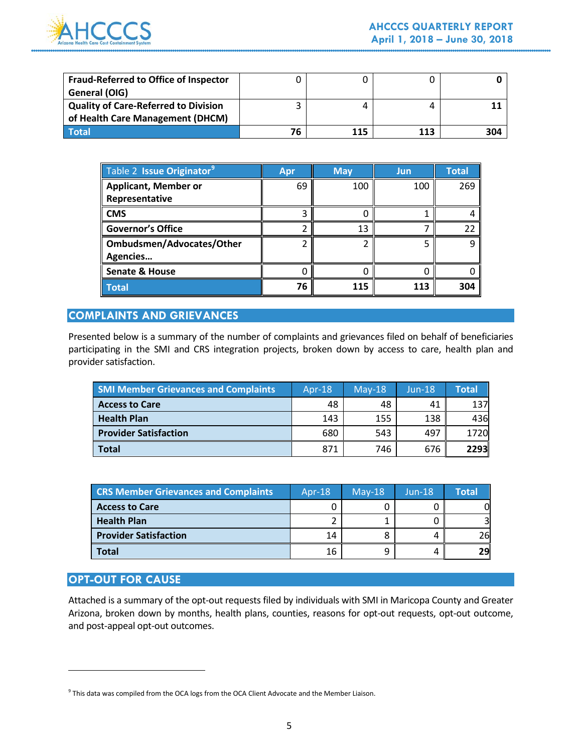| | | | | |
|---|---|---|---|---|
| **Fraud-Referred to Office of Inspector General (OIG)** | 0 | 0 | 0 | **0** |
| **Quality of Care-Referred to Division of Health Care Management (DHCM)** | 3 | 4 | 4 | **11** |
| **Total** | **76** | **115** | **113** | **304** |

| Table 2 **Issue Originator**[9] | Apr | May | Jun | Total |
|---|---|---|---|---|
| **Applicant, Member or Representative** | 69 | 100 | 100 | 269 |
| **CMS** | 3 | 0 | 1 | 4 |
| **Governor's Office** | 2 | 13 | 7 | 22 |
| **Ombudsmen/Advocates/Other Agencies…** | 2 | 2 | 5 | 9 |
| **Senate & House** | 0 | 0 | 0 | 0 |
| **Total** | **76** | **115** | **113** | **304** |

## COMPLAINTS AND GRIEVANCES

Presented below is a summary of the number of complaints and grievances filed on behalf of beneficiaries participating in the SMI and CRS integration projects, broken down by access to care, health plan and provider satisfaction.

| SMI Member Grievances and Complaints | Apr-18 | May-18 | Jun-18 | Total |
|---|---|---|---|---|
| **Access to Care** | 48 | 48 | 41 | 137 |
| **Health Plan** | 143 | 155 | 138 | 436 |
| **Provider Satisfaction** | 680 | 543 | 497 | 1720 |
| **Total** | 871 | 746 | 676 | **2293** |

| CRS Member Grievances and Complaints | Apr-18 | May-18 | Jun-18 | Total |
|---|---|---|---|---|
| **Access to Care** | 0 | 0 | 0 | 0 |
| **Health Plan** | 2 | 1 | 0 | 3 |
| **Provider Satisfaction** | 14 | 8 | 4 | 26 |
| **Total** | 16 | 9 | 4 | **29** |

## OPT-OUT FOR CAUSE

Attached is a summary of the opt-out requests filed by individuals with SMI in Maricopa County and Greater Arizona, broken down by months, health plans, counties, reasons for opt-out requests, opt-out outcome, and post-appeal opt-out outcomes.

[9] This data was compiled from the OCA logs from the OCA Client Advocate and the Member Liaison.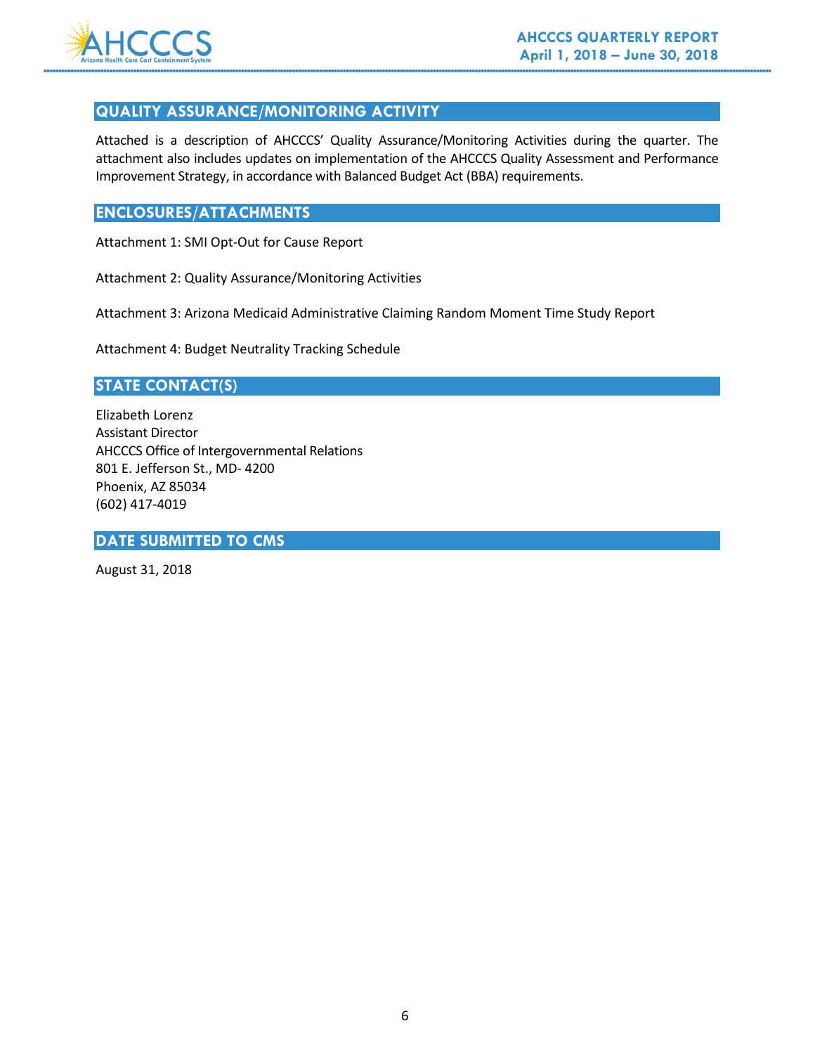## QUALITY ASSURANCE/MONITORING ACTIVITY

Attached is a description of AHCCCS' Quality Assurance/Monitoring Activities during the quarter. The attachment also includes updates on implementation of the AHCCCS Quality Assessment and Performance Improvement Strategy, in accordance with Balanced Budget Act (BBA) requirements.

## ENCLOSURES/ATTACHMENTS

Attachment 1: SMI Opt-Out for Cause Report

Attachment 2: Quality Assurance/Monitoring Activities

Attachment 3: Arizona Medicaid Administrative Claiming Random Moment Time Study Report

Attachment 4: Budget Neutrality Tracking Schedule

## STATE CONTACT(S)

Elizabeth Lorenz
Assistant Director
AHCCCS Office of Intergovernmental Relations
801 E. Jefferson St., MD- 4200
Phoenix, AZ 85034
(602) 417-4019

## DATE SUBMITTED TO CMS

August 31, 2018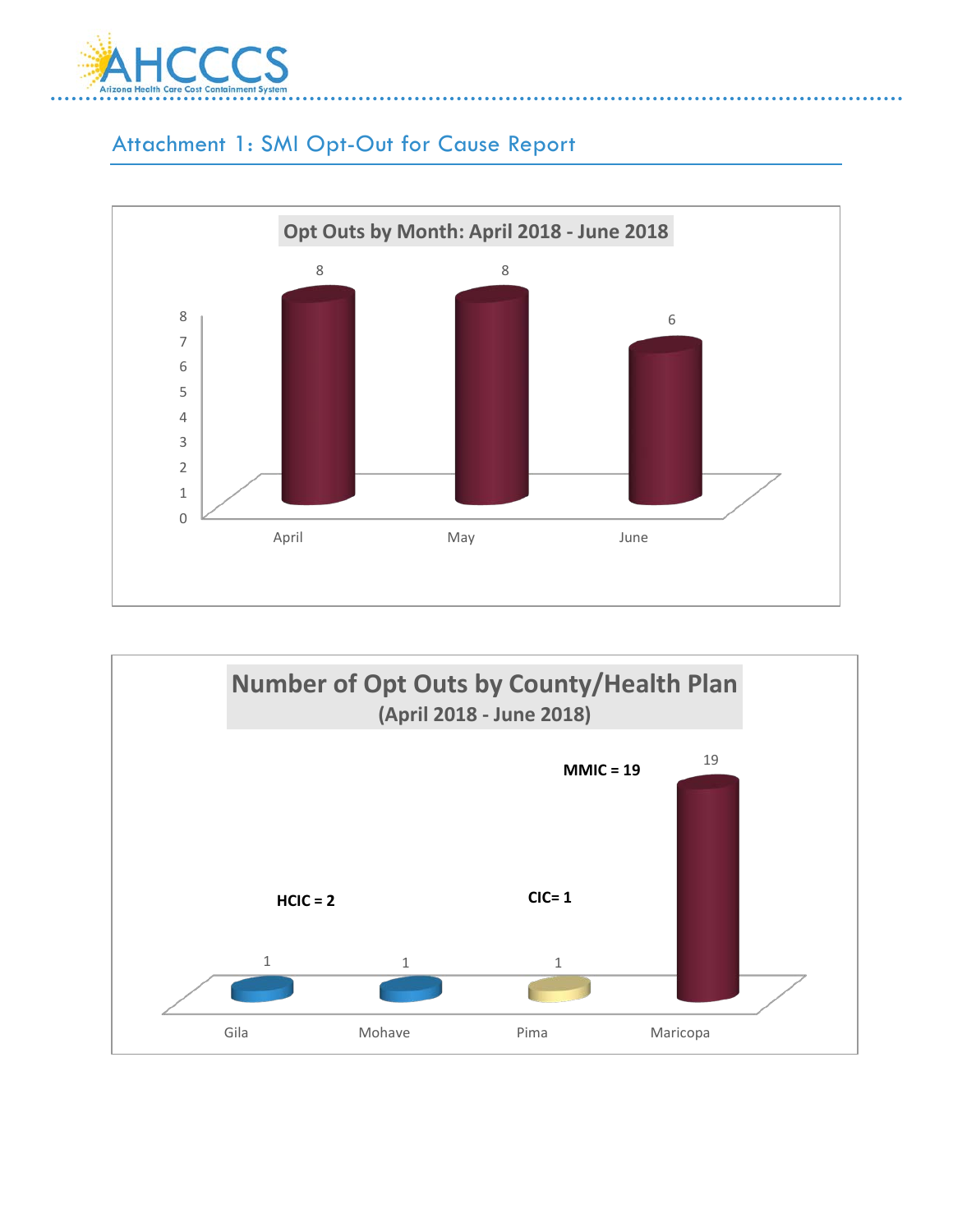## Attachment 1: SMI Opt-Out for Cause Report

**Opt Outs by Month: April 2018 - June 2018**

| Month | Opt Outs |
|---|---|
| April | 8 |
| May | 8 |
| June | 6 |

**Number of Opt Outs by County/Health Plan (April 2018 - June 2018)**

| County | Opt Outs |
|---|---|
| Gila | 1 |
| Mohave | 1 |
| Pima | 1 |
| Maricopa | 19 |

HCIC = 2

CIC= 1

MMIC = 19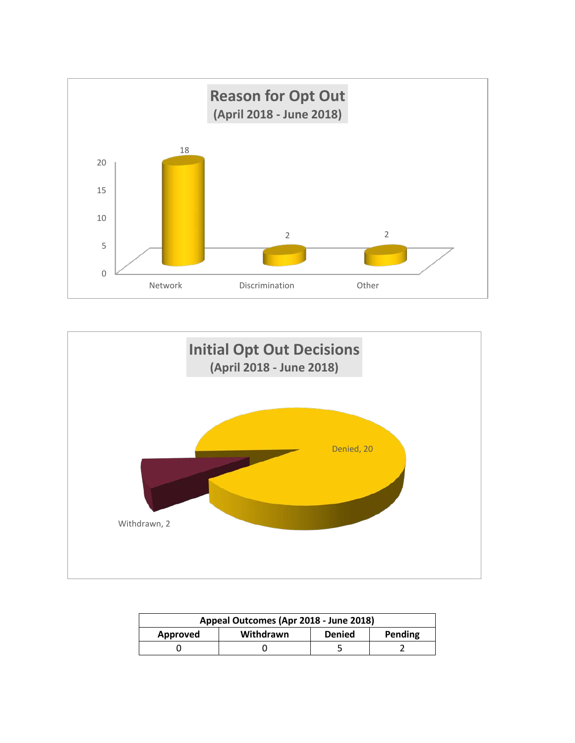**Reason for Opt Out**
**(April 2018 - June 2018)**

| Reason | Count |
|---|---|
| Network | 18 |
| Discrimination | 2 |
| Other | 2 |

**Initial Opt Out Decisions**
**(April 2018 - June 2018)**

| Decision | Count |
|---|---|
| Denied | 20 |
| Withdrawn | 2 |

| Appeal Outcomes (Apr 2018 - June 2018) | | | |
|---|---|---|---|
| **Approved** | **Withdrawn** | **Denied** | **Pending** |
| 0 | 0 | 5 | 2 |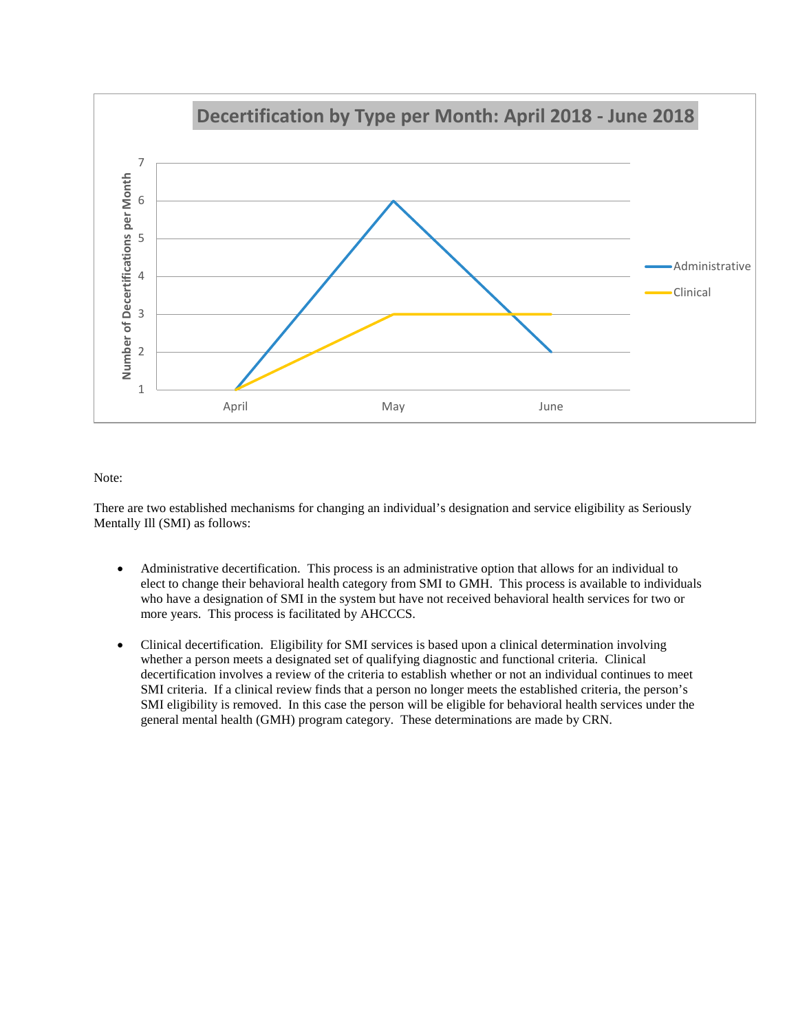**Decertification by Type per Month: April 2018 - June 2018**

| Month | Administrative | Clinical |
|---|---|---|
| April | 1 | 1 |
| May | 6 | 3 |
| June | 2 | 3 |

Note:

There are two established mechanisms for changing an individual's designation and service eligibility as Seriously Mentally Ill (SMI) as follows:

- Administrative decertification. This process is an administrative option that allows for an individual to elect to change their behavioral health category from SMI to GMH. This process is available to individuals who have a designation of SMI in the system but have not received behavioral health services for two or more years. This process is facilitated by AHCCCS.

- Clinical decertification. Eligibility for SMI services is based upon a clinical determination involving whether a person meets a designated set of qualifying diagnostic and functional criteria. Clinical decertification involves a review of the criteria to establish whether or not an individual continues to meet SMI criteria. If a clinical review finds that a person no longer meets the established criteria, the person's SMI eligibility is removed. In this case the person will be eligible for behavioral health services under the general mental health (GMH) program category. These determinations are made by CRN.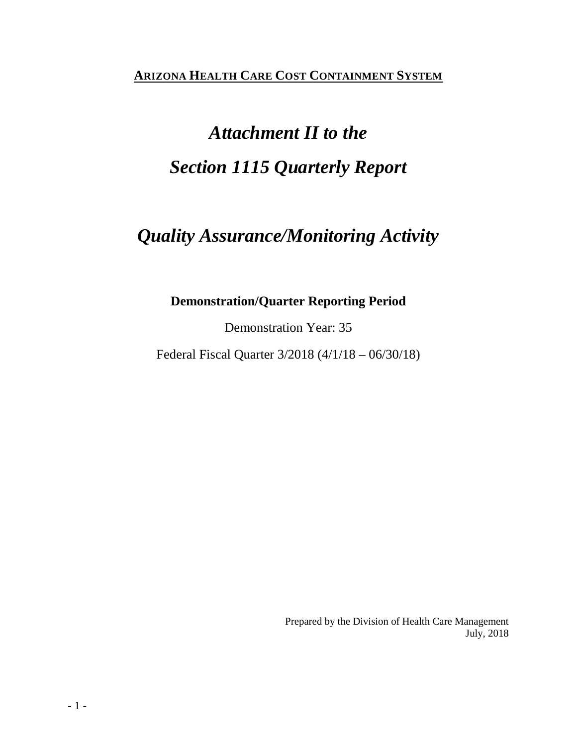**ARIZONA HEALTH CARE COST CONTAINMENT SYSTEM**

# *Attachment II to the Section 1115 Quarterly Report*

# *Quality Assurance/Monitoring Activity*

**Demonstration/Quarter Reporting Period**

Demonstration Year: 35

Federal Fiscal Quarter 3/2018 (4/1/18 – 06/30/18)

Prepared by the Division of Health Care Management
July, 2018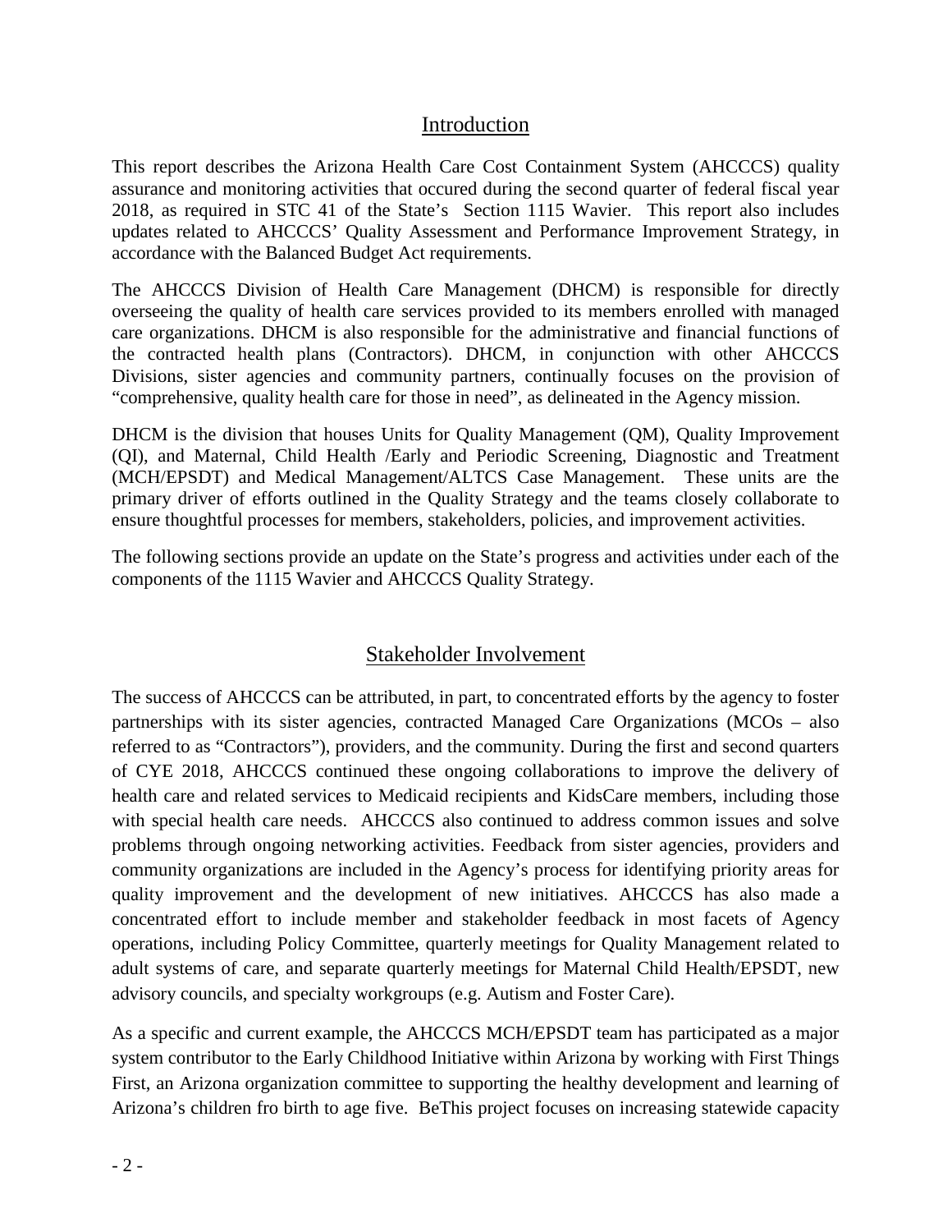## Introduction

This report describes the Arizona Health Care Cost Containment System (AHCCCS) quality assurance and monitoring activities that occured during the second quarter of federal fiscal year 2018, as required in STC 41 of the State's Section 1115 Wavier. This report also includes updates related to AHCCCS' Quality Assessment and Performance Improvement Strategy, in accordance with the Balanced Budget Act requirements.

The AHCCCS Division of Health Care Management (DHCM) is responsible for directly overseeing the quality of health care services provided to its members enrolled with managed care organizations. DHCM is also responsible for the administrative and financial functions of the contracted health plans (Contractors). DHCM, in conjunction with other AHCCCS Divisions, sister agencies and community partners, continually focuses on the provision of "comprehensive, quality health care for those in need", as delineated in the Agency mission.

DHCM is the division that houses Units for Quality Management (QM), Quality Improvement (QI), and Maternal, Child Health /Early and Periodic Screening, Diagnostic and Treatment (MCH/EPSDT) and Medical Management/ALTCS Case Management. These units are the primary driver of efforts outlined in the Quality Strategy and the teams closely collaborate to ensure thoughtful processes for members, stakeholders, policies, and improvement activities.

The following sections provide an update on the State's progress and activities under each of the components of the 1115 Wavier and AHCCCS Quality Strategy.

## Stakeholder Involvement

The success of AHCCCS can be attributed, in part, to concentrated efforts by the agency to foster partnerships with its sister agencies, contracted Managed Care Organizations (MCOs – also referred to as "Contractors"), providers, and the community. During the first and second quarters of CYE 2018, AHCCCS continued these ongoing collaborations to improve the delivery of health care and related services to Medicaid recipients and KidsCare members, including those with special health care needs. AHCCCS also continued to address common issues and solve problems through ongoing networking activities. Feedback from sister agencies, providers and community organizations are included in the Agency's process for identifying priority areas for quality improvement and the development of new initiatives. AHCCCS has also made a concentrated effort to include member and stakeholder feedback in most facets of Agency operations, including Policy Committee, quarterly meetings for Quality Management related to adult systems of care, and separate quarterly meetings for Maternal Child Health/EPSDT, new advisory councils, and specialty workgroups (e.g. Autism and Foster Care).

As a specific and current example, the AHCCCS MCH/EPSDT team has participated as a major system contributor to the Early Childhood Initiative within Arizona by working with First Things First, an Arizona organization committee to supporting the healthy development and learning of Arizona's children fro birth to age five. BeThis project focuses on increasing statewide capacity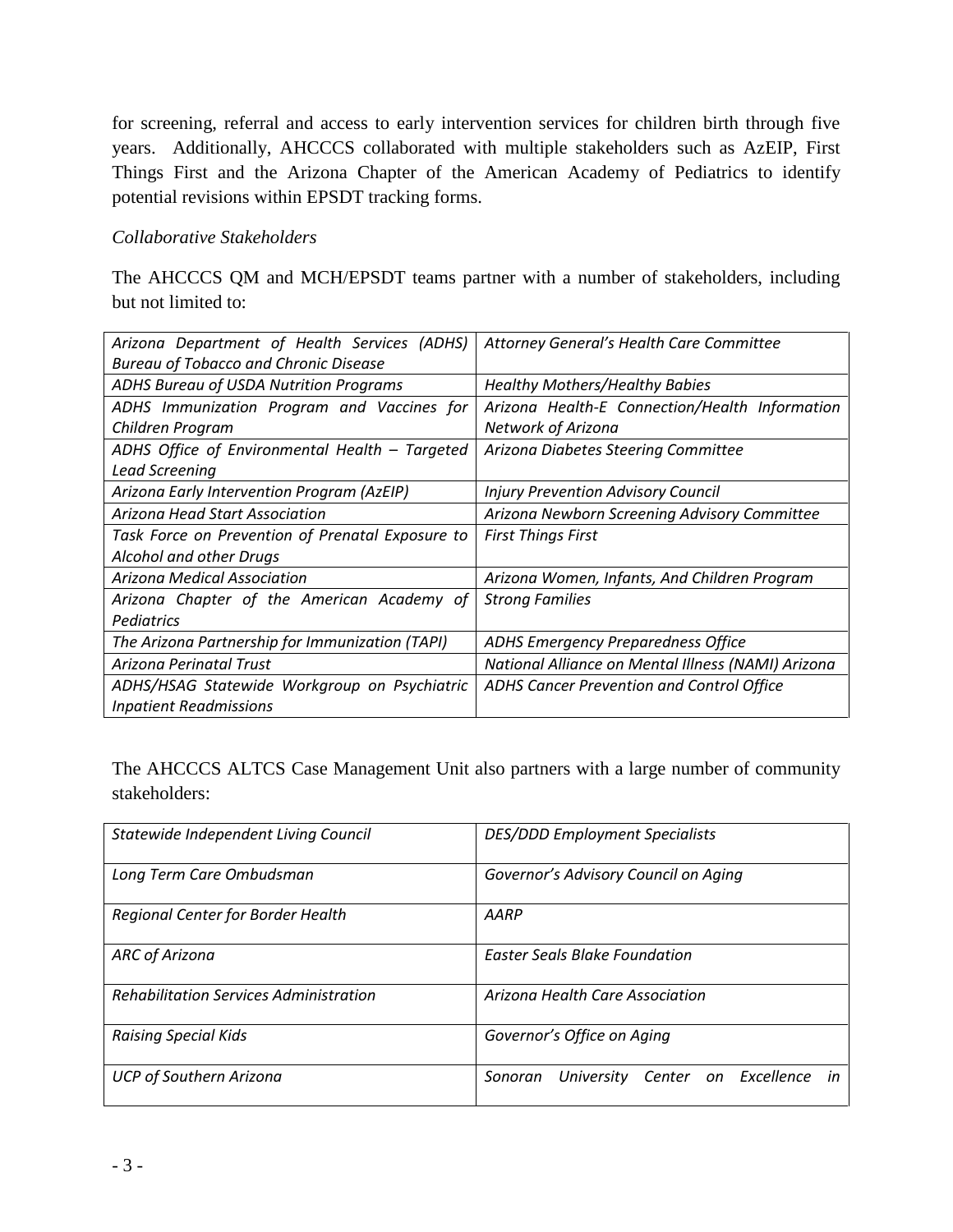for screening, referral and access to early intervention services for children birth through five years. Additionally, AHCCCS collaborated with multiple stakeholders such as AzEIP, First Things First and the Arizona Chapter of the American Academy of Pediatrics to identify potential revisions within EPSDT tracking forms.

*Collaborative Stakeholders*

The AHCCCS QM and MCH/EPSDT teams partner with a number of stakeholders, including but not limited to:

| | |
|---|---|
| *Arizona Department of Health Services (ADHS) Bureau of Tobacco and Chronic Disease* | *Attorney General's Health Care Committee* |
| *ADHS Bureau of USDA Nutrition Programs* | *Healthy Mothers/Healthy Babies* |
| *ADHS Immunization Program and Vaccines for Children Program* | *Arizona Health-E Connection/Health Information Network of Arizona* |
| *ADHS Office of Environmental Health – Targeted Lead Screening* | *Arizona Diabetes Steering Committee* |
| *Arizona Early Intervention Program (AzEIP)* | *Injury Prevention Advisory Council* |
| *Arizona Head Start Association* | *Arizona Newborn Screening Advisory Committee* |
| *Task Force on Prevention of Prenatal Exposure to Alcohol and other Drugs* | *First Things First* |
| *Arizona Medical Association* | *Arizona Women, Infants, And Children Program* |
| *Arizona Chapter of the American Academy of Pediatrics* | *Strong Families* |
| *The Arizona Partnership for Immunization (TAPI)* | *ADHS Emergency Preparedness Office* |
| *Arizona Perinatal Trust* | *National Alliance on Mental Illness (NAMI) Arizona* |
| *ADHS/HSAG Statewide Workgroup on Psychiatric Inpatient Readmissions* | *ADHS Cancer Prevention and Control Office* |

The AHCCCS ALTCS Case Management Unit also partners with a large number of community stakeholders:

| | |
|---|---|
| *Statewide Independent Living Council* | *DES/DDD Employment Specialists* |
| *Long Term Care Ombudsman* | *Governor's Advisory Council on Aging* |
| *Regional Center for Border Health* | *AARP* |
| *ARC of Arizona* | *Easter Seals Blake Foundation* |
| *Rehabilitation Services Administration* | *Arizona Health Care Association* |
| *Raising Special Kids* | *Governor's Office on Aging* |
| *UCP of Southern Arizona* | *Sonoran University Center on Excellence in* |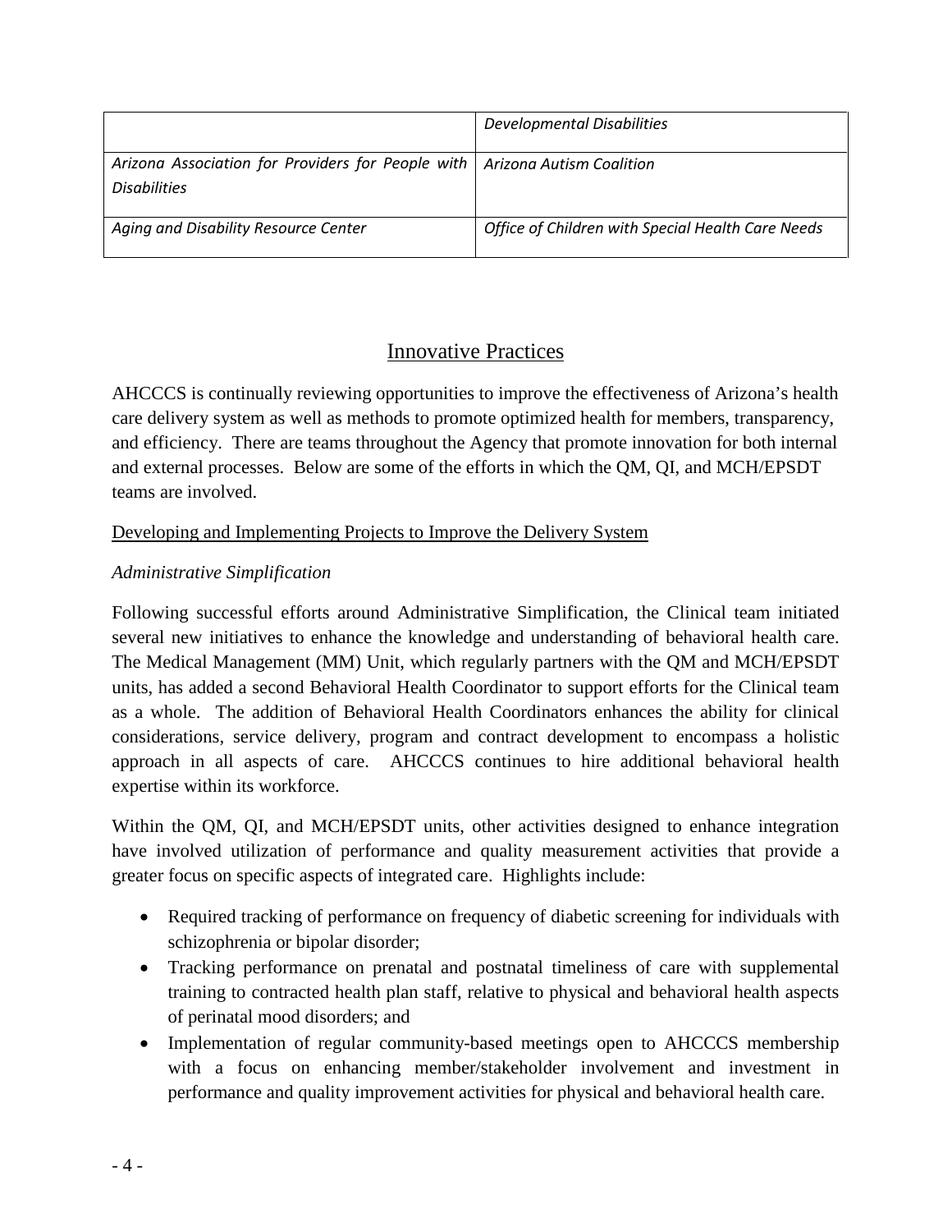| | |
|---|---|
| | *Developmental Disabilities* |
| *Arizona Association for Providers for People with Disabilities* | *Arizona Autism Coalition* |
| *Aging and Disability Resource Center* | *Office of Children with Special Health Care Needs* |

## Innovative Practices

AHCCCS is continually reviewing opportunities to improve the effectiveness of Arizona's health care delivery system as well as methods to promote optimized health for members, transparency, and efficiency. There are teams throughout the Agency that promote innovation for both internal and external processes. Below are some of the efforts in which the QM, QI, and MCH/EPSDT teams are involved.

### Developing and Implementing Projects to Improve the Delivery System

*Administrative Simplification*

Following successful efforts around Administrative Simplification, the Clinical team initiated several new initiatives to enhance the knowledge and understanding of behavioral health care. The Medical Management (MM) Unit, which regularly partners with the QM and MCH/EPSDT units, has added a second Behavioral Health Coordinator to support efforts for the Clinical team as a whole. The addition of Behavioral Health Coordinators enhances the ability for clinical considerations, service delivery, program and contract development to encompass a holistic approach in all aspects of care. AHCCCS continues to hire additional behavioral health expertise within its workforce.

Within the QM, QI, and MCH/EPSDT units, other activities designed to enhance integration have involved utilization of performance and quality measurement activities that provide a greater focus on specific aspects of integrated care. Highlights include:

- Required tracking of performance on frequency of diabetic screening for individuals with schizophrenia or bipolar disorder;
- Tracking performance on prenatal and postnatal timeliness of care with supplemental training to contracted health plan staff, relative to physical and behavioral health aspects of perinatal mood disorders; and
- Implementation of regular community-based meetings open to AHCCCS membership with a focus on enhancing member/stakeholder involvement and investment in performance and quality improvement activities for physical and behavioral health care.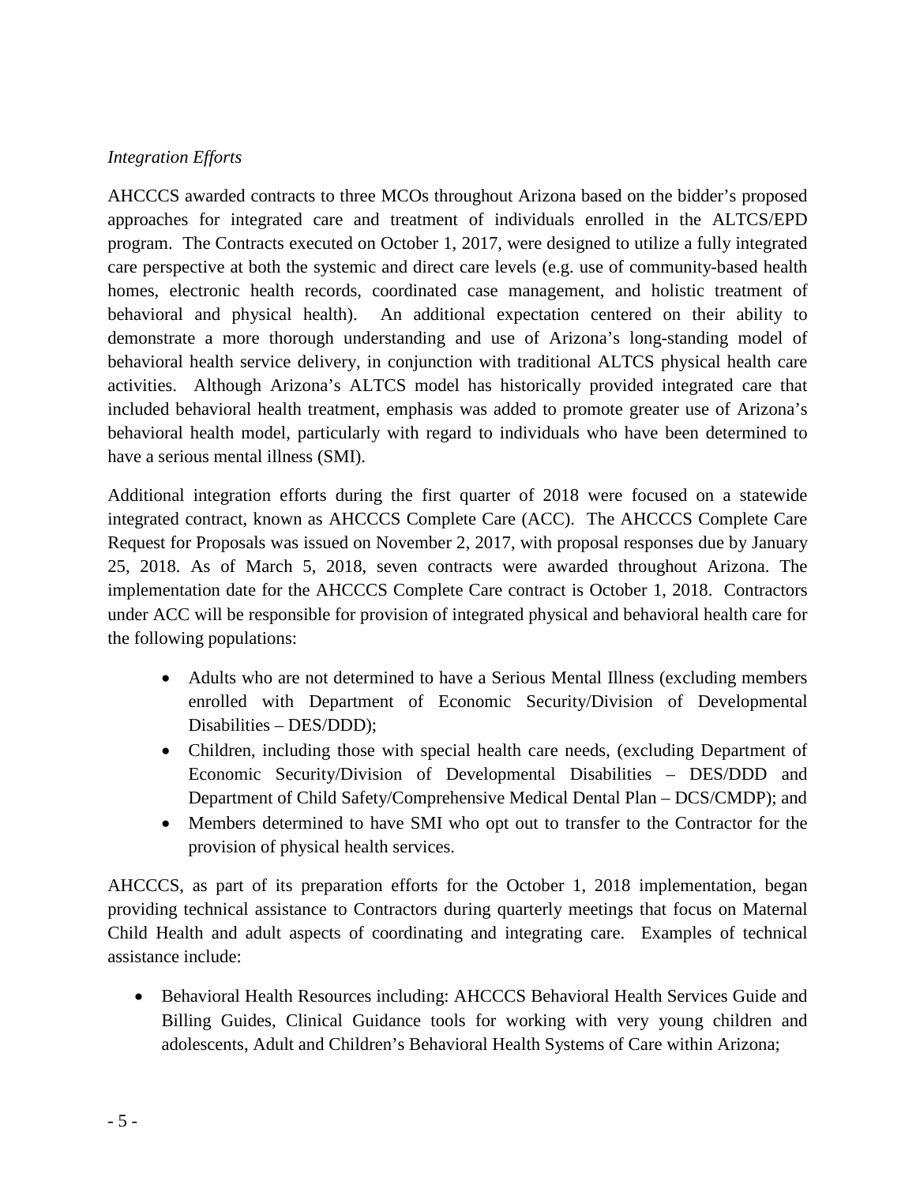*Integration Efforts*

AHCCCS awarded contracts to three MCOs throughout Arizona based on the bidder's proposed approaches for integrated care and treatment of individuals enrolled in the ALTCS/EPD program. The Contracts executed on October 1, 2017, were designed to utilize a fully integrated care perspective at both the systemic and direct care levels (e.g. use of community-based health homes, electronic health records, coordinated case management, and holistic treatment of behavioral and physical health). An additional expectation centered on their ability to demonstrate a more thorough understanding and use of Arizona's long-standing model of behavioral health service delivery, in conjunction with traditional ALTCS physical health care activities. Although Arizona's ALTCS model has historically provided integrated care that included behavioral health treatment, emphasis was added to promote greater use of Arizona's behavioral health model, particularly with regard to individuals who have been determined to have a serious mental illness (SMI).

Additional integration efforts during the first quarter of 2018 were focused on a statewide integrated contract, known as AHCCCS Complete Care (ACC). The AHCCCS Complete Care Request for Proposals was issued on November 2, 2017, with proposal responses due by January 25, 2018. As of March 5, 2018, seven contracts were awarded throughout Arizona. The implementation date for the AHCCCS Complete Care contract is October 1, 2018. Contractors under ACC will be responsible for provision of integrated physical and behavioral health care for the following populations:

- Adults who are not determined to have a Serious Mental Illness (excluding members enrolled with Department of Economic Security/Division of Developmental Disabilities – DES/DDD);
- Children, including those with special health care needs, (excluding Department of Economic Security/Division of Developmental Disabilities – DES/DDD and Department of Child Safety/Comprehensive Medical Dental Plan – DCS/CMDP); and
- Members determined to have SMI who opt out to transfer to the Contractor for the provision of physical health services.

AHCCCS, as part of its preparation efforts for the October 1, 2018 implementation, began providing technical assistance to Contractors during quarterly meetings that focus on Maternal Child Health and adult aspects of coordinating and integrating care. Examples of technical assistance include:

- Behavioral Health Resources including: AHCCCS Behavioral Health Services Guide and Billing Guides, Clinical Guidance tools for working with very young children and adolescents, Adult and Children's Behavioral Health Systems of Care within Arizona;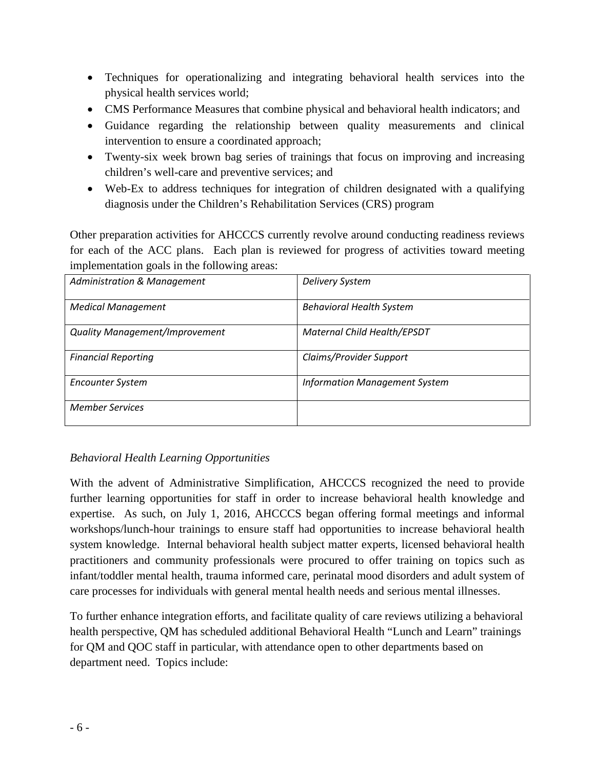- Techniques for operationalizing and integrating behavioral health services into the physical health services world;
- CMS Performance Measures that combine physical and behavioral health indicators; and
- Guidance regarding the relationship between quality measurements and clinical intervention to ensure a coordinated approach;
- Twenty-six week brown bag series of trainings that focus on improving and increasing children's well-care and preventive services; and
- Web-Ex to address techniques for integration of children designated with a qualifying diagnosis under the Children's Rehabilitation Services (CRS) program

Other preparation activities for AHCCCS currently revolve around conducting readiness reviews for each of the ACC plans. Each plan is reviewed for progress of activities toward meeting implementation goals in the following areas:

| | |
|---|---|
| *Administration & Management* | *Delivery System* |
| *Medical Management* | *Behavioral Health System* |
| *Quality Management/Improvement* | *Maternal Child Health/EPSDT* |
| *Financial Reporting* | *Claims/Provider Support* |
| *Encounter System* | *Information Management System* |
| *Member Services* | |

*Behavioral Health Learning Opportunities*

With the advent of Administrative Simplification, AHCCCS recognized the need to provide further learning opportunities for staff in order to increase behavioral health knowledge and expertise. As such, on July 1, 2016, AHCCCS began offering formal meetings and informal workshops/lunch-hour trainings to ensure staff had opportunities to increase behavioral health system knowledge. Internal behavioral health subject matter experts, licensed behavioral health practitioners and community professionals were procured to offer training on topics such as infant/toddler mental health, trauma informed care, perinatal mood disorders and adult system of care processes for individuals with general mental health needs and serious mental illnesses.

To further enhance integration efforts, and facilitate quality of care reviews utilizing a behavioral health perspective, QM has scheduled additional Behavioral Health "Lunch and Learn" trainings for QM and QOC staff in particular, with attendance open to other departments based on department need. Topics include: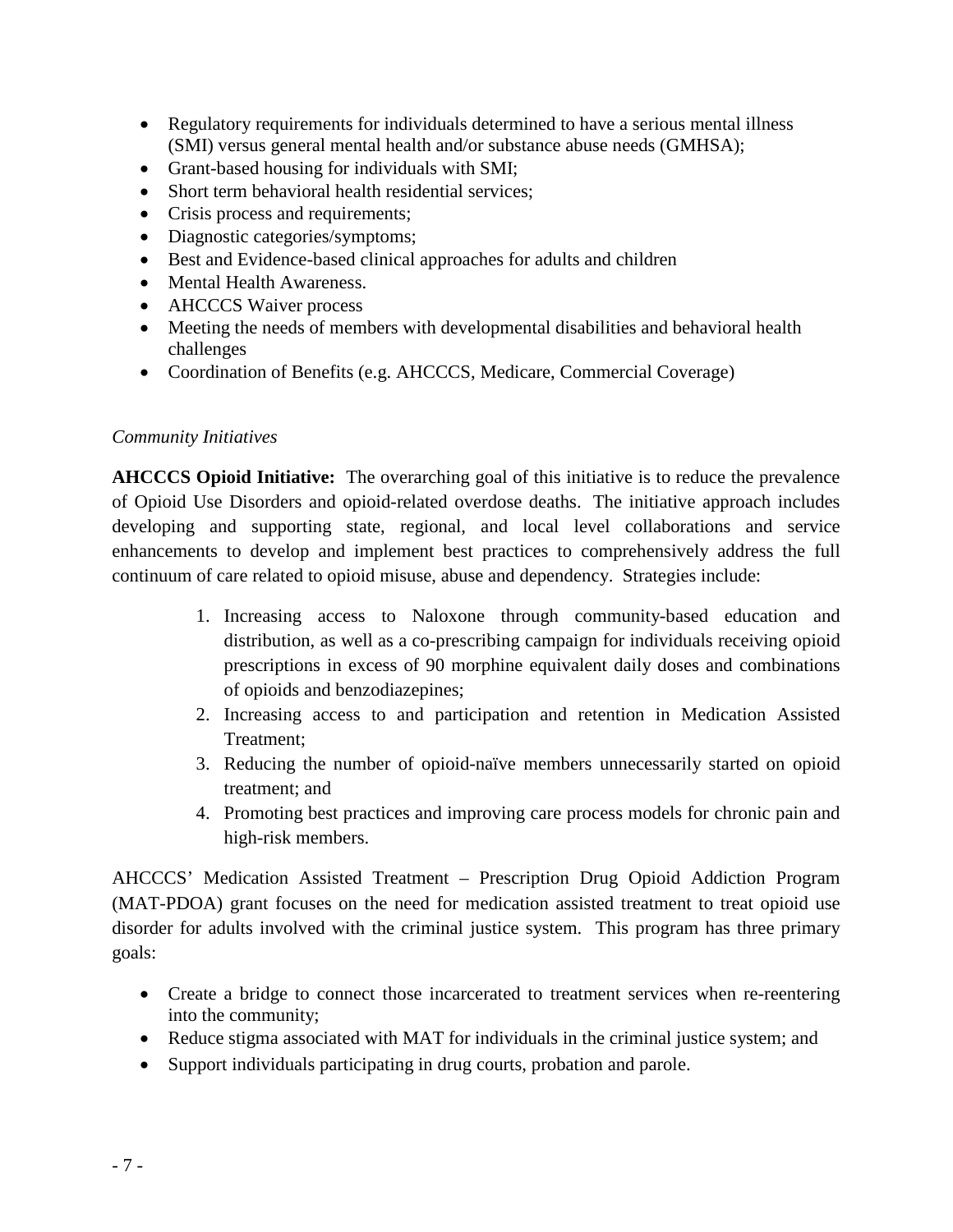- Regulatory requirements for individuals determined to have a serious mental illness (SMI) versus general mental health and/or substance abuse needs (GMHSA);
- Grant-based housing for individuals with SMI;
- Short term behavioral health residential services;
- Crisis process and requirements;
- Diagnostic categories/symptoms;
- Best and Evidence-based clinical approaches for adults and children
- Mental Health Awareness.
- AHCCCS Waiver process
- Meeting the needs of members with developmental disabilities and behavioral health challenges
- Coordination of Benefits (e.g. AHCCCS, Medicare, Commercial Coverage)

*Community Initiatives*

**AHCCCS Opioid Initiative:** The overarching goal of this initiative is to reduce the prevalence of Opioid Use Disorders and opioid-related overdose deaths. The initiative approach includes developing and supporting state, regional, and local level collaborations and service enhancements to develop and implement best practices to comprehensively address the full continuum of care related to opioid misuse, abuse and dependency. Strategies include:

1. Increasing access to Naloxone through community-based education and distribution, as well as a co-prescribing campaign for individuals receiving opioid prescriptions in excess of 90 morphine equivalent daily doses and combinations of opioids and benzodiazepines;
2. Increasing access to and participation and retention in Medication Assisted Treatment;
3. Reducing the number of opioid-naïve members unnecessarily started on opioid treatment; and
4. Promoting best practices and improving care process models for chronic pain and high-risk members.

AHCCCS' Medication Assisted Treatment – Prescription Drug Opioid Addiction Program (MAT-PDOA) grant focuses on the need for medication assisted treatment to treat opioid use disorder for adults involved with the criminal justice system. This program has three primary goals:

- Create a bridge to connect those incarcerated to treatment services when re-reentering into the community;
- Reduce stigma associated with MAT for individuals in the criminal justice system; and
- Support individuals participating in drug courts, probation and parole.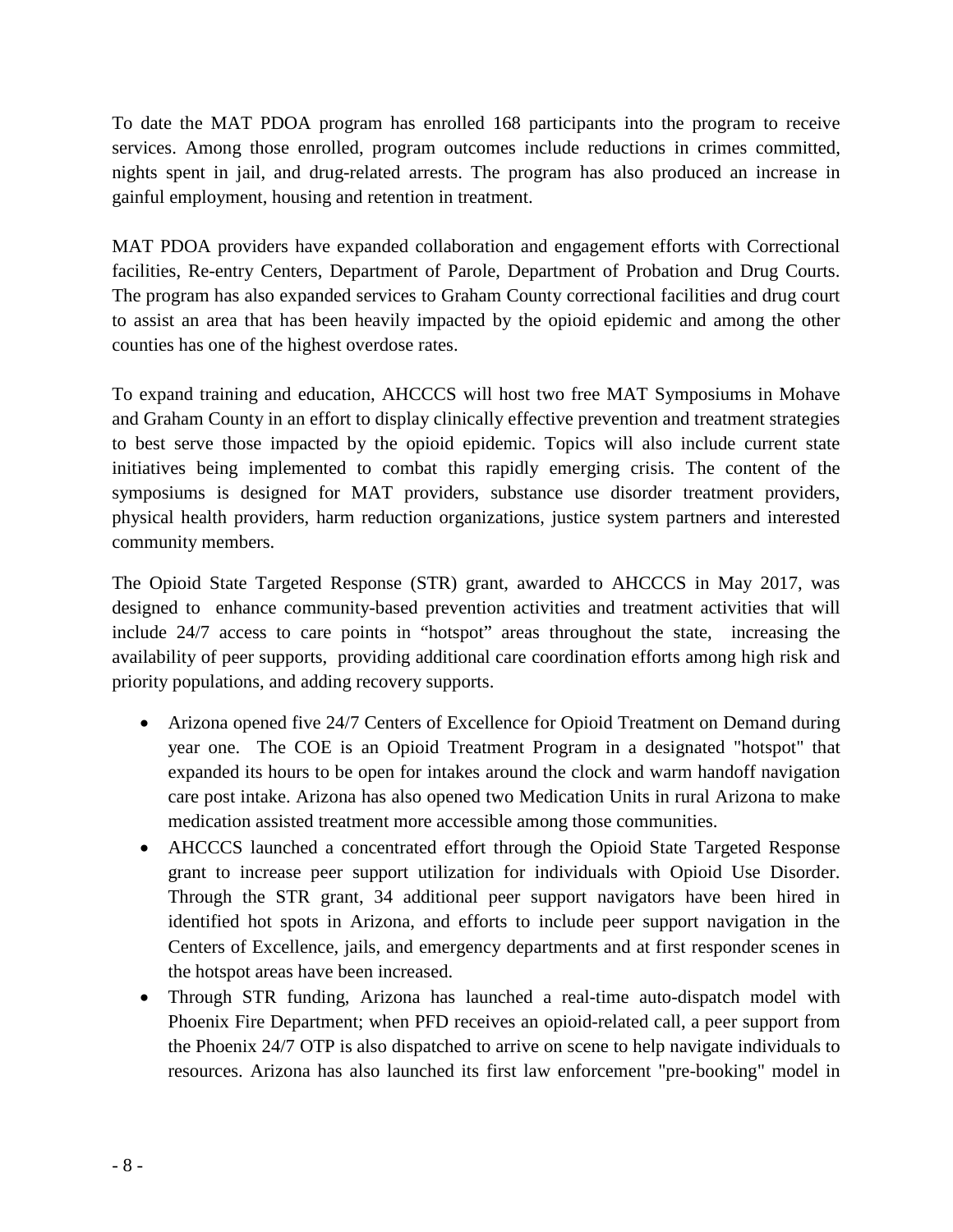To date the MAT PDOA program has enrolled 168 participants into the program to receive services. Among those enrolled, program outcomes include reductions in crimes committed, nights spent in jail, and drug-related arrests. The program has also produced an increase in gainful employment, housing and retention in treatment.

MAT PDOA providers have expanded collaboration and engagement efforts with Correctional facilities, Re-entry Centers, Department of Parole, Department of Probation and Drug Courts. The program has also expanded services to Graham County correctional facilities and drug court to assist an area that has been heavily impacted by the opioid epidemic and among the other counties has one of the highest overdose rates.

To expand training and education, AHCCCS will host two free MAT Symposiums in Mohave and Graham County in an effort to display clinically effective prevention and treatment strategies to best serve those impacted by the opioid epidemic. Topics will also include current state initiatives being implemented to combat this rapidly emerging crisis. The content of the symposiums is designed for MAT providers, substance use disorder treatment providers, physical health providers, harm reduction organizations, justice system partners and interested community members.

The Opioid State Targeted Response (STR) grant, awarded to AHCCCS in May 2017, was designed to enhance community-based prevention activities and treatment activities that will include 24/7 access to care points in "hotspot" areas throughout the state, increasing the availability of peer supports, providing additional care coordination efforts among high risk and priority populations, and adding recovery supports.

- Arizona opened five 24/7 Centers of Excellence for Opioid Treatment on Demand during year one. The COE is an Opioid Treatment Program in a designated "hotspot" that expanded its hours to be open for intakes around the clock and warm handoff navigation care post intake. Arizona has also opened two Medication Units in rural Arizona to make medication assisted treatment more accessible among those communities.
- AHCCCS launched a concentrated effort through the Opioid State Targeted Response grant to increase peer support utilization for individuals with Opioid Use Disorder. Through the STR grant, 34 additional peer support navigators have been hired in identified hot spots in Arizona, and efforts to include peer support navigation in the Centers of Excellence, jails, and emergency departments and at first responder scenes in the hotspot areas have been increased.
- Through STR funding, Arizona has launched a real-time auto-dispatch model with Phoenix Fire Department; when PFD receives an opioid-related call, a peer support from the Phoenix 24/7 OTP is also dispatched to arrive on scene to help navigate individuals to resources. Arizona has also launched its first law enforcement "pre-booking" model in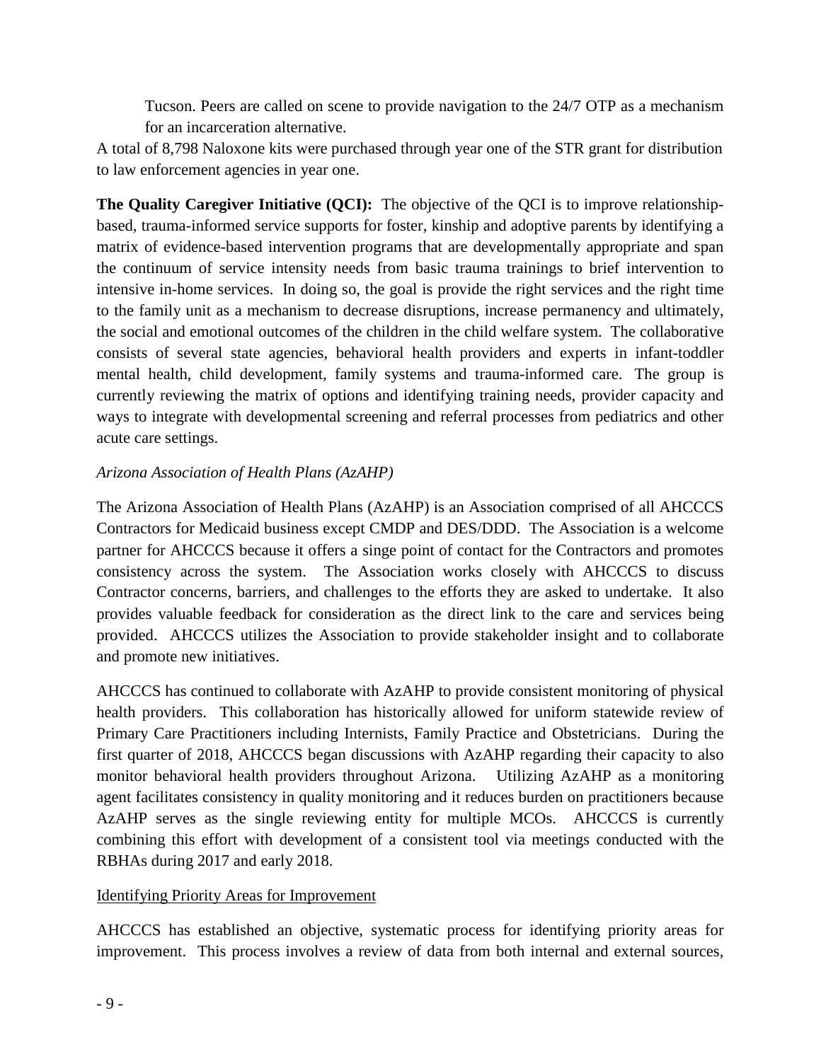Tucson. Peers are called on scene to provide navigation to the 24/7 OTP as a mechanism for an incarceration alternative.

A total of 8,798 Naloxone kits were purchased through year one of the STR grant for distribution to law enforcement agencies in year one.

**The Quality Caregiver Initiative (QCI):** The objective of the QCI is to improve relationship-based, trauma-informed service supports for foster, kinship and adoptive parents by identifying a matrix of evidence-based intervention programs that are developmentally appropriate and span the continuum of service intensity needs from basic trauma trainings to brief intervention to intensive in-home services. In doing so, the goal is provide the right services and the right time to the family unit as a mechanism to decrease disruptions, increase permanency and ultimately, the social and emotional outcomes of the children in the child welfare system. The collaborative consists of several state agencies, behavioral health providers and experts in infant-toddler mental health, child development, family systems and trauma-informed care. The group is currently reviewing the matrix of options and identifying training needs, provider capacity and ways to integrate with developmental screening and referral processes from pediatrics and other acute care settings.

*Arizona Association of Health Plans (AzAHP)*

The Arizona Association of Health Plans (AzAHP) is an Association comprised of all AHCCCS Contractors for Medicaid business except CMDP and DES/DDD. The Association is a welcome partner for AHCCCS because it offers a singe point of contact for the Contractors and promotes consistency across the system. The Association works closely with AHCCCS to discuss Contractor concerns, barriers, and challenges to the efforts they are asked to undertake. It also provides valuable feedback for consideration as the direct link to the care and services being provided. AHCCCS utilizes the Association to provide stakeholder insight and to collaborate and promote new initiatives.

AHCCCS has continued to collaborate with AzAHP to provide consistent monitoring of physical health providers. This collaboration has historically allowed for uniform statewide review of Primary Care Practitioners including Internists, Family Practice and Obstetricians. During the first quarter of 2018, AHCCCS began discussions with AzAHP regarding their capacity to also monitor behavioral health providers throughout Arizona. Utilizing AzAHP as a monitoring agent facilitates consistency in quality monitoring and it reduces burden on practitioners because AzAHP serves as the single reviewing entity for multiple MCOs. AHCCCS is currently combining this effort with development of a consistent tool via meetings conducted with the RBHAs during 2017 and early 2018.

<u>Identifying Priority Areas for Improvement</u>

AHCCCS has established an objective, systematic process for identifying priority areas for improvement. This process involves a review of data from both internal and external sources,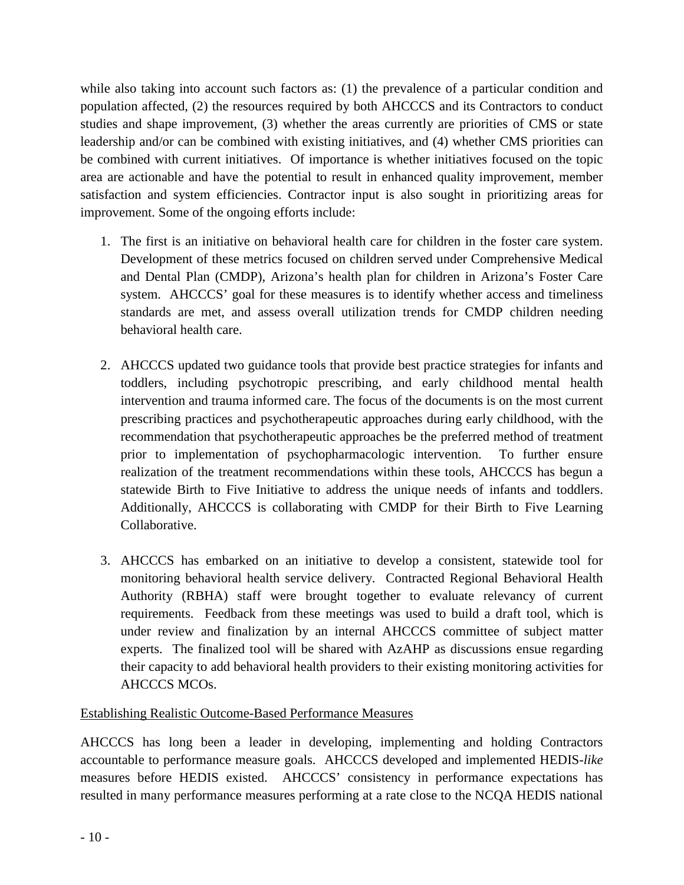while also taking into account such factors as: (1) the prevalence of a particular condition and population affected, (2) the resources required by both AHCCCS and its Contractors to conduct studies and shape improvement, (3) whether the areas currently are priorities of CMS or state leadership and/or can be combined with existing initiatives, and (4) whether CMS priorities can be combined with current initiatives. Of importance is whether initiatives focused on the topic area are actionable and have the potential to result in enhanced quality improvement, member satisfaction and system efficiencies. Contractor input is also sought in prioritizing areas for improvement. Some of the ongoing efforts include:

1. The first is an initiative on behavioral health care for children in the foster care system. Development of these metrics focused on children served under Comprehensive Medical and Dental Plan (CMDP), Arizona's health plan for children in Arizona's Foster Care system. AHCCCS' goal for these measures is to identify whether access and timeliness standards are met, and assess overall utilization trends for CMDP children needing behavioral health care.

2. AHCCCS updated two guidance tools that provide best practice strategies for infants and toddlers, including psychotropic prescribing, and early childhood mental health intervention and trauma informed care. The focus of the documents is on the most current prescribing practices and psychotherapeutic approaches during early childhood, with the recommendation that psychotherapeutic approaches be the preferred method of treatment prior to implementation of psychopharmacologic intervention. To further ensure realization of the treatment recommendations within these tools, AHCCCS has begun a statewide Birth to Five Initiative to address the unique needs of infants and toddlers. Additionally, AHCCCS is collaborating with CMDP for their Birth to Five Learning Collaborative.

3. AHCCCS has embarked on an initiative to develop a consistent, statewide tool for monitoring behavioral health service delivery. Contracted Regional Behavioral Health Authority (RBHA) staff were brought together to evaluate relevancy of current requirements. Feedback from these meetings was used to build a draft tool, which is under review and finalization by an internal AHCCCS committee of subject matter experts. The finalized tool will be shared with AzAHP as discussions ensue regarding their capacity to add behavioral health providers to their existing monitoring activities for AHCCCS MCOs.

Establishing Realistic Outcome-Based Performance Measures

AHCCCS has long been a leader in developing, implementing and holding Contractors accountable to performance measure goals. AHCCCS developed and implemented HEDIS-*like* measures before HEDIS existed. AHCCCS' consistency in performance expectations has resulted in many performance measures performing at a rate close to the NCQA HEDIS national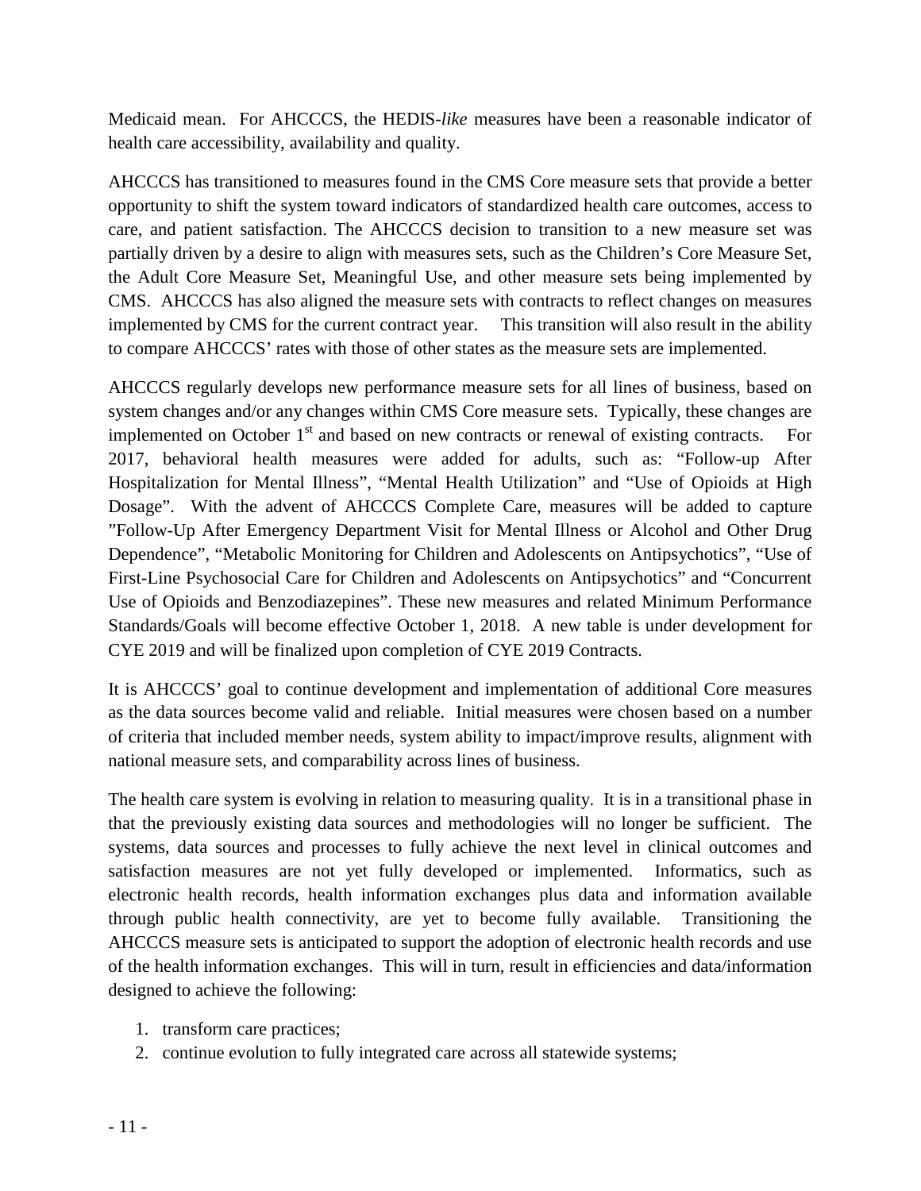Medicaid mean. For AHCCCS, the HEDIS-*like* measures have been a reasonable indicator of health care accessibility, availability and quality.

AHCCCS has transitioned to measures found in the CMS Core measure sets that provide a better opportunity to shift the system toward indicators of standardized health care outcomes, access to care, and patient satisfaction. The AHCCCS decision to transition to a new measure set was partially driven by a desire to align with measures sets, such as the Children's Core Measure Set, the Adult Core Measure Set, Meaningful Use, and other measure sets being implemented by CMS. AHCCCS has also aligned the measure sets with contracts to reflect changes on measures implemented by CMS for the current contract year. This transition will also result in the ability to compare AHCCCS' rates with those of other states as the measure sets are implemented.

AHCCCS regularly develops new performance measure sets for all lines of business, based on system changes and/or any changes within CMS Core measure sets. Typically, these changes are implemented on October 1st and based on new contracts or renewal of existing contracts. For 2017, behavioral health measures were added for adults, such as: "Follow-up After Hospitalization for Mental Illness", "Mental Health Utilization" and "Use of Opioids at High Dosage". With the advent of AHCCCS Complete Care, measures will be added to capture "Follow-Up After Emergency Department Visit for Mental Illness or Alcohol and Other Drug Dependence", "Metabolic Monitoring for Children and Adolescents on Antipsychotics", "Use of First-Line Psychosocial Care for Children and Adolescents on Antipsychotics" and "Concurrent Use of Opioids and Benzodiazepines". These new measures and related Minimum Performance Standards/Goals will become effective October 1, 2018. A new table is under development for CYE 2019 and will be finalized upon completion of CYE 2019 Contracts.

It is AHCCCS' goal to continue development and implementation of additional Core measures as the data sources become valid and reliable. Initial measures were chosen based on a number of criteria that included member needs, system ability to impact/improve results, alignment with national measure sets, and comparability across lines of business.

The health care system is evolving in relation to measuring quality. It is in a transitional phase in that the previously existing data sources and methodologies will no longer be sufficient. The systems, data sources and processes to fully achieve the next level in clinical outcomes and satisfaction measures are not yet fully developed or implemented. Informatics, such as electronic health records, health information exchanges plus data and information available through public health connectivity, are yet to become fully available. Transitioning the AHCCCS measure sets is anticipated to support the adoption of electronic health records and use of the health information exchanges. This will in turn, result in efficiencies and data/information designed to achieve the following:

1. transform care practices;
2. continue evolution to fully integrated care across all statewide systems;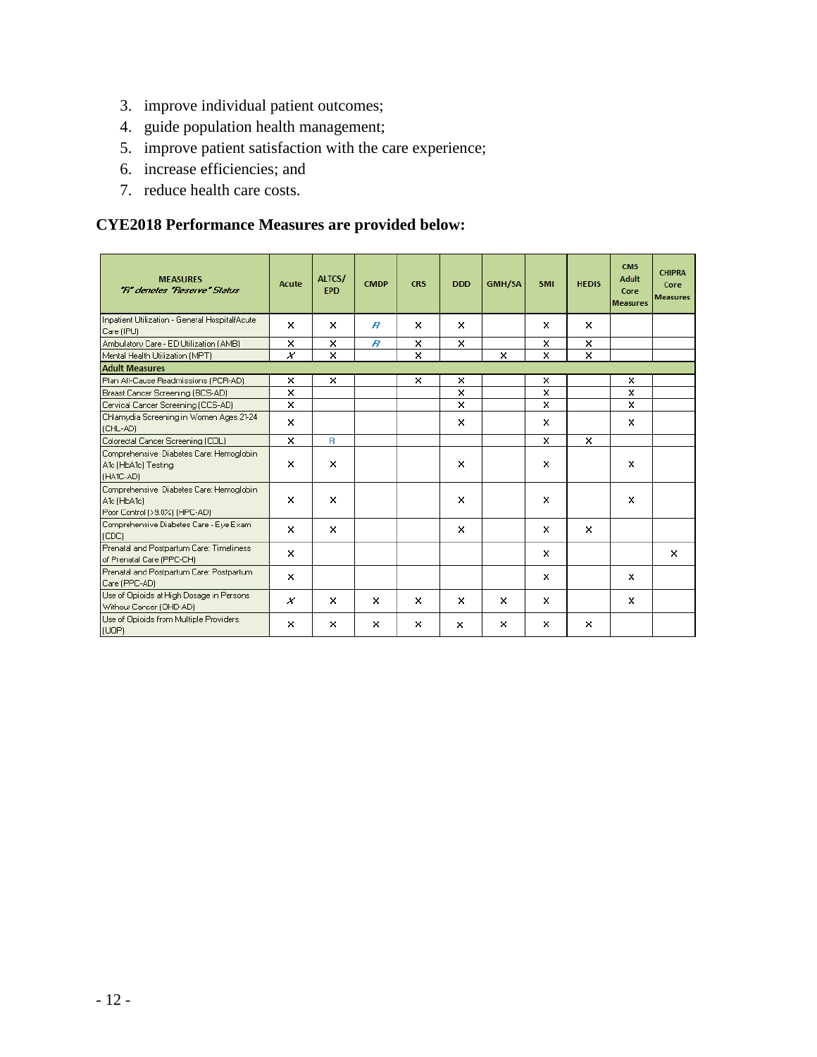3. improve individual patient outcomes;
4. guide population health management;
5. improve patient satisfaction with the care experience;
6. increase efficiencies; and
7. reduce health care costs.

## CYE2018 Performance Measures are provided below:

| MEASURES *"R" denotes "Reserve" Status* | Acute | ALTCS/ EPD | CMDP | CRS | DDD | GMH/SA | SMI | HEDIS | CMS Adult Core Measures | CHIPRA Core Measures |
|---|---|---|---|---|---|---|---|---|---|---|
| Inpatient Utilization - General Hospital/Acute Care (IPU) | X | X | *R* | X | X | | X | X | | |
| Ambulatory Care - ED Utilization (AMB) | X | X | *R* | X | X | | X | X | | |
| Mental Health Utilization (MPT) | *X* | X | | X | | X | X | X | | |
| **Adult Measures** | | | | | | | | | | |
| Plan All-Cause Readmissions (PCR-AD) | X | X | | X | X | | X | | X | |
| Breast Cancer Screening (BCS-AD) | X | | | | X | | X | | X | |
| Cervical Cancer Screening (CCS-AD) | X | | | | X | | X | | X | |
| Chlamydia Screening in Women Ages 21-24 (CHL-AD) | X | | | | X | | X | | X | |
| Colorectal Cancer Screening (COL) | X | R | | | | | X | X | | |
| Comprehensive Diabetes Care: Hemoglobin A1c (HbA1c) Testing (HA1C-AD) | X | X | | | X | | X | | X | |
| Comprehensive Diabetes Care: Hemoglobin A1c (HbA1c) Poor Control (>9.0%) (HPC-AD) | X | X | | | X | | X | | X | |
| Comprehensive Diabetes Care - Eye Exam (CDC) | X | X | | | X | | X | X | | |
| Prenatal and Postpartum Care: Timeliness of Prenatal Care (PPC-CH) | X | | | | | | X | | | X |
| Prenatal and Postpartum Care: Postpartum Care (PPC-AD) | X | | | | | | X | | X | |
| Use of Opioids at High Dosage in Persons Without Cancer (OHD-AD) | *X* | X | X | X | X | X | X | | X | |
| Use of Opioids from Multiple Providers (UOP) | X | X | X | X | X | X | X | X | | |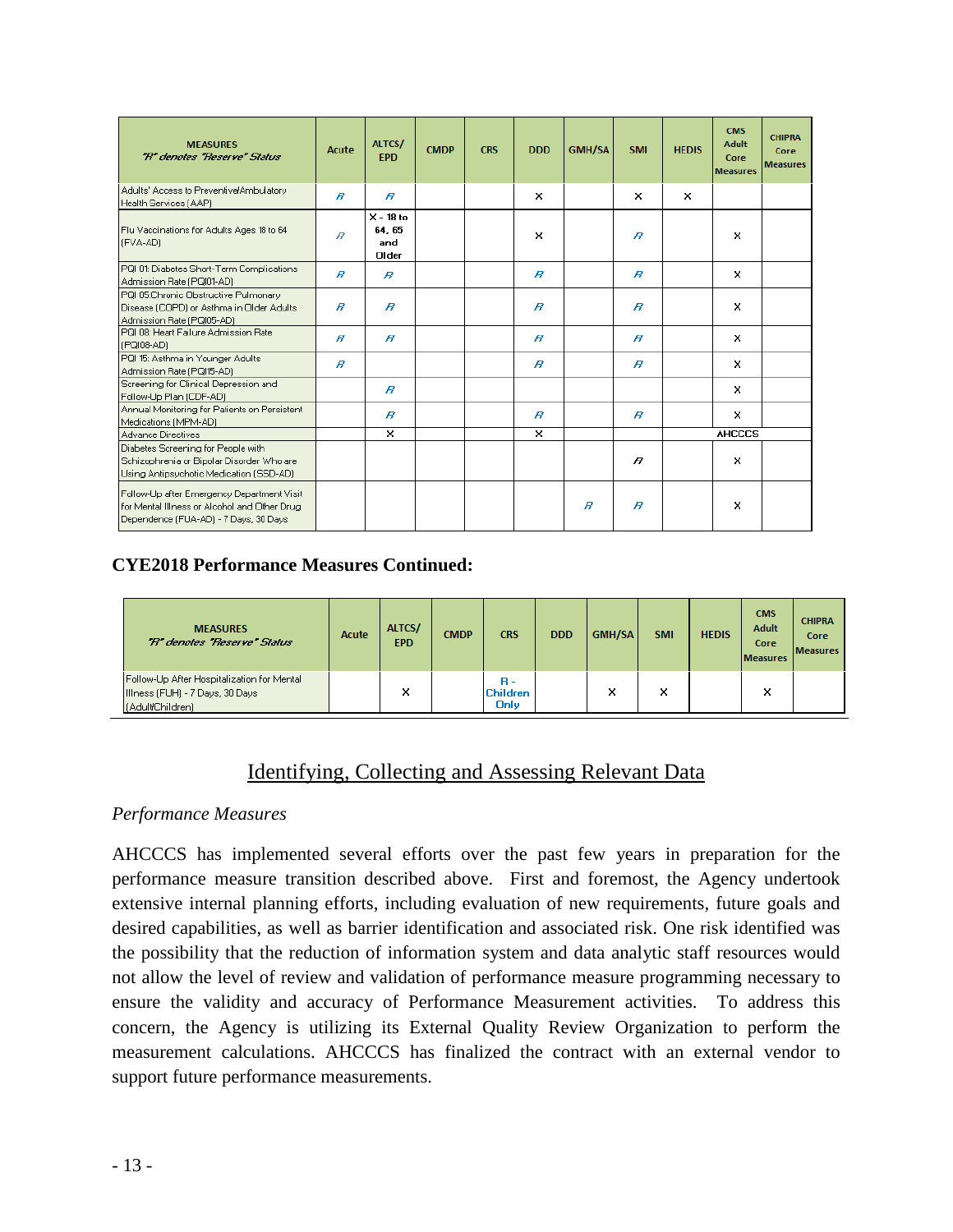| MEASURES "R" denotes "Reserve" Status | Acute | ALTCS/ EPD | CMDP | CRS | DDD | GMH/SA | SMI | HEDIS | CMS Adult Core Measures | CHIPRA Core Measures |
|---|---|---|---|---|---|---|---|---|---|---|
| Adults' Access to Preventive/Ambulatory Health Services (AAP) | R | R | | | X | | X | X | | |
| Flu Vaccinations for Adults Ages 18 to 64 (FVA-AD) | R | X - 18 to 64, 65 and Older | | | X | | R | | X | |
| PQI 01: Diabetes Short-Term Complications Admission Rate (PQI01-AD) | R | R | | | R | | R | | X | |
| PQI 05 Chronic Obstructive Pulmonary Disease (COPD) or Asthma in Older Adults Admission Rate (PQI05-AD) | R | R | | | R | | R | | X | |
| PQI 08: Heart Failure Admission Rate (PQI08-AD) | R | R | | | R | | R | | X | |
| PQI 15: Asthma in Younger Adults Admission Rate (PQI15-AD) | R | | | | R | | R | | X | |
| Screening for Clinical Depression and Follow-Up Plan (CDF-AD) | | R | | | | | | | X | |
| Annual Monitoring for Patients on Persistent Medications (MPM-AD) | | R | | | R | | R | | X | |
| Advance Directives | | X | | | X | | | AHCCCS | | |
| Diabetes Screening for People with Schizophrenia or Bipolar Disorder Who are Using Antipsychotic Medication (SSD-AD) | | | | | | | R | | X | |
| Follow-Up after Emergency Department Visit for Mental Illness or Alcohol and Other Drug Dependence (FUA-AD) - 7 Days, 30 Days | | | | | | R | R | | X | |

**CYE2018 Performance Measures Continued:**

| MEASURES "R" denotes "Reserve" Status | Acute | ALTCS/ EPD | CMDP | CRS | DDD | GMH/SA | SMI | HEDIS | CMS Adult Core Measures | CHIPRA Core Measures |
|---|---|---|---|---|---|---|---|---|---|---|
| Follow-Up After Hospitalization for Mental Illness (FUH) - 7 Days, 30 Days (Adult/Children) | | X | | R - Children Only | | X | X | | X | |

## Identifying, Collecting and Assessing Relevant Data

*Performance Measures*

AHCCCS has implemented several efforts over the past few years in preparation for the performance measure transition described above. First and foremost, the Agency undertook extensive internal planning efforts, including evaluation of new requirements, future goals and desired capabilities, as well as barrier identification and associated risk. One risk identified was the possibility that the reduction of information system and data analytic staff resources would not allow the level of review and validation of performance measure programming necessary to ensure the validity and accuracy of Performance Measurement activities. To address this concern, the Agency is utilizing its External Quality Review Organization to perform the measurement calculations. AHCCCS has finalized the contract with an external vendor to support future performance measurements.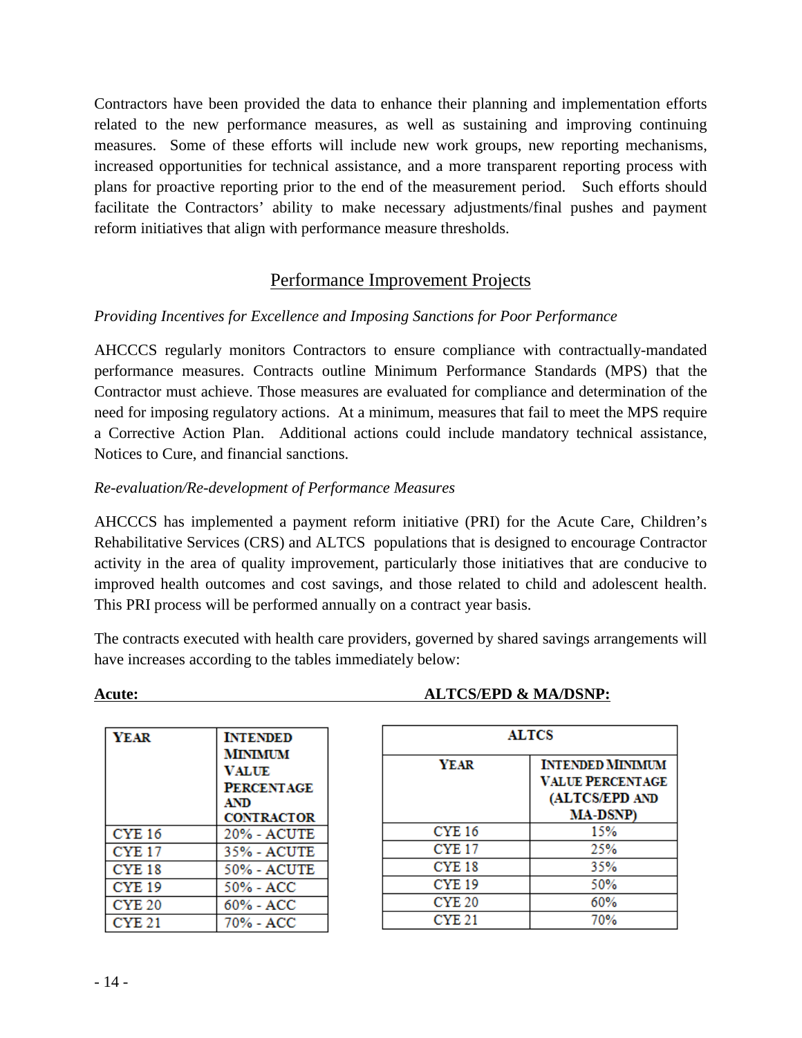Contractors have been provided the data to enhance their planning and implementation efforts related to the new performance measures, as well as sustaining and improving continuing measures. Some of these efforts will include new work groups, new reporting mechanisms, increased opportunities for technical assistance, and a more transparent reporting process with plans for proactive reporting prior to the end of the measurement period. Such efforts should facilitate the Contractors' ability to make necessary adjustments/final pushes and payment reform initiatives that align with performance measure thresholds.

## Performance Improvement Projects

*Providing Incentives for Excellence and Imposing Sanctions for Poor Performance*

AHCCCS regularly monitors Contractors to ensure compliance with contractually-mandated performance measures. Contracts outline Minimum Performance Standards (MPS) that the Contractor must achieve. Those measures are evaluated for compliance and determination of the need for imposing regulatory actions. At a minimum, measures that fail to meet the MPS require a Corrective Action Plan. Additional actions could include mandatory technical assistance, Notices to Cure, and financial sanctions.

*Re-evaluation/Re-development of Performance Measures*

AHCCCS has implemented a payment reform initiative (PRI) for the Acute Care, Children's Rehabilitative Services (CRS) and ALTCS populations that is designed to encourage Contractor activity in the area of quality improvement, particularly those initiatives that are conducive to improved health outcomes and cost savings, and those related to child and adolescent health. This PRI process will be performed annually on a contract year basis.

The contracts executed with health care providers, governed by shared savings arrangements will have increases according to the tables immediately below:

**Acute:**

| YEAR | INTENDED MINIMUM VALUE PERCENTAGE AND CONTRACTOR |
|---|---|
| CYE 16 | 20% - ACUTE |
| CYE 17 | 35% - ACUTE |
| CYE 18 | 50% - ACUTE |
| CYE 19 | 50% - ACC |
| CYE 20 | 60% - ACC |
| CYE 21 | 70% - ACC |

**ALTCS/EPD & MA/DSNP:**

| ALTCS | |
|---|---|
| YEAR | INTENDED MINIMUM VALUE PERCENTAGE (ALTCS/EPD AND MA-DSNP) |
| CYE 16 | 15% |
| CYE 17 | 25% |
| CYE 18 | 35% |
| CYE 19 | 50% |
| CYE 20 | 60% |
| CYE 21 | 70% |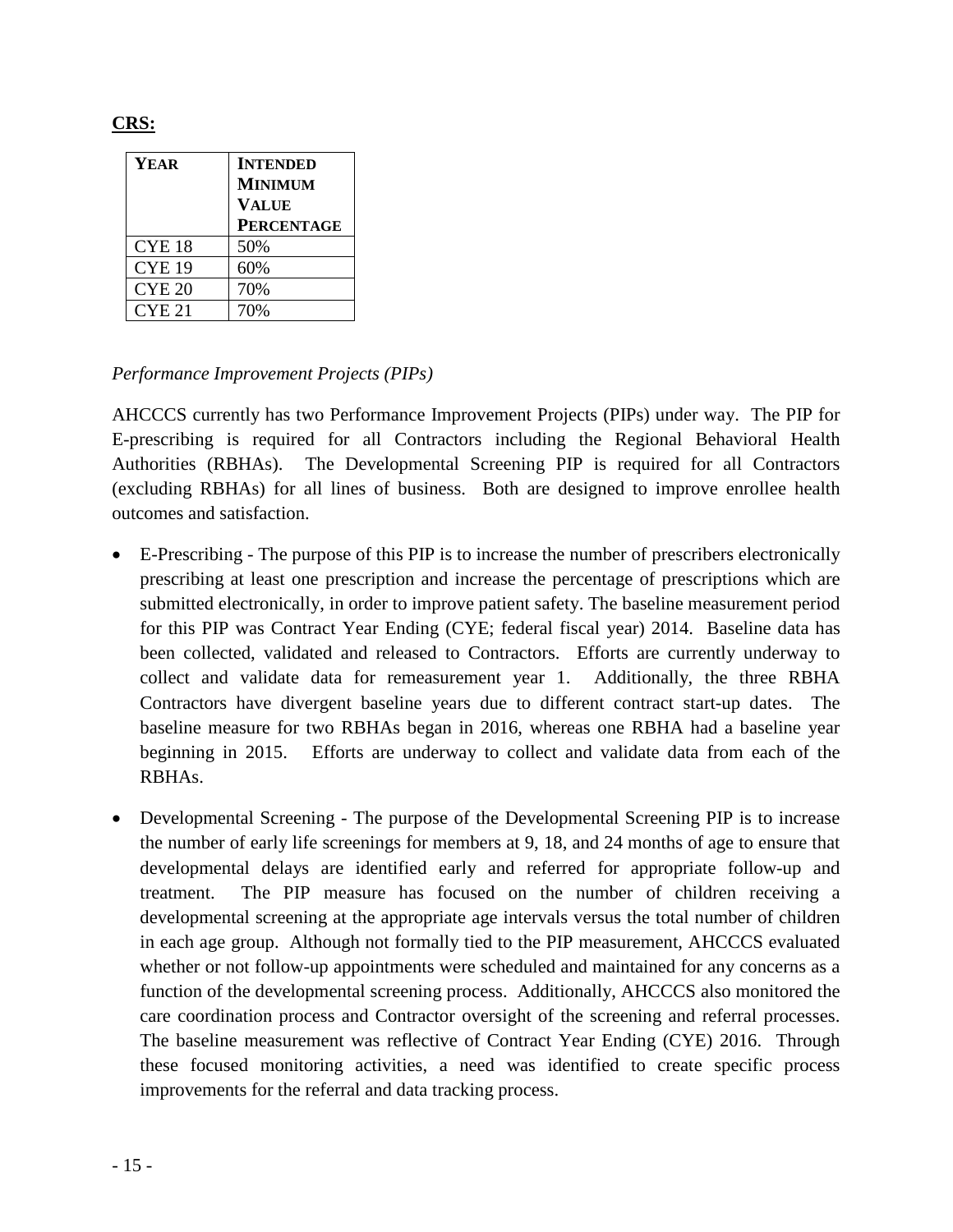**CRS:**

| YEAR | INTENDED MINIMUM VALUE PERCENTAGE |
|---|---|
| CYE 18 | 50% |
| CYE 19 | 60% |
| CYE 20 | 70% |
| CYE 21 | 70% |

*Performance Improvement Projects (PIPs)*

AHCCCS currently has two Performance Improvement Projects (PIPs) under way. The PIP for E-prescribing is required for all Contractors including the Regional Behavioral Health Authorities (RBHAs). The Developmental Screening PIP is required for all Contractors (excluding RBHAs) for all lines of business. Both are designed to improve enrollee health outcomes and satisfaction.

- E-Prescribing - The purpose of this PIP is to increase the number of prescribers electronically prescribing at least one prescription and increase the percentage of prescriptions which are submitted electronically, in order to improve patient safety. The baseline measurement period for this PIP was Contract Year Ending (CYE; federal fiscal year) 2014. Baseline data has been collected, validated and released to Contractors. Efforts are currently underway to collect and validate data for remeasurement year 1. Additionally, the three RBHA Contractors have divergent baseline years due to different contract start-up dates. The baseline measure for two RBHAs began in 2016, whereas one RBHA had a baseline year beginning in 2015. Efforts are underway to collect and validate data from each of the RBHAs.

- Developmental Screening - The purpose of the Developmental Screening PIP is to increase the number of early life screenings for members at 9, 18, and 24 months of age to ensure that developmental delays are identified early and referred for appropriate follow-up and treatment. The PIP measure has focused on the number of children receiving a developmental screening at the appropriate age intervals versus the total number of children in each age group. Although not formally tied to the PIP measurement, AHCCCS evaluated whether or not follow-up appointments were scheduled and maintained for any concerns as a function of the developmental screening process. Additionally, AHCCCS also monitored the care coordination process and Contractor oversight of the screening and referral processes. The baseline measurement was reflective of Contract Year Ending (CYE) 2016. Through these focused monitoring activities, a need was identified to create specific process improvements for the referral and data tracking process.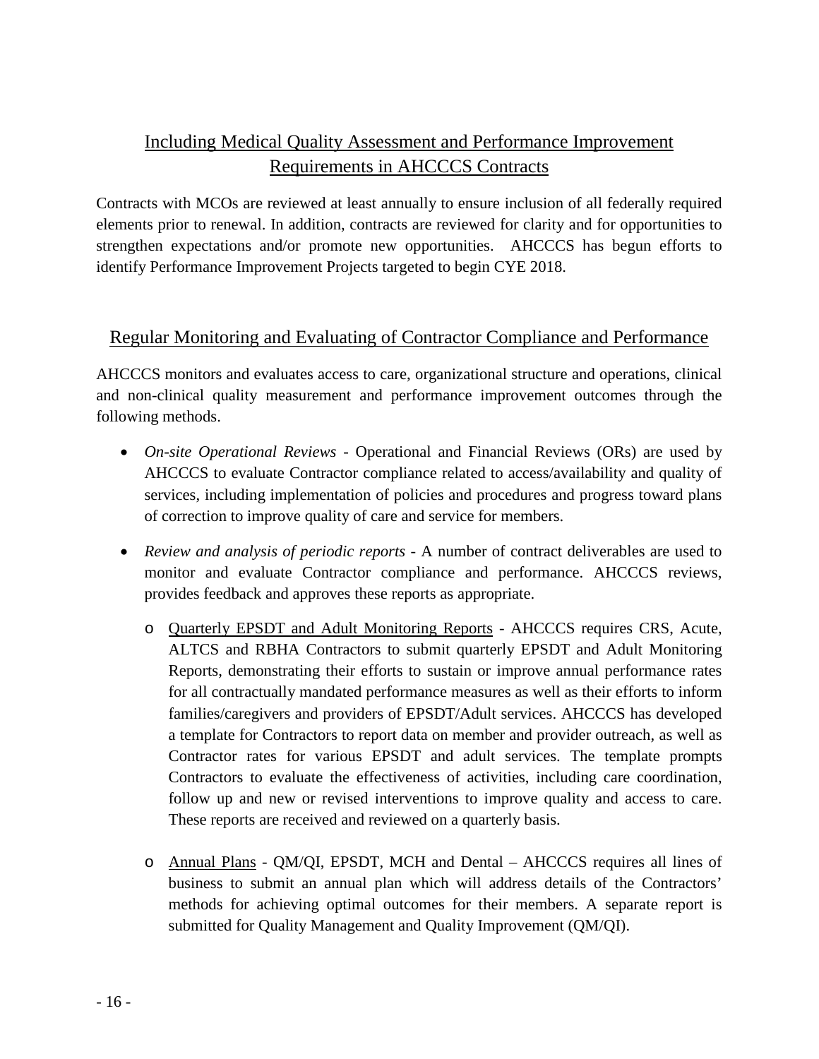## Including Medical Quality Assessment and Performance Improvement Requirements in AHCCCS Contracts

Contracts with MCOs are reviewed at least annually to ensure inclusion of all federally required elements prior to renewal. In addition, contracts are reviewed for clarity and for opportunities to strengthen expectations and/or promote new opportunities. AHCCCS has begun efforts to identify Performance Improvement Projects targeted to begin CYE 2018.

## Regular Monitoring and Evaluating of Contractor Compliance and Performance

AHCCCS monitors and evaluates access to care, organizational structure and operations, clinical and non-clinical quality measurement and performance improvement outcomes through the following methods.

- *On-site Operational Reviews* - Operational and Financial Reviews (ORs) are used by AHCCCS to evaluate Contractor compliance related to access/availability and quality of services, including implementation of policies and procedures and progress toward plans of correction to improve quality of care and service for members.
- *Review and analysis of periodic reports* - A number of contract deliverables are used to monitor and evaluate Contractor compliance and performance. AHCCCS reviews, provides feedback and approves these reports as appropriate.
  - Quarterly EPSDT and Adult Monitoring Reports - AHCCCS requires CRS, Acute, ALTCS and RBHA Contractors to submit quarterly EPSDT and Adult Monitoring Reports, demonstrating their efforts to sustain or improve annual performance rates for all contractually mandated performance measures as well as their efforts to inform families/caregivers and providers of EPSDT/Adult services. AHCCCS has developed a template for Contractors to report data on member and provider outreach, as well as Contractor rates for various EPSDT and adult services. The template prompts Contractors to evaluate the effectiveness of activities, including care coordination, follow up and new or revised interventions to improve quality and access to care. These reports are received and reviewed on a quarterly basis.
  - Annual Plans - QM/QI, EPSDT, MCH and Dental – AHCCCS requires all lines of business to submit an annual plan which will address details of the Contractors' methods for achieving optimal outcomes for their members. A separate report is submitted for Quality Management and Quality Improvement (QM/QI).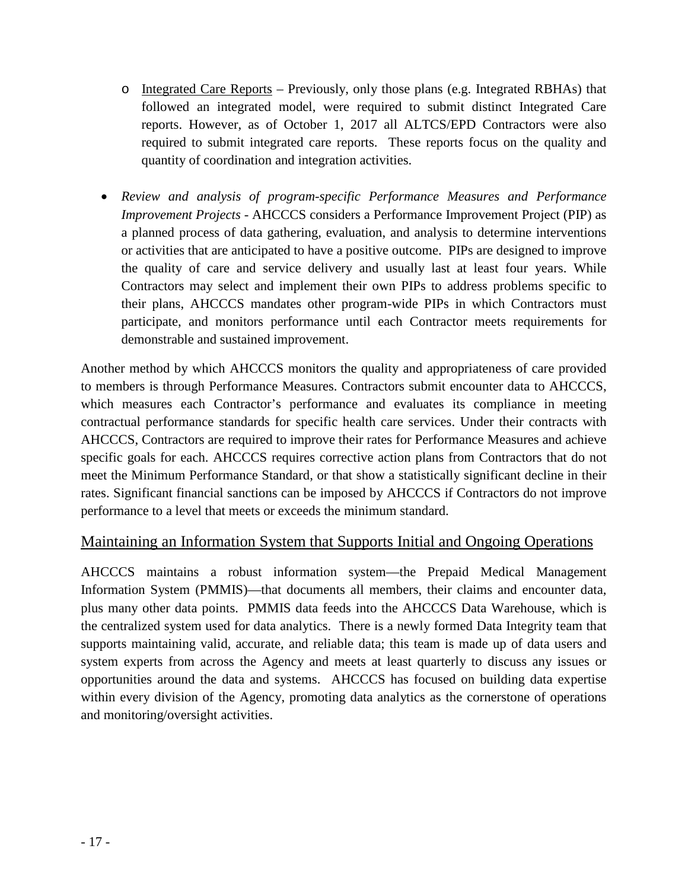- Integrated Care Reports – Previously, only those plans (e.g. Integrated RBHAs) that followed an integrated model, were required to submit distinct Integrated Care reports. However, as of October 1, 2017 all ALTCS/EPD Contractors were also required to submit integrated care reports. These reports focus on the quality and quantity of coordination and integration activities.

- *Review and analysis of program-specific Performance Measures and Performance Improvement Projects* - AHCCCS considers a Performance Improvement Project (PIP) as a planned process of data gathering, evaluation, and analysis to determine interventions or activities that are anticipated to have a positive outcome. PIPs are designed to improve the quality of care and service delivery and usually last at least four years. While Contractors may select and implement their own PIPs to address problems specific to their plans, AHCCCS mandates other program-wide PIPs in which Contractors must participate, and monitors performance until each Contractor meets requirements for demonstrable and sustained improvement.

Another method by which AHCCCS monitors the quality and appropriateness of care provided to members is through Performance Measures. Contractors submit encounter data to AHCCCS, which measures each Contractor's performance and evaluates its compliance in meeting contractual performance standards for specific health care services. Under their contracts with AHCCCS, Contractors are required to improve their rates for Performance Measures and achieve specific goals for each. AHCCCS requires corrective action plans from Contractors that do not meet the Minimum Performance Standard, or that show a statistically significant decline in their rates. Significant financial sanctions can be imposed by AHCCCS if Contractors do not improve performance to a level that meets or exceeds the minimum standard.

## Maintaining an Information System that Supports Initial and Ongoing Operations

AHCCCS maintains a robust information system—the Prepaid Medical Management Information System (PMMIS)—that documents all members, their claims and encounter data, plus many other data points. PMMIS data feeds into the AHCCCS Data Warehouse, which is the centralized system used for data analytics. There is a newly formed Data Integrity team that supports maintaining valid, accurate, and reliable data; this team is made up of data users and system experts from across the Agency and meets at least quarterly to discuss any issues or opportunities around the data and systems. AHCCCS has focused on building data expertise within every division of the Agency, promoting data analytics as the cornerstone of operations and monitoring/oversight activities.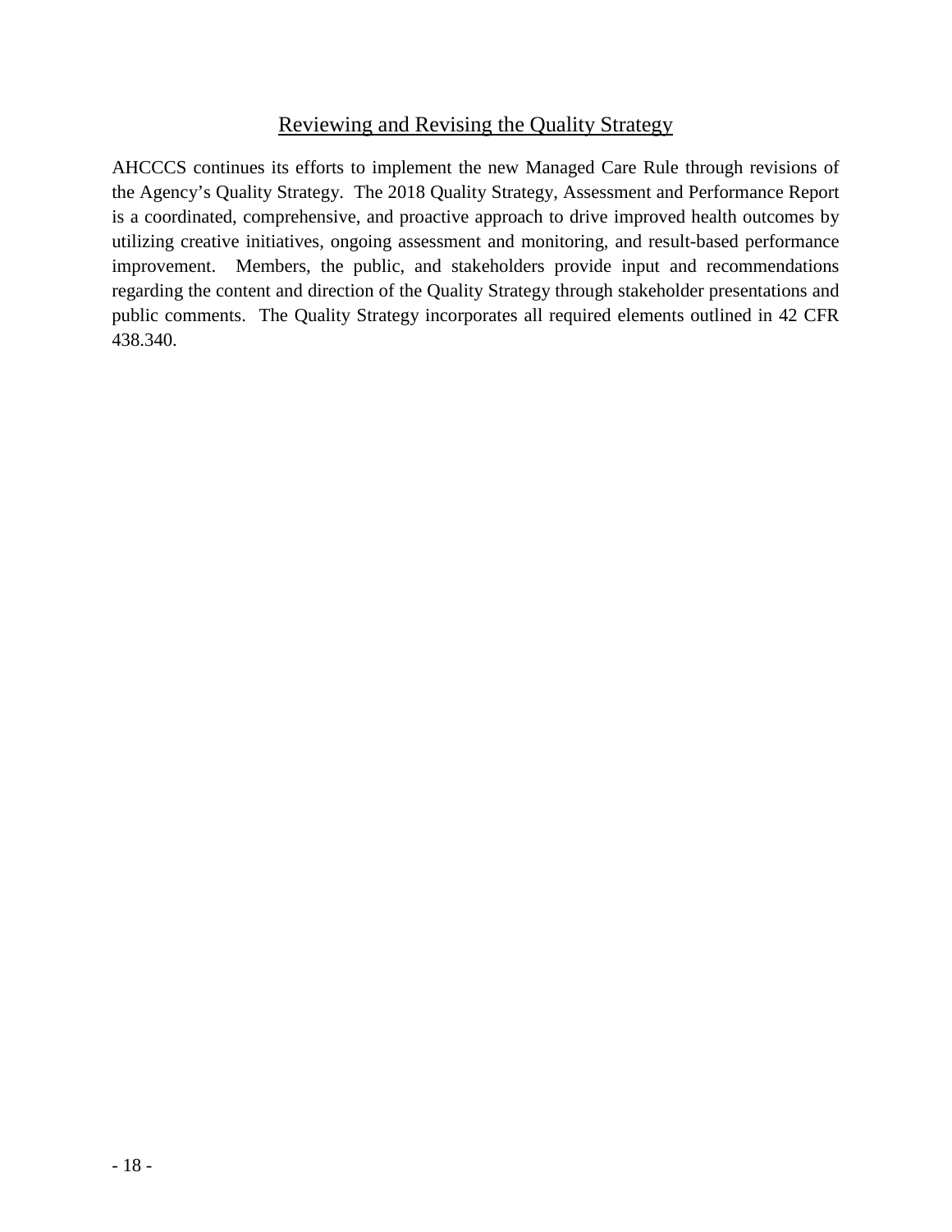## Reviewing and Revising the Quality Strategy

AHCCCS continues its efforts to implement the new Managed Care Rule through revisions of the Agency's Quality Strategy. The 2018 Quality Strategy, Assessment and Performance Report is a coordinated, comprehensive, and proactive approach to drive improved health outcomes by utilizing creative initiatives, ongoing assessment and monitoring, and result-based performance improvement. Members, the public, and stakeholders provide input and recommendations regarding the content and direction of the Quality Strategy through stakeholder presentations and public comments. The Quality Strategy incorporates all required elements outlined in 42 CFR 438.340.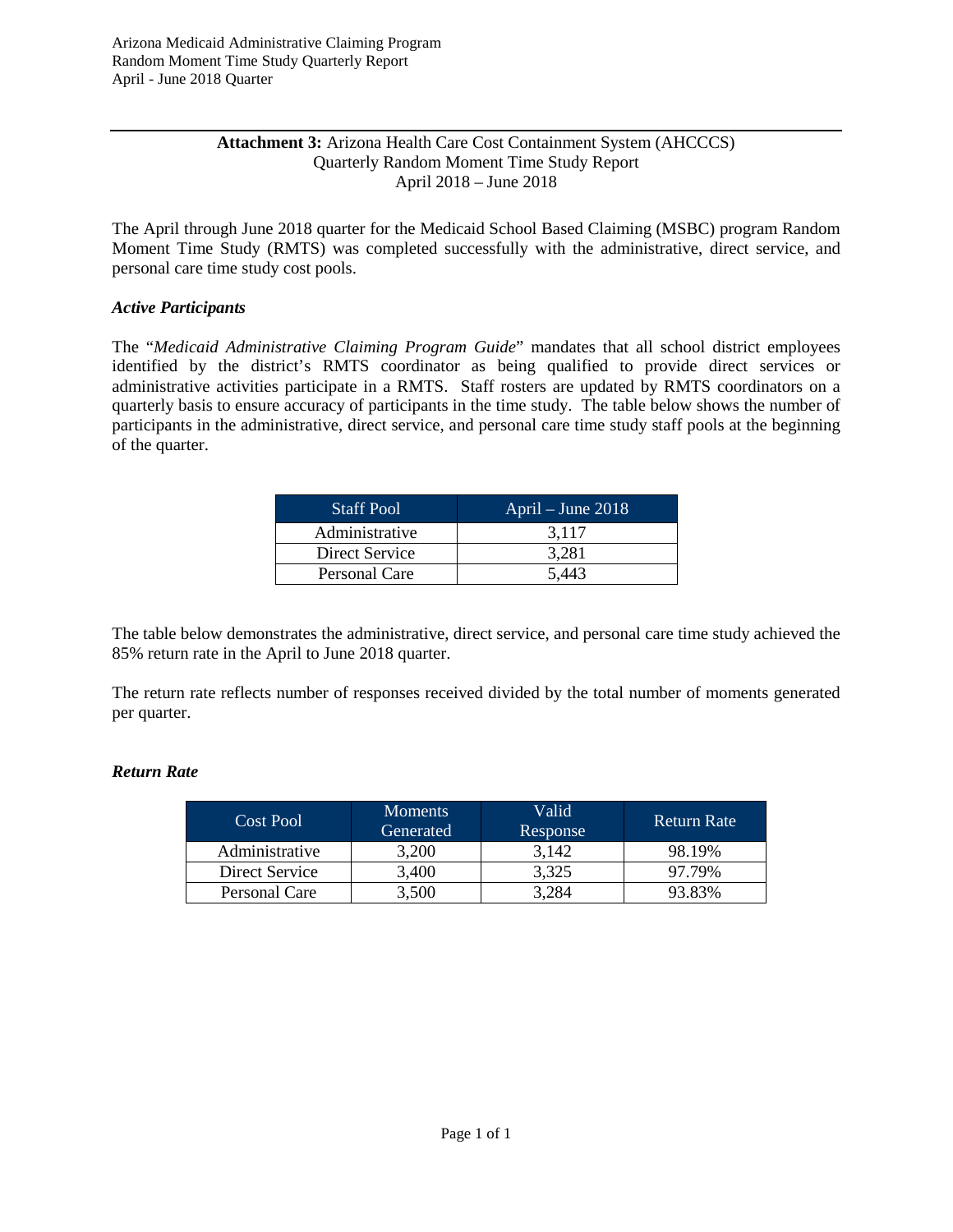**Attachment 3:** Arizona Health Care Cost Containment System (AHCCCS)
Quarterly Random Moment Time Study Report
April 2018 – June 2018

The April through June 2018 quarter for the Medicaid School Based Claiming (MSBC) program Random Moment Time Study (RMTS) was completed successfully with the administrative, direct service, and personal care time study cost pools.

### *Active Participants*

The "*Medicaid Administrative Claiming Program Guide*" mandates that all school district employees identified by the district's RMTS coordinator as being qualified to provide direct services or administrative activities participate in a RMTS. Staff rosters are updated by RMTS coordinators on a quarterly basis to ensure accuracy of participants in the time study. The table below shows the number of participants in the administrative, direct service, and personal care time study staff pools at the beginning of the quarter.

| Staff Pool | April – June 2018 |
|---|---|
| Administrative | 3,117 |
| Direct Service | 3,281 |
| Personal Care | 5,443 |

The table below demonstrates the administrative, direct service, and personal care time study achieved the 85% return rate in the April to June 2018 quarter.

The return rate reflects number of responses received divided by the total number of moments generated per quarter.

### *Return Rate*

| Cost Pool | Moments Generated | Valid Response | Return Rate |
|---|---|---|---|
| Administrative | 3,200 | 3,142 | 98.19% |
| Direct Service | 3,400 | 3,325 | 97.79% |
| Personal Care | 3,500 | 3,284 | 93.83% |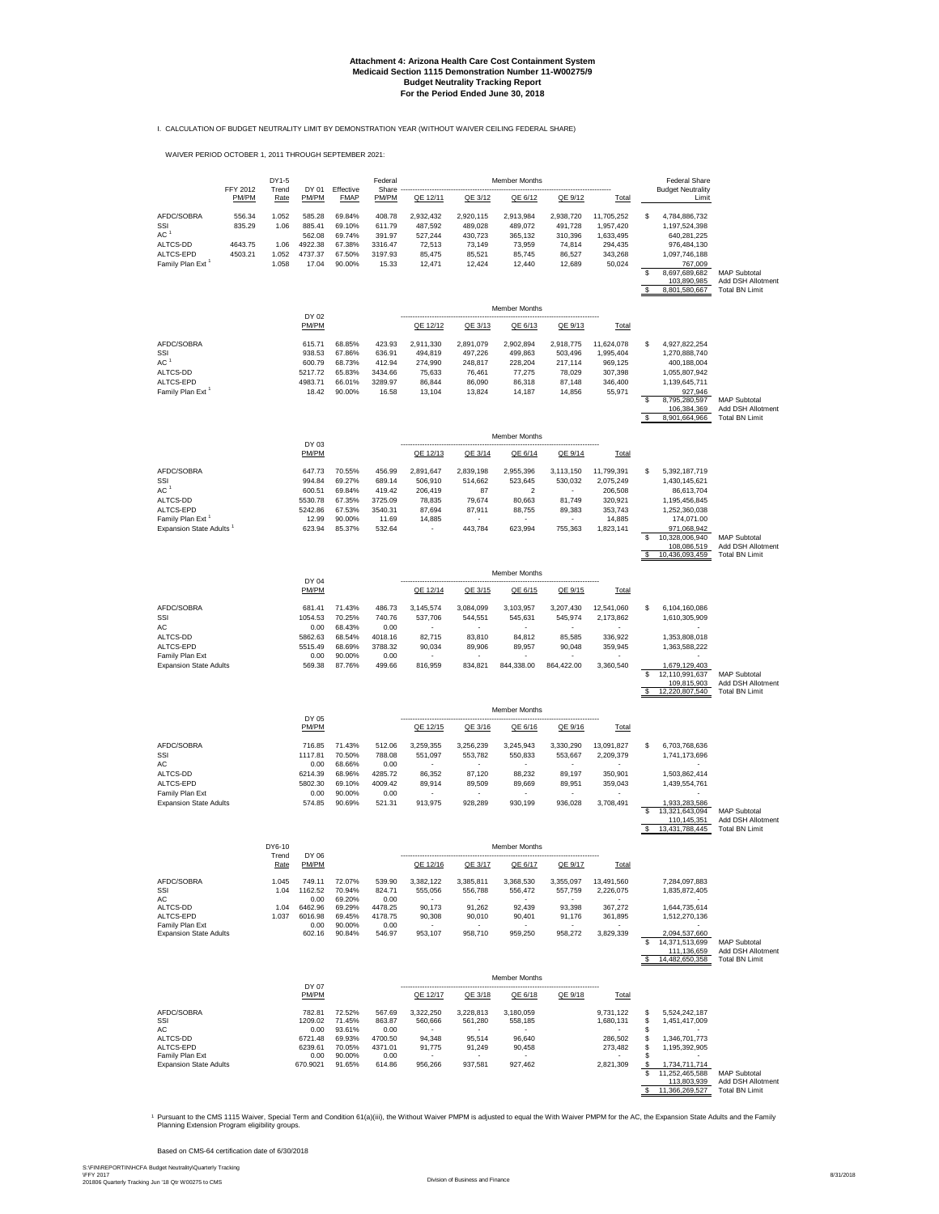**Attachment 4: Arizona Health Care Cost Containment System**
**Medicaid Section 1115 Demonstration Number 11-W00275/9**
**Budget Neutrality Tracking Report**
**For the Period Ended June 30, 2018**

I. CALCULATION OF BUDGET NEUTRALITY LIMIT BY DEMONSTRATION YEAR (WITHOUT WAIVER CEILING FEDERAL SHARE)

WAIVER PERIOD OCTOBER 1, 2011 THROUGH SEPTEMBER 2021:

| | FFY 2012 PM/PM | DY1-5 Trend Rate | DY 01 PM/PM | Effective FMAP | Federal Share PM/PM | QE 12/11 | QE 3/12 | QE 6/12 | QE 9/12 | Total | Federal Share Budget Neutrality Limit | |
|---|---|---|---|---|---|---|---|---|---|---|---|---|
| AFDC/SOBRA | 556.34 | 1.052 | 585.28 | 69.84% | 408.78 | 2,932,432 | 2,920,115 | 2,913,984 | 2,938,720 | 11,705,252 | $ 4,784,886,732 | |
| SSI | 835.29 | 1.06 | 885.41 | 69.10% | 611.79 | 487,592 | 489,028 | 489,072 | 491,728 | 1,957,420 | 1,197,524,398 | |
| AC [1] | | | 562.08 | 69.74% | 391.97 | 527,244 | 430,723 | 365,132 | 310,396 | 1,633,495 | 640,281,225 | |
| ALTCS-DD | 4643.75 | 1.06 | 4922.38 | 67.38% | 3316.47 | 72,513 | 73,149 | 73,959 | 74,814 | 294,435 | 976,484,130 | |
| ALTCS-EPD | 4503.21 | 1.052 | 4737.37 | 67.50% | 3197.93 | 85,475 | 85,521 | 85,745 | 86,527 | 343,268 | 1,097,746,188 | |
| Family Plan Ext [1] | | 1.058 | 17.04 | 90.00% | 15.33 | 12,471 | 12,424 | 12,440 | 12,689 | 50,024 | 767,009 | |
| | | | | | | | | | | | $ 8,697,689,682 | MAP Subtotal |
| | | | | | | | | | | | 103,890,985 | Add DSH Allotment |
| | | | | | | | | | | | $ 8,801,580,667 | Total BN Limit |

| | DY 02 PM/PM | | | QE 12/12 | QE 3/13 | QE 6/13 | QE 9/13 | Total | | |
|---|---|---|---|---|---|---|---|---|---|---|
| AFDC/SOBRA | 615.71 | 68.85% | 423.93 | 2,911,330 | 2,891,079 | 2,902,894 | 2,918,775 | 11,624,078 | $ 4,927,822,254 | |
| SSI | 938.53 | 67.86% | 636.91 | 494,819 | 497,226 | 499,863 | 503,496 | 1,995,404 | 1,270,888,740 | |
| AC [1] | 600.79 | 68.73% | 412.94 | 274,990 | 248,817 | 228,204 | 217,114 | 969,125 | 400,188,004 | |
| ALTCS-DD | 5217.72 | 65.83% | 3434.66 | 75,633 | 76,461 | 77,275 | 78,029 | 307,398 | 1,055,807,942 | |
| ALTCS-EPD | 4983.71 | 66.01% | 3289.97 | 86,844 | 86,090 | 86,318 | 87,148 | 346,400 | 1,139,645,711 | |
| Family Plan Ext [1] | 18.42 | 90.00% | 16.58 | 13,104 | 13,824 | 14,187 | 14,856 | 55,971 | 927,946 | |
| | | | | | | | | | $ 8,795,280,597 | MAP Subtotal |
| | | | | | | | | | 106,384,369 | Add DSH Allotment |
| | | | | | | | | | $ 8,901,664,966 | Total BN Limit |

| | DY 03 PM/PM | | | QE 12/13 | QE 3/14 | QE 6/14 | QE 9/14 | Total | | |
|---|---|---|---|---|---|---|---|---|---|---|
| AFDC/SOBRA | 647.73 | 70.55% | 456.99 | 2,891,647 | 2,839,198 | 2,955,396 | 3,113,150 | 11,799,391 | $ 5,392,187,719 | |
| SSI | 994.84 | 69.27% | 689.14 | 506,910 | 514,662 | 523,645 | 530,032 | 2,075,249 | 1,430,145,621 | |
| AC [1] | 600.51 | 69.84% | 419.42 | 206,419 | 87 | 2 | - | 206,508 | 86,613,704 | |
| ALTCS-DD | 5530.78 | 67.35% | 3725.09 | 78,835 | 79,674 | 80,663 | 81,749 | 320,921 | 1,195,456,845 | |
| ALTCS-EPD | 5242.86 | 67.53% | 3540.31 | 87,694 | 87,911 | 88,755 | 89,383 | 353,743 | 1,252,360,038 | |
| Family Plan Ext [1] | 12.99 | 90.00% | 11.69 | 14,885 | | | | 14,885 | 174,071.00 | |
| Expansion State Adults [1] | 623.94 | 85.37% | 532.64 | - | 443,784 | 623,994 | 755,363 | 1,823,141 | 971,068,942 | |
| | | | | | | | | | $ 10,328,006,940 | MAP Subtotal |
| | | | | | | | | | 108,086,519 | Add DSH Allotment |
| | | | | | | | | | $ 10,436,093,459 | Total BN Limit |

| | DY 04 PM/PM | | | QE 12/14 | QE 3/15 | QE 6/15 | QE 9/15 | Total | | |
|---|---|---|---|---|---|---|---|---|---|---|
| AFDC/SOBRA | 681.41 | 71.43% | 486.73 | 3,145,574 | 3,084,099 | 3,103,957 | 3,207,430 | 12,541,060 | $ 6,104,160,086 | |
| SSI | 1054.53 | 70.25% | 740.76 | 537,706 | 544,551 | 545,631 | 545,974 | 2,173,862 | 1,610,305,909 | |
| AC | 0.00 | 68.43% | 0.00 | - | - | - | - | - | - | |
| ALTCS-DD | 5862.63 | 68.54% | 4018.16 | 82,715 | 83,810 | 84,812 | 85,585 | 336,922 | 1,353,808,018 | |
| ALTCS-EPD | 5515.49 | 68.69% | 3788.32 | 90,034 | 89,906 | 89,957 | 90,048 | 359,945 | 1,363,588,222 | |
| Family Plan Ext | 0.00 | 90.00% | 0.00 | - | - | - | - | - | | |
| Expansion State Adults | 569.38 | 87.76% | 499.66 | 816,959 | 834,821 | 844,338.00 | 864,422.00 | 3,360,540 | 1,679,129,403 | |
| | | | | | | | | | $ 12,110,991,637 | MAP Subtotal |
| | | | | | | | | | 109,815,903 | Add DSH Allotment |
| | | | | | | | | | $ 12,220,807,540 | Total BN Limit |

| | DY 05 PM/PM | | | QE 12/15 | QE 3/16 | QE 6/16 | QE 9/16 | Total | | |
|---|---|---|---|---|---|---|---|---|---|---|
| AFDC/SOBRA | 716.85 | 71.43% | 512.06 | 3,259,355 | 3,256,239 | 3,245,943 | 3,330,290 | 13,091,827 | $ 6,703,768,636 | |
| SSI | 1117.81 | 70.50% | 788.08 | 551,097 | 553,782 | 550,833 | 553,667 | 2,209,379 | 1,741,173,696 | |
| AC | 0.00 | 68.66% | 0.00 | - | - | - | - | - | - | |
| ALTCS-DD | 6214.39 | 68.96% | 4285.72 | 86,352 | 87,120 | 88,232 | 89,197 | 350,901 | 1,503,862,414 | |
| ALTCS-EPD | 5802.30 | 69.10% | 4009.42 | 89,914 | 89,509 | 89,669 | 89,951 | 359,043 | 1,439,554,761 | |
| Family Plan Ext | 0.00 | 90.00% | 0.00 | | | | | - | | |
| Expansion State Adults | 574.85 | 90.69% | 521.31 | 913,975 | 928,289 | 930,199 | 936,028 | 3,708,491 | 1,933,283,586 | |
| | | | | | | | | | $ 13,321,643,094 | MAP Subtotal |
| | | | | | | | | | 110,145,351 | Add DSH Allotment |
| | | | | | | | | | $ 13,431,788,445 | Total BN Limit |

| | DY6-10 Trend Rate | DY 06 PM/PM | | | QE 12/16 | QE 3/17 | QE 6/17 | QE 9/17 | Total | | |
|---|---|---|---|---|---|---|---|---|---|---|---|
| AFDC/SOBRA | 1.045 | 749.11 | 72.07% | 539.90 | 3,382,122 | 3,385,811 | 3,368,530 | 3,355,097 | 13,491,560 | 7,284,097,883 | |
| SSI | 1.04 | 1162.52 | 70.94% | 824.71 | 555,056 | 556,788 | 556,472 | 557,759 | 2,226,075 | 1,835,872,405 | |
| AC | | 0.00 | 69.20% | 0.00 | - | - | - | - | - | - | |
| ALTCS-DD | 1.04 | 6462.96 | 69.29% | 4478.25 | 90,173 | 91,262 | 92,439 | 93,398 | 367,272 | 1,644,735,614 | |
| ALTCS-EPD | 1.037 | 6016.98 | 69.45% | 4178.75 | 90,308 | 90,010 | 90,401 | 91,176 | 361,895 | 1,512,270,136 | |
| Family Plan Ext | | 0.00 | 90.00% | 0.00 | - | - | - | - | - | - | |
| Expansion State Adults | | 602.16 | 90.84% | 546.97 | 953,107 | 958,710 | 959,250 | 958,272 | 3,829,339 | 2,094,537,660 | |
| | | | | | | | | | | $ 14,371,513,699 | MAP Subtotal |
| | | | | | | | | | | 111,136,659 | Add DSH Allotment |
| | | | | | | | | | | $ 14,482,650,358 | Total BN Limit |

| | DY 07 PM/PM | | | QE 12/17 | QE 3/18 | QE 6/18 | QE 9/18 | Total | | |
|---|---|---|---|---|---|---|---|---|---|---|
| AFDC/SOBRA | 782.81 | 72.52% | 567.69 | 3,322,250 | 3,228,813 | 3,180,059 | | 9,731,122 | $ 5,524,242,187 | |
| SSI | 1209.02 | 71.45% | 863.87 | 560,666 | 561,280 | 558,185 | | 1,680,131 | $ 1,451,417,009 | |
| AC | 0.00 | 93.61% | 0.00 | - | - | - | | - | $ - | |
| ALTCS-DD | 6721.48 | 69.93% | 4700.50 | 94,348 | 95,514 | 96,640 | | 286,502 | $ 1,346,701,773 | |
| ALTCS-EPD | 6239.61 | 70.05% | 4371.01 | 91,775 | 91,249 | 90,458 | | 273,482 | $ 1,195,392,905 | |
| Family Plan Ext | 0.00 | 90.00% | 0.00 | - | - | - | | - | $ - | |
| Expansion State Adults | 670.9021 | 91.65% | 614.86 | 956,266 | 937,581 | 927,462 | | 2,821,309 | $ 1,734,711,714 | |
| | | | | | | | | | $ 11,252,465,588 | MAP Subtotal |
| | | | | | | | | | 113,803,939 | Add DSH Allotment |
| | | | | | | | | | $ 11,366,269,527 | Total BN Limit |

[1] Pursuant to the CMS 1115 Waiver, Special Term and Condition 61(a)(iii), the Without Waiver PMPM is adjusted to equal the With Waiver PMPM for the AC, the Expansion State Adults and the Family Planning Extension Program eligibility groups.

Based on CMS-64 certification date of 6/30/2018

S:\FIN\REPORTIN\HCFA Budget Neutrality\Quarterly Tracking \FFY 2017 201806 Quarterly Tracking Jun '18 Qtr W00275 to CMS

Division of Business and Finance

8/31/2018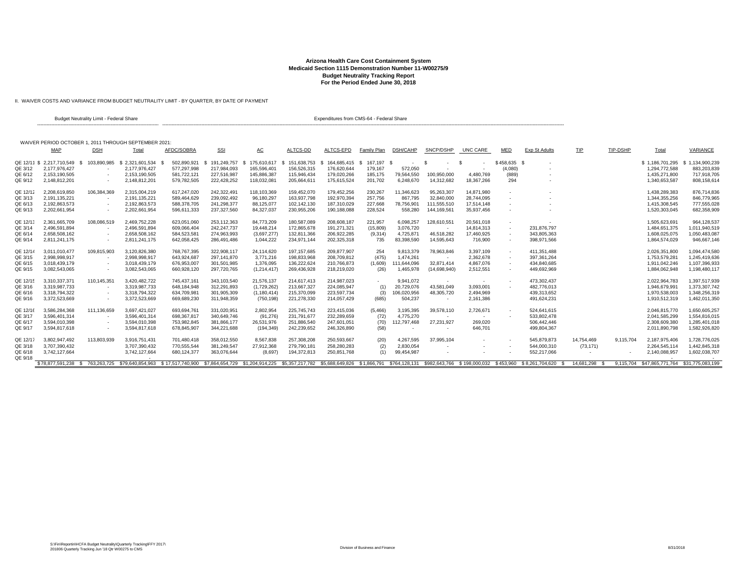**Arizona Health Care Cost Containment System**
**Medicaid Section 1115 Demonstration Number 11-W00275/9**
**Budget Neutrality Tracking Report**
**For the Period Ended June 30, 2018**

II. WAIVER COSTS AND VARIANCE FROM BUDGET NEUTRALITY LIMIT - BY QUARTER, BY DATE OF PAYMENT

Budget Neutrality Limit - Federal Share | Expenditures from CMS-64 - Federal Share

WAIVER PERIOD OCTOBER 1, 2011 THROUGH SEPTEMBER 30, 2021:

| | MAP | DSH | Total | AFDC/SOBRA | SSI | AC | ALTCS-DD | ALTCS-EPD | Family Plan | DSH/CAHP | SNCP/DSHP | UNC CARE | MED | Exp St Adults | TIP | TIP-DSHP | Total | VARIANCE |
|---|---|---|---|---|---|---|---|---|---|---|---|---|---|---|---|---|---|---|
| QE 12/11 | $ 2,217,710,549 | $ 103,890,985 | $ 2,321,601,534 | $ 502,890,921 | $ 191,249,757 | $ 175,610,617 | $ 151,638,753 | $ 164,685,415 | $ 167,197 | $ - | $ - | $ - | $ 458,635 | $ - | | | $ 1,186,701,295 | $ 1,134,900,239 |
| QE 3/12 | 2,177,976,427 | - | 2,177,976,427 | 577,297,998 | 217,984,093 | 165,596,401 | 156,526,315 | 176,620,644 | 179,167 | 572,050 | - | - | (4,080) | - | | | 1,294,772,588 | 883,203,839 |
| QE 6/12 | 2,153,190,505 | - | 2,153,190,505 | 581,722,121 | 227,516,987 | 145,886,387 | 115,946,434 | 179,020,266 | 185,175 | 79,564,550 | 100,950,000 | 4,480,769 | (889) | - | | | 1,435,271,800 | 717,918,705 |
| QE 9/12 | 2,148,812,201 | - | 2,148,812,201 | 579,782,505 | 222,428,252 | 118,032,081 | 205,664,611 | 175,615,524 | 201,702 | 6,248,670 | 14,312,682 | 18,367,266 | 294 | - | | | 1,340,653,587 | 808,158,614 |
| QE 12/12 | 2,208,619,850 | 106,384,369 | 2,315,004,219 | 617,247,020 | 242,322,491 | 118,103,369 | 159,452,070 | 179,452,256 | 230,267 | 11,346,623 | 95,263,307 | 14,871,980 | - | - | | | 1,438,289,383 | 876,714,836 |
| QE 3/13 | 2,191,135,221 | - | 2,191,135,221 | 589,464,629 | 239,092,492 | 96,180,297 | 163,937,798 | 192,970,394 | 257,756 | 867,795 | 32,840,000 | 28,744,095 | - | - | | | 1,344,355,256 | 846,779,965 |
| QE 6/13 | 2,192,863,573 | - | 2,192,863,573 | 588,378,705 | 241,298,377 | 88,125,077 | 102,142,130 | 187,310,029 | 227,668 | 78,756,901 | 111,555,510 | 17,514,148 | - | - | | | 1,415,308,545 | 777,555,028 |
| QE 9/13 | 2,202,661,954 | - | 2,202,661,954 | 596,611,333 | 237,327,560 | 84,327,037 | 230,955,206 | 190,188,088 | 228,524 | 558,280 | 144,169,561 | 35,937,456 | - | - | | | 1,520,303,045 | 682,358,909 |
| QE 12/13 | 2,361,665,709 | 108,086,519 | 2,469,752,228 | 623,051,060 | 253,112,363 | 84,773,209 | 180,587,089 | 208,608,187 | 221,957 | 6,098,257 | 128,610,551 | 20,561,018 | - | - | | | 1,505,623,691 | 964,128,537 |
| QE 3/14 | 2,496,591,894 | - | 2,496,591,894 | 609,066,404 | 242,247,737 | 19,448,214 | 172,865,678 | 191,271,321 | (15,809) | 3,076,720 | - | 14,814,313 | - | 231,876,797 | | | 1,484,651,375 | 1,011,940,519 |
| QE 6/14 | 2,658,508,162 | - | 2,658,508,162 | 584,523,581 | 274,963,993 | (3,697,277) | 132,811,366 | 206,922,285 | (9,314) | 4,725,871 | 46,518,282 | 17,460,925 | - | 343,805,363 | | | 1,608,025,075 | 1,050,483,087 |
| QE 9/14 | 2,811,241,175 | - | 2,811,241,175 | 642,058,425 | 286,491,486 | 1,044,222 | 234,971,144 | 202,325,318 | 735 | 83,398,590 | 14,595,643 | 716,900 | - | 398,971,566 | | | 1,864,574,029 | 946,667,146 |
| QE 12/14 | 3,011,010,477 | 109,815,903 | 3,120,826,380 | 768,767,395 | 322,908,117 | 24,114,620 | 197,157,685 | 209,877,907 | 254 | 9,813,379 | 78,963,846 | 3,397,109 | - | 411,351,488 | | | 2,026,351,800 | 1,094,474,580 |
| QE 3/15 | 2,998,998,917 | - | 2,998,998,917 | 643,924,687 | 297,141,870 | 3,771,216 | 198,833,968 | 208,709,812 | (475) | 1,474,261 | - | 2,362,678 | - | 397,361,264 | | | 1,753,579,281 | 1,245,419,636 |
| QE 6/15 | 3,018,439,179 | - | 3,018,439,179 | 676,953,007 | 301,501,985 | 1,376,095 | 136,222,624 | 210,766,873 | (1,609) | 111,644,096 | 32,871,414 | 4,867,076 | - | 434,840,685 | | | 1,911,042,246 | 1,107,396,933 |
| QE 9/15 | 3,082,543,065 | - | 3,082,543,065 | 660,928,120 | 297,720,765 | (1,214,417) | 269,436,928 | 218,219,020 | (26) | 1,465,978 | (14,698,940) | 2,512,551 | - | 449,692,969 | | | 1,884,062,948 | 1,198,480,117 |
| QE 12/15 | 3,310,337,371 | 110,145,351 | 3,420,482,722 | 745,437,161 | 343,103,540 | 21,576,137 | 214,617,413 | 214,987,023 | - | 9,941,072 | - | - | - | 473,302,437 | | | 2,022,964,783 | 1,397,517,939 |
| QE 3/16 | 3,319,987,733 | - | 3,319,987,733 | 648,184,948 | 312,291,893 | (1,729,262) | 213,667,327 | 224,085,947 | (1) | 20,729,076 | 43,581,049 | 3,093,001 | - | 482,776,013 | | | 1,946,679,991 | 1,373,307,742 |
| QE 6/16 | 3,318,794,322 | - | 3,318,794,322 | 634,709,981 | 301,905,309 | (1,180,414) | 215,370,099 | 223,597,734 | (3) | 106,020,956 | 48,305,720 | 2,494,969 | | 439,313,652 | | | 1,970,538,003 | 1,348,256,319 |
| QE 9/16 | 3,372,523,669 | - | 3,372,523,669 | 669,689,230 | 311,948,359 | (750,198) | 221,278,330 | 214,057,429 | (685) | 504,237 | - | 2,161,386 | | 491,624,231 | | | 1,910,512,319 | 1,462,011,350 |
| QE 12/16 | 3,586,284,368 | 111,136,659 | 3,697,421,027 | 693,694,761 | 331,020,951 | 2,802,954 | 225,745,743 | 223,415,036 | (5,466) | 3,195,395 | 39,578,110 | 2,726,671 | - | 524,641,615 | | | 2,046,815,770 | 1,650,605,257 |
| QE 3/17 | 3,596,401,314 | - | 3,596,401,314 | 698,367,817 | 340,649,746 | (91,276) | 231,791,677 | 232,289,659 | (72) | 4,775,270 | - | - | - | 533,802,478 | | | 2,041,585,299 | 1,554,816,015 |
| QE 6/17 | 3,594,010,398 | - | 3,594,010,398 | 753,982,845 | 381,866,177 | 26,531,976 | 251,886,540 | 247,601,051 | (70) | 112,797,468 | 27,231,927 | 269,020 | | 506,442,446 | | | 2,308,609,380 | 1,285,401,018 |
| QE 9/17 | 3,594,817,618 | - | 3,594,817,618 | 678,845,907 | 344,221,688 | (194,349) | 242,239,652 | 246,326,890 | (58) | - | - | 646,701 | | 499,804,367 | | | 2,011,890,798 | 1,582,926,820 |
| QE 12/17 | 3,802,947,492 | 113,803,939 | 3,916,751,431 | 701,480,418 | 358,012,550 | 8,567,838 | 257,308,208 | 250,593,667 | (20) | 4,267,595 | 37,995,104 | - | - | 545,879,873 | 14,754,469 | 9,115,704 | 2,187,975,406 | 1,728,776,025 |
| QE 3/18 | 3,707,390,432 | | 3,707,390,432 | 770,555,544 | 381,249,547 | 27,912,368 | 279,790,181 | 258,280,283 | (2) | 2,830,054 | - | - | - | 544,000,310 | (73,171) | | 2,264,545,114 | 1,442,845,318 |
| QE 6/18 | 3,742,127,664 | | 3,742,127,664 | 680,124,377 | 363,076,644 | (8,697) | 194,372,813 | 250,851,768 | (1) | 99,454,987 | - | - | - | 552,217,066 | - | - | 2,140,088,957 | 1,602,038,707 |
| QE 9/18 | | | - | | | | | | | | | | | | | | - | - |
| | $78,877,591,238 | $ 763,263,725 | $79,640,854,963 | $ 17,517,740,900 | $7,864,654,729 | $1,204,914,225 | $5,357,217,782 | $5,688,649,826 | $1,866,791 | $764,128,131 | $982,643,766 | $ 198,000,032 | $ 453,960 | $ 8,261,704,620 | $ 14,681,298 | $ 9,115,704 | $47,865,771,764 | $31,775,083,199 |

S:\Fin\Reportin\HCFA Budget Neutrality\Quarterly Tracking\FFY 2017\
201806 Quarterly Tracking Jun '18 Qtr W00275 to CMS

Division of Business and Finance

8/31/2018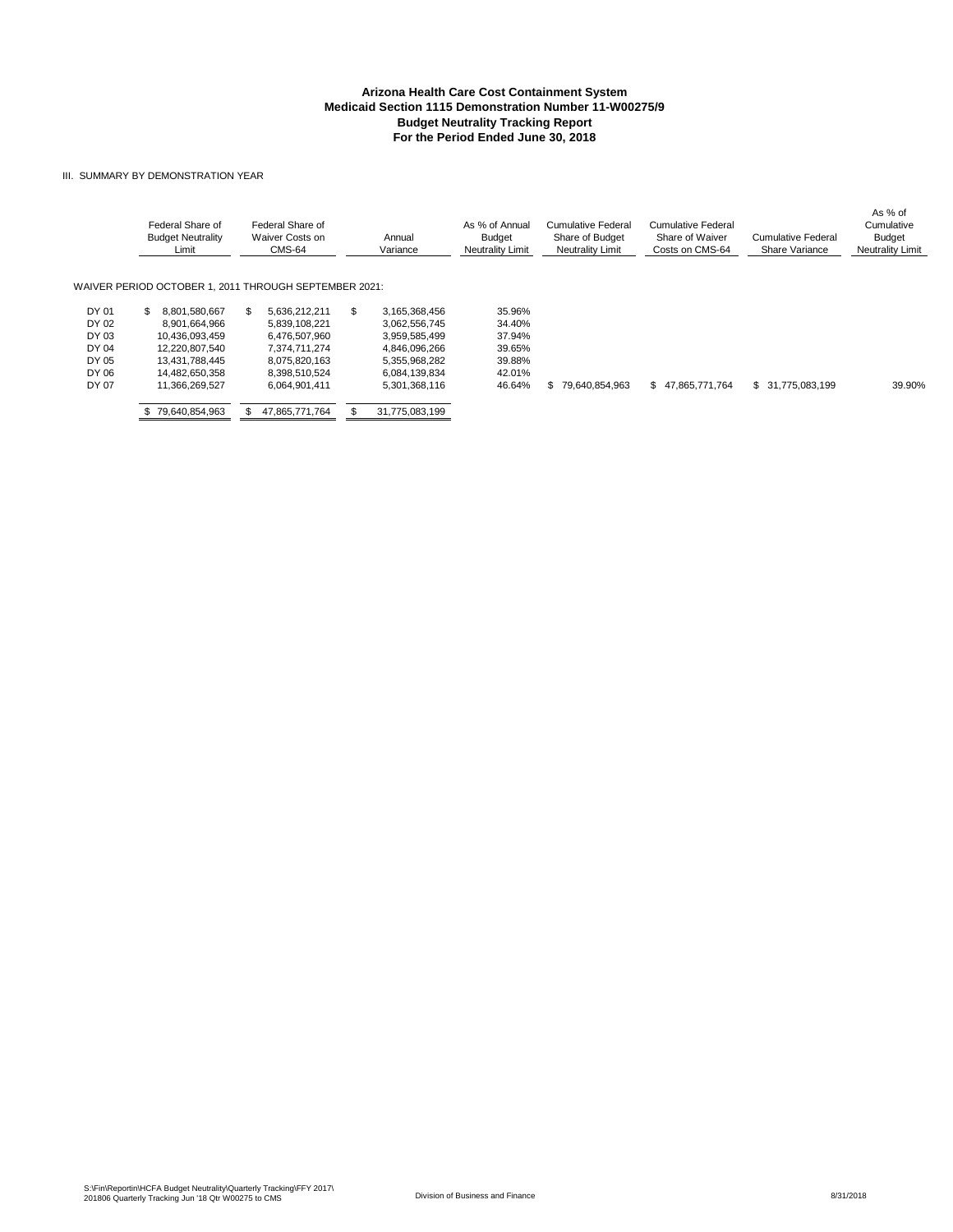**Arizona Health Care Cost Containment System**
**Medicaid Section 1115 Demonstration Number 11-W00275/9**
**Budget Neutrality Tracking Report**
**For the Period Ended June 30, 2018**

III. SUMMARY BY DEMONSTRATION YEAR

| | Federal Share of Budget Neutrality Limit | Federal Share of Waiver Costs on CMS-64 | Annual Variance | As % of Annual Budget Neutrality Limit | Cumulative Federal Share of Budget Neutrality Limit | Cumulative Federal Share of Waiver Costs on CMS-64 | Cumulative Federal Share Variance | As % of Cumulative Budget Neutrality Limit |
|---|---|---|---|---|---|---|---|---|
| WAIVER PERIOD OCTOBER 1, 2011 THROUGH SEPTEMBER 2021: | | | | | | | | |
| DY 01 | $ 8,801,580,667 | $ 5,636,212,211 | $ 3,165,368,456 | 35.96% | | | | |
| DY 02 | 8,901,664,966 | 5,839,108,221 | 3,062,556,745 | 34.40% | | | | |
| DY 03 | 10,436,093,459 | 6,476,507,960 | 3,959,585,499 | 37.94% | | | | |
| DY 04 | 12,220,807,540 | 7,374,711,274 | 4,846,096,266 | 39.65% | | | | |
| DY 05 | 13,431,788,445 | 8,075,820,163 | 5,355,968,282 | 39.88% | | | | |
| DY 06 | 14,482,650,358 | 8,398,510,524 | 6,084,139,834 | 42.01% | | | | |
| DY 07 | 11,366,269,527 | 6,064,901,411 | 5,301,368,116 | 46.64% | $ 79,640,854,963 | $ 47,865,771,764 | $ 31,775,083,199 | 39.90% |
| | $ 79,640,854,963 | $ 47,865,771,764 | $ 31,775,083,199 | | | | | |

S:\Fin\Reportin\HCFA Budget Neutrality\Quarterly Tracking\FFY 2017\
201806 Quarterly Tracking Jun '18 Qtr W00275 to CMS

Division of Business and Finance

8/31/2018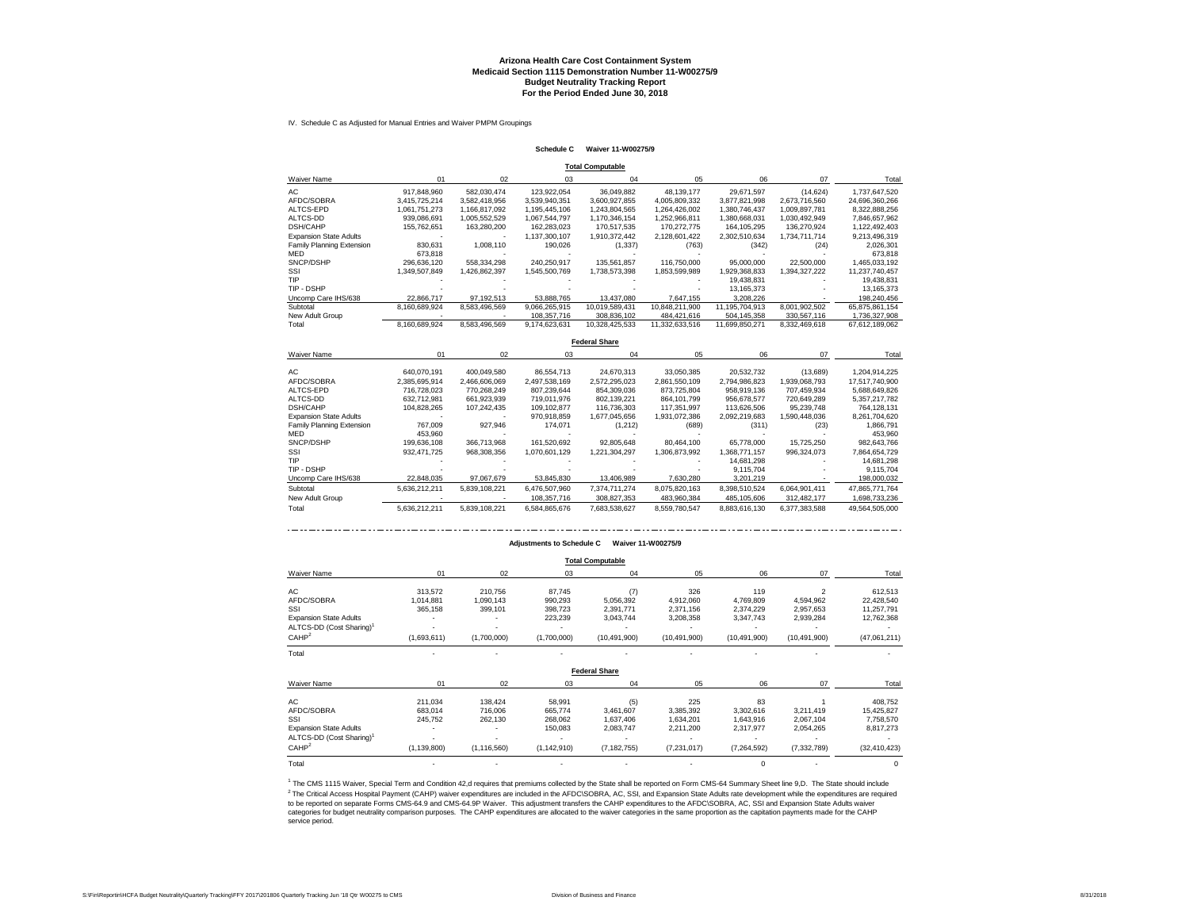**Arizona Health Care Cost Containment System**
**Medicaid Section 1115 Demonstration Number 11-W00275/9**
**Budget Neutrality Tracking Report**
**For the Period Ended June 30, 2018**

IV. Schedule C as Adjusted for Manual Entries and Waiver PMPM Groupings

**Schedule C Waiver 11-W00275/9**

**Total Computable**

| Waiver Name | 01 | 02 | 03 | 04 | 05 | 06 | 07 | Total |
|---|---|---|---|---|---|---|---|---|
| AC | 917,848,960 | 582,030,474 | 123,922,054 | 36,049,882 | 48,139,177 | 29,671,597 | (14,624) | 1,737,647,520 |
| AFDC/SOBRA | 3,415,725,214 | 3,582,418,956 | 3,539,940,351 | 3,600,927,855 | 4,005,809,332 | 3,877,821,998 | 2,673,716,560 | 24,696,360,266 |
| ALTCS-EPD | 1,061,751,273 | 1,166,817,092 | 1,195,445,106 | 1,243,804,565 | 1,264,426,002 | 1,380,746,437 | 1,009,897,781 | 8,322,888,256 |
| ALTCS-DD | 939,086,691 | 1,005,552,529 | 1,067,544,797 | 1,170,346,154 | 1,252,966,811 | 1,380,668,031 | 1,030,492,949 | 7,846,657,962 |
| DSH/CAHP | 155,762,651 | 163,280,200 | 162,283,023 | 170,517,535 | 170,272,775 | 164,105,295 | 136,270,924 | 1,122,492,403 |
| Expansion State Adults | - | - | 1,137,300,107 | 1,910,372,442 | 2,128,601,422 | 2,302,510,634 | 1,734,711,714 | 9,213,496,319 |
| Family Planning Extension | 830,631 | 1,008,110 | 190,026 | (1,337) | (763) | (342) | (24) | 2,026,301 |
| MED | 673,818 | - | - | - | - | - | - | 673,818 |
| SNCP/DSHP | 296,636,120 | 558,334,298 | 240,250,917 | 135,561,857 | 116,750,000 | 95,000,000 | 22,500,000 | 1,465,033,192 |
| SSI | 1,349,507,849 | 1,426,862,397 | 1,545,500,769 | 1,738,573,398 | 1,853,599,989 | 1,929,368,833 | 1,394,327,222 | 11,237,740,457 |
| TIP | - | - | - | - | - | 19,438,831 | - | 19,438,831 |
| TIP - DSHP | - | - | - | - | - | 13,165,373 | - | 13,165,373 |
| Uncomp Care IHS/638 | 22,866,717 | 97,192,513 | 53,888,765 | 13,437,080 | 7,647,155 | 3,208,226 | - | 198,240,456 |
| Subtotal | 8,160,689,924 | 8,583,496,569 | 9,066,265,915 | 10,019,589,431 | 10,848,211,900 | 11,195,704,913 | 8,001,902,502 | 65,875,861,154 |
| New Adult Group | - | - | 108,357,716 | 308,836,102 | 484,421,616 | 504,145,358 | 330,567,116 | 1,736,327,908 |
| Total | 8,160,689,924 | 8,583,496,569 | 9,174,623,631 | 10,328,425,533 | 11,332,633,516 | 11,699,850,271 | 8,332,469,618 | 67,612,189,062 |

**Federal Share**

| Waiver Name | 01 | 02 | 03 | 04 | 05 | 06 | 07 | Total |
|---|---|---|---|---|---|---|---|---|
| AC | 640,070,191 | 400,049,580 | 86,554,713 | 24,670,313 | 33,050,385 | 20,532,732 | (13,689) | 1,204,914,225 |
| AFDC/SOBRA | 2,385,695,914 | 2,466,606,069 | 2,497,538,169 | 2,572,295,023 | 2,861,550,109 | 2,794,986,823 | 1,939,068,793 | 17,517,740,900 |
| ALTCS-EPD | 716,728,023 | 770,268,249 | 807,239,644 | 854,309,036 | 873,725,804 | 958,919,136 | 707,459,934 | 5,688,649,826 |
| ALTCS-DD | 632,712,981 | 661,923,939 | 719,011,976 | 802,139,221 | 864,101,799 | 956,678,577 | 720,649,289 | 5,357,217,782 |
| DSH/CAHP | 104,828,265 | 107,242,435 | 109,102,877 | 116,736,303 | 117,351,997 | 113,626,506 | 95,239,748 | 764,128,131 |
| Expansion State Adults | - | - | 970,918,859 | 1,677,045,656 | 1,931,072,386 | 2,092,219,683 | 1,590,448,036 | 8,261,704,620 |
| Family Planning Extension | 767,009 | 927,946 | 174,071 | (1,212) | (689) | (311) | (23) | 1,866,791 |
| MED | 453,960 | - | - | - | - | - | - | 453,960 |
| SNCP/DSHP | 199,636,108 | 366,713,968 | 161,520,692 | 92,805,648 | 80,464,100 | 65,778,000 | 15,725,250 | 982,643,766 |
| SSI | 932,471,725 | 968,308,356 | 1,070,601,129 | 1,221,304,297 | 1,306,873,992 | 1,368,771,157 | 996,324,073 | 7,864,654,729 |
| TIP | - | - | - | - | - | 14,681,298 | - | 14,681,298 |
| TIP - DSHP | - | - | - | - | - | 9,115,704 | - | 9,115,704 |
| Uncomp Care IHS/638 | 22,848,035 | 97,067,679 | 53,845,830 | 13,406,989 | 7,630,280 | 3,201,219 | - | 198,000,032 |
| Subtotal | 5,636,212,211 | 5,839,108,221 | 6,476,507,960 | 7,374,711,274 | 8,075,820,163 | 8,398,510,524 | 6,064,901,411 | 47,865,771,764 |
| New Adult Group | - | - | 108,357,716 | 308,827,353 | 483,960,384 | 485,105,606 | 312,482,177 | 1,698,733,236 |
| Total | 5,636,212,211 | 5,839,108,221 | 6,584,865,676 | 7,683,538,627 | 8,559,780,547 | 8,883,616,130 | 6,377,383,588 | 49,564,505,000 |

**Adjustments to Schedule C Waiver 11-W00275/9**

**Total Computable**

| Waiver Name | 01 | 02 | 03 | 04 | 05 | 06 | 07 | Total |
|---|---|---|---|---|---|---|---|---|
| AC | 313,572 | 210,756 | 87,745 | (7) | 326 | 119 | 2 | 612,513 |
| AFDC/SOBRA | 1,014,881 | 1,090,143 | 990,293 | 5,056,392 | 4,912,060 | 4,769,809 | 4,594,962 | 22,428,540 |
| SSI | 365,158 | 399,101 | 398,723 | 2,391,771 | 2,371,156 | 2,374,229 | 2,957,653 | 11,257,791 |
| Expansion State Adults | - | - | 223,239 | 3,043,744 | 3,208,358 | 3,347,743 | 2,939,284 | 12,762,368 |
| ALTCS-DD (Cost Sharing)[1] | - | - | - | - | - | - | - | - |
| CAHP[2] | (1,693,611) | (1,700,000) | (1,700,000) | (10,491,900) | (10,491,900) | (10,491,900) | (10,491,900) | (47,061,211) |
| Total | - | - | - | - | - | - | - | - |

**Federal Share**

| Waiver Name | 01 | 02 | 03 | 04 | 05 | 06 | 07 | Total |
|---|---|---|---|---|---|---|---|---|
| AC | 211,034 | 138,424 | 58,991 | (5) | 225 | 83 | 1 | 408,752 |
| AFDC/SOBRA | 683,014 | 716,006 | 665,774 | 3,461,607 | 3,385,392 | 3,302,616 | 3,211,419 | 15,425,827 |
| SSI | 245,752 | 262,130 | 268,062 | 1,637,406 | 1,634,201 | 1,643,916 | 2,067,104 | 7,758,570 |
| Expansion State Adults | - | - | 150,083 | 2,083,747 | 2,211,200 | 2,317,977 | 2,054,265 | 8,817,273 |
| ALTCS-DD (Cost Sharing)[1] | - | - | - | - | - | - | - | - |
| CAHP[2] | (1,139,800) | (1,116,560) | (1,142,910) | (7,182,755) | (7,231,017) | (7,264,592) | (7,332,789) | (32,410,423) |
| Total | - | - | - | - | - | 0 | - | 0 |

[1] The CMS 1115 Waiver, Special Term and Condition 42,d requires that premiums collected by the State shall be reported on Form CMS-64 Summary Sheet line 9,D. The State should include

[2] The Critical Access Hospital Payment (CAHP) waiver expenditures are included in the AFDC\SOBRA, AC, SSI, and Expansion State Adults rate development while the expenditures are required to be reported on separate Forms CMS-64.9 and CMS-64.9P Waiver. This adjustment transfers the CAHP expenditures to the AFDC\SOBRA, AC, SSI and Expansion State Adults waiver categories for budget neutrality comparison purposes. The CAHP expenditures are allocated to the waiver categories in the same proportion as the capitation payments made for the CAHP service period.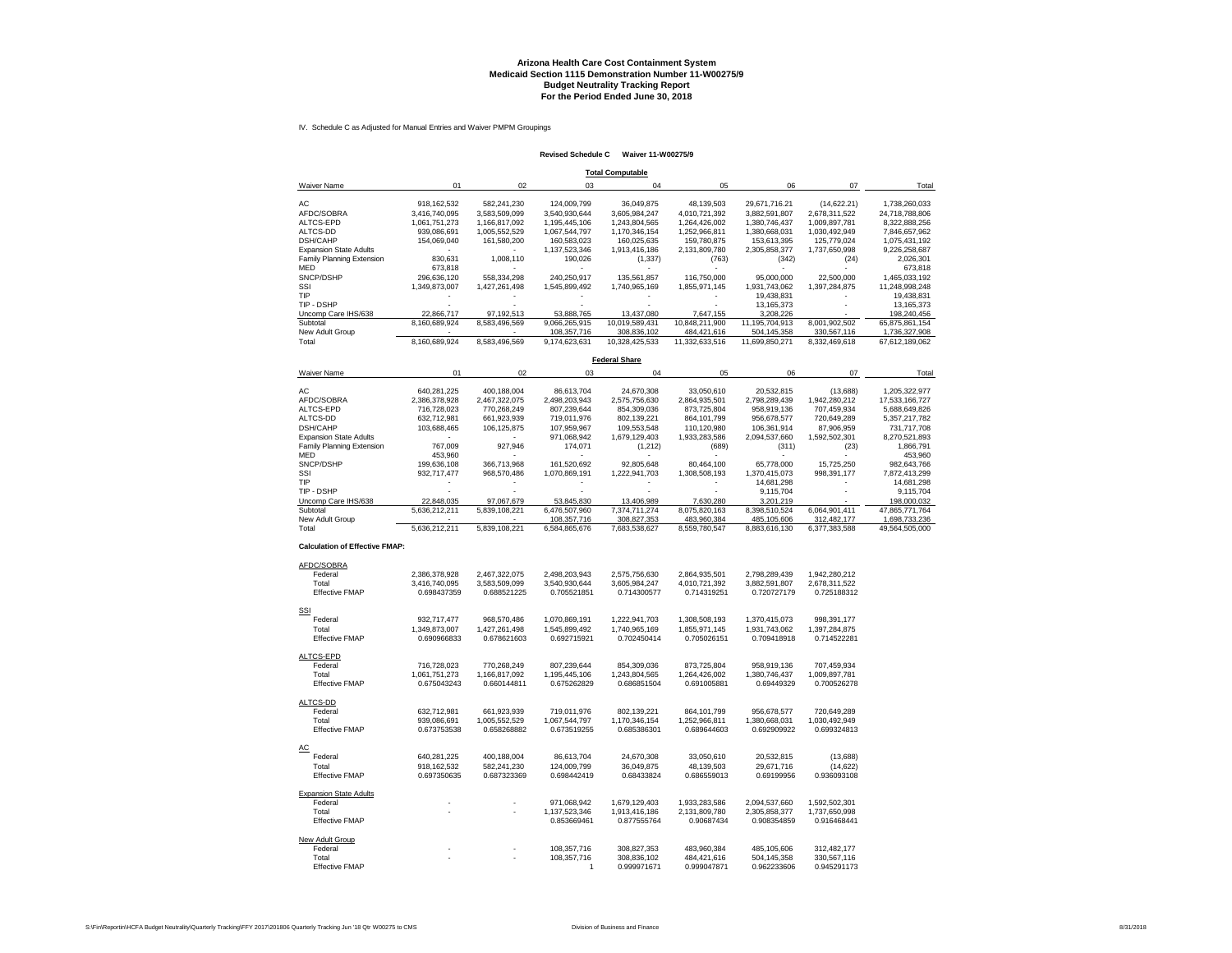# Arizona Health Care Cost Containment System
## Medicaid Section 1115 Demonstration Number 11-W00275/9
## Budget Neutrality Tracking Report
## For the Period Ended June 30, 2018

IV. Schedule C as Adjusted for Manual Entries and Waiver PMPM Groupings

**Revised Schedule C Waiver 11-W00275/9**

**Total Computable**

| Waiver Name | 01 | 02 | 03 | 04 | 05 | 06 | 07 | Total |
|---|---|---|---|---|---|---|---|---|
| AC | 918,162,532 | 582,241,230 | 124,009,799 | 36,049,875 | 48,139,503 | 29,671,716.21 | (14,622.21) | 1,738,260,033 |
| AFDC/SOBRA | 3,416,740,095 | 3,583,509,099 | 3,540,930,644 | 3,605,984,247 | 4,010,721,392 | 3,882,591,807 | 2,678,311,522 | 24,718,788,806 |
| ALTCS-EPD | 1,061,751,273 | 1,166,817,092 | 1,195,445,106 | 1,243,804,565 | 1,264,426,002 | 1,380,746,437 | 1,009,897,781 | 8,322,888,256 |
| ALTCS-DD | 939,086,691 | 1,005,552,529 | 1,067,544,797 | 1,170,346,154 | 1,252,966,811 | 1,380,668,031 | 1,030,492,949 | 7,846,657,962 |
| DSH/CAHP | 154,069,040 | 161,580,200 | 160,583,023 | 160,025,635 | 159,780,875 | 153,613,395 | 125,779,024 | 1,075,431,192 |
| Expansion State Adults | - | - | 1,137,523,346 | 1,913,416,186 | 2,131,809,780 | 2,305,858,377 | 1,737,650,998 | 9,226,258,687 |
| Family Planning Extension | 830,631 | 1,008,110 | 190,026 | (1,337) | (763) | (342) | (24) | 2,026,301 |
| MED | 673,818 | - | - | - | - | - | - | 673,818 |
| SNCP/DSHP | 296,636,120 | 558,334,298 | 240,250,917 | 135,561,857 | 116,750,000 | 95,000,000 | 22,500,000 | 1,465,033,192 |
| SSI | 1,349,873,007 | 1,427,261,498 | 1,545,899,492 | 1,740,965,169 | 1,855,971,145 | 1,931,743,062 | 1,397,284,875 | 11,248,998,248 |
| TIP | - | - | - | - | - | 19,438,831 | - | 19,438,831 |
| TIP - DSHP | - | - | - | - | - | 13,165,373 | - | 13,165,373 |
| Uncomp Care IHS/638 | 22,866,717 | 97,192,513 | 53,888,765 | 13,437,080 | 7,647,155 | 3,208,226 | - | 198,240,456 |
| Subtotal | 8,160,689,924 | 8,583,496,569 | 9,066,265,915 | 10,019,589,431 | 10,848,211,900 | 11,195,704,913 | 8,001,902,502 | 65,875,861,154 |
| New Adult Group | - | - | 108,357,716 | 308,836,102 | 484,421,616 | 504,145,358 | 330,567,116 | 1,736,327,908 |
| Total | 8,160,689,924 | 8,583,496,569 | 9,174,623,631 | 10,328,425,533 | 11,332,633,516 | 11,699,850,271 | 8,332,469,618 | 67,612,189,062 |

**Federal Share**

| Waiver Name | 01 | 02 | 03 | 04 | 05 | 06 | 07 | Total |
|---|---|---|---|---|---|---|---|---|
| AC | 640,281,225 | 400,188,004 | 86,613,704 | 24,670,308 | 33,050,610 | 20,532,815 | (13,688) | 1,205,322,977 |
| AFDC/SOBRA | 2,386,378,928 | 2,467,322,075 | 2,498,203,943 | 2,575,756,630 | 2,864,935,501 | 2,798,289,439 | 1,942,280,212 | 17,533,166,727 |
| ALTCS-EPD | 716,728,023 | 770,268,249 | 807,239,644 | 854,309,036 | 873,725,804 | 958,919,136 | 707,459,934 | 5,688,649,826 |
| ALTCS-DD | 632,712,981 | 661,923,939 | 719,011,976 | 802,139,221 | 864,101,799 | 956,678,577 | 720,649,289 | 5,357,217,782 |
| DSH/CAHP | 103,688,465 | 106,125,875 | 107,959,967 | 109,553,548 | 110,120,980 | 106,361,914 | 87,906,959 | 731,717,708 |
| Expansion State Adults | - | - | 971,068,942 | 1,679,129,403 | 1,933,283,586 | 2,094,537,660 | 1,592,502,301 | 8,270,521,893 |
| Family Planning Extension | 767,009 | 927,946 | 174,071 | (1,212) | (689) | (311) | (23) | 1,866,791 |
| MED | 453,960 | - | - | - | - | - | - | 453,960 |
| SNCP/DSHP | 199,636,108 | 366,713,968 | 161,520,692 | 92,805,648 | 80,464,100 | 65,778,000 | 15,725,250 | 982,643,766 |
| SSI | 932,717,477 | 968,570,486 | 1,070,869,191 | 1,222,941,703 | 1,308,508,193 | 1,370,415,073 | 998,391,177 | 7,872,413,299 |
| TIP | - | - | - | - | - | 14,681,298 | - | 14,681,298 |
| TIP - DSHP | - | - | - | - | - | 9,115,704 | - | 9,115,704 |
| Uncomp Care IHS/638 | 22,848,035 | 97,067,679 | 53,845,830 | 13,406,989 | 7,630,280 | 3,201,219 | - | 198,000,032 |
| Subtotal | 5,636,212,211 | 5,839,108,221 | 6,476,507,960 | 7,374,711,274 | 8,075,820,163 | 8,398,510,524 | 6,064,901,411 | 47,865,771,764 |
| New Adult Group | - | - | 108,357,716 | 308,827,353 | 483,960,384 | 485,105,606 | 312,482,177 | 1,698,733,236 |
| Total | 5,636,212,211 | 5,839,108,221 | 6,584,865,676 | 7,683,538,627 | 8,559,780,547 | 8,883,616,130 | 6,377,383,588 | 49,564,505,000 |

**Calculation of Effective FMAP:**

| | 01 | 02 | 03 | 04 | 05 | 06 | 07 |
|---|---|---|---|---|---|---|---|
| AFDC/SOBRA | | | | | | | |
| Federal | 2,386,378,928 | 2,467,322,075 | 2,498,203,943 | 2,575,756,630 | 2,864,935,501 | 2,798,289,439 | 1,942,280,212 |
| Total | 3,416,740,095 | 3,583,509,099 | 3,540,930,644 | 3,605,984,247 | 4,010,721,392 | 3,882,591,807 | 2,678,311,522 |
| Effective FMAP | 0.698437359 | 0.688521225 | 0.705521851 | 0.714300577 | 0.714319251 | 0.720727179 | 0.725188312 |
| SSI | | | | | | | |
| Federal | 932,717,477 | 968,570,486 | 1,070,869,191 | 1,222,941,703 | 1,308,508,193 | 1,370,415,073 | 998,391,177 |
| Total | 1,349,873,007 | 1,427,261,498 | 1,545,899,492 | 1,740,965,169 | 1,855,971,145 | 1,931,743,062 | 1,397,284,875 |
| Effective FMAP | 0.690966833 | 0.678621603 | 0.692715921 | 0.702450414 | 0.705026151 | 0.709418918 | 0.714522281 |
| ALTCS-EPD | | | | | | | |
| Federal | 716,728,023 | 770,268,249 | 807,239,644 | 854,309,036 | 873,725,804 | 958,919,136 | 707,459,934 |
| Total | 1,061,751,273 | 1,166,817,092 | 1,195,445,106 | 1,243,804,565 | 1,264,426,002 | 1,380,746,437 | 1,009,897,781 |
| Effective FMAP | 0.675043243 | 0.660144811 | 0.675262829 | 0.686851504 | 0.691005881 | 0.69449329 | 0.700526278 |
| ALTCS-DD | | | | | | | |
| Federal | 632,712,981 | 661,923,939 | 719,011,976 | 802,139,221 | 864,101,799 | 956,678,577 | 720,649,289 |
| Total | 939,086,691 | 1,005,552,529 | 1,067,544,797 | 1,170,346,154 | 1,252,966,811 | 1,380,668,031 | 1,030,492,949 |
| Effective FMAP | 0.673753538 | 0.658268882 | 0.673519255 | 0.685386301 | 0.689644603 | 0.692909922 | 0.699324813 |
| AC | | | | | | | |
| Federal | 640,281,225 | 400,188,004 | 86,613,704 | 24,670,308 | 33,050,610 | 20,532,815 | (13,688) |
| Total | 918,162,532 | 582,241,230 | 124,009,799 | 36,049,875 | 48,139,503 | 29,671,716 | (14,622) |
| Effective FMAP | 0.697350635 | 0.687323369 | 0.698442419 | 0.68433824 | 0.686559013 | 0.69199956 | 0.936093108 |
| Expansion State Adults | | | | | | | |
| Federal | - | - | 971,068,942 | 1,679,129,403 | 1,933,283,586 | 2,094,537,660 | 1,592,502,301 |
| Total | - | - | 1,137,523,346 | 1,913,416,186 | 2,131,809,780 | 2,305,858,377 | 1,737,650,998 |
| Effective FMAP | | | 0.853669461 | 0.877555764 | 0.90687434 | 0.908354859 | 0.916468441 |
| New Adult Group | | | | | | | |
| Federal | - | - | 108,357,716 | 308,827,353 | 483,960,384 | 485,105,606 | 312,482,177 |
| Total | - | - | 108,357,716 | 308,836,102 | 484,421,616 | 504,145,358 | 330,567,116 |
| Effective FMAP | | | 1 | 0.999971671 | 0.999047871 | 0.962233606 | 0.945291173 |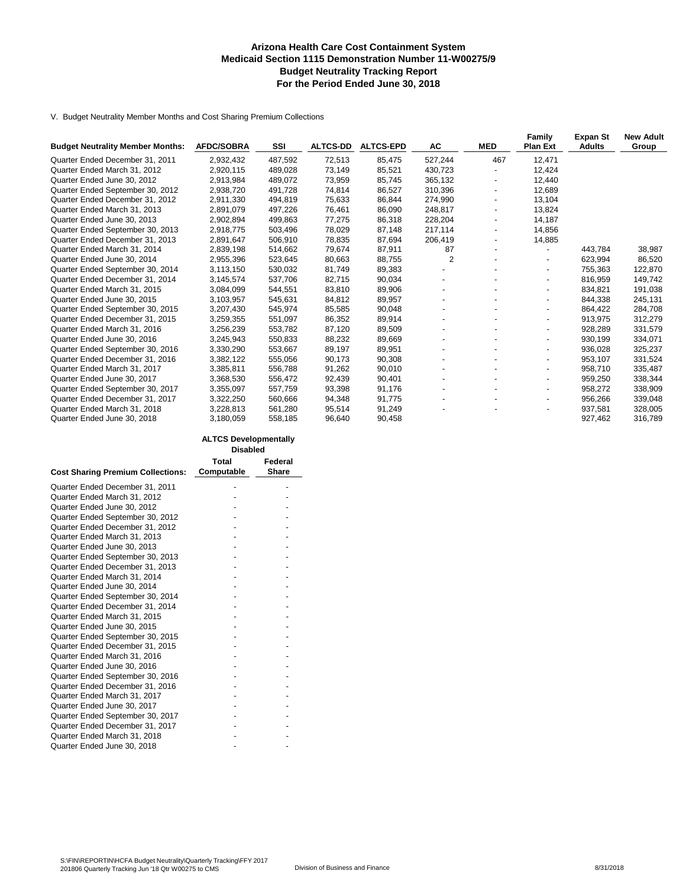# Arizona Health Care Cost Containment System
## Medicaid Section 1115 Demonstration Number 11-W00275/9
## Budget Neutrality Tracking Report
## For the Period Ended June 30, 2018

V. Budget Neutrality Member Months and Cost Sharing Premium Collections

| Budget Neutrality Member Months: | AFDC/SOBRA | SSI | ALTCS-DD | ALTCS-EPD | AC | MED | Family Plan Ext | Expan St Adults | New Adult Group |
|---|---|---|---|---|---|---|---|---|---|
| Quarter Ended December 31, 2011 | 2,932,432 | 487,592 | 72,513 | 85,475 | 527,244 | 467 | 12,471 | | |
| Quarter Ended March 31, 2012 | 2,920,115 | 489,028 | 73,149 | 85,521 | 430,723 | - | 12,424 | | |
| Quarter Ended June 30, 2012 | 2,913,984 | 489,072 | 73,959 | 85,745 | 365,132 | - | 12,440 | | |
| Quarter Ended September 30, 2012 | 2,938,720 | 491,728 | 74,814 | 86,527 | 310,396 | - | 12,689 | | |
| Quarter Ended December 31, 2012 | 2,911,330 | 494,819 | 75,633 | 86,844 | 274,990 | - | 13,104 | | |
| Quarter Ended March 31, 2013 | 2,891,079 | 497,226 | 76,461 | 86,090 | 248,817 | - | 13,824 | | |
| Quarter Ended June 30, 2013 | 2,902,894 | 499,863 | 77,275 | 86,318 | 228,204 | - | 14,187 | | |
| Quarter Ended September 30, 2013 | 2,918,775 | 503,496 | 78,029 | 87,148 | 217,114 | - | 14,856 | | |
| Quarter Ended December 31, 2013 | 2,891,647 | 506,910 | 78,835 | 87,694 | 206,419 | - | 14,885 | | |
| Quarter Ended March 31, 2014 | 2,839,198 | 514,662 | 79,674 | 87,911 | 87 | - | - | 443,784 | 38,987 |
| Quarter Ended June 30, 2014 | 2,955,396 | 523,645 | 80,663 | 88,755 | 2 | - | - | 623,994 | 86,520 |
| Quarter Ended September 30, 2014 | 3,113,150 | 530,032 | 81,749 | 89,383 | - | - | - | 755,363 | 122,870 |
| Quarter Ended December 31, 2014 | 3,145,574 | 537,706 | 82,715 | 90,034 | - | - | - | 816,959 | 149,742 |
| Quarter Ended March 31, 2015 | 3,084,099 | 544,551 | 83,810 | 89,906 | - | - | - | 834,821 | 191,038 |
| Quarter Ended June 30, 2015 | 3,103,957 | 545,631 | 84,812 | 89,957 | - | - | - | 844,338 | 245,131 |
| Quarter Ended September 30, 2015 | 3,207,430 | 545,974 | 85,585 | 90,048 | - | - | - | 864,422 | 284,708 |
| Quarter Ended December 31, 2015 | 3,259,355 | 551,097 | 86,352 | 89,914 | - | - | - | 913,975 | 312,279 |
| Quarter Ended March 31, 2016 | 3,256,239 | 553,782 | 87,120 | 89,509 | - | - | - | 928,289 | 331,579 |
| Quarter Ended June 30, 2016 | 3,245,943 | 550,833 | 88,232 | 89,669 | - | - | - | 930,199 | 334,071 |
| Quarter Ended September 30, 2016 | 3,330,290 | 553,667 | 89,197 | 89,951 | - | - | - | 936,028 | 325,237 |
| Quarter Ended December 31, 2016 | 3,382,122 | 555,056 | 90,173 | 90,308 | - | - | - | 953,107 | 331,524 |
| Quarter Ended March 31, 2017 | 3,385,811 | 556,788 | 91,262 | 90,010 | - | - | - | 958,710 | 335,487 |
| Quarter Ended June 30, 2017 | 3,368,530 | 556,472 | 92,439 | 90,401 | - | - | - | 959,250 | 338,344 |
| Quarter Ended September 30, 2017 | 3,355,097 | 557,759 | 93,398 | 91,176 | - | - | - | 958,272 | 338,909 |
| Quarter Ended December 31, 2017 | 3,322,250 | 560,666 | 94,348 | 91,775 | - | - | - | 956,266 | 339,048 |
| Quarter Ended March 31, 2018 | 3,228,813 | 561,280 | 95,514 | 91,249 | - | - | - | 937,581 | 328,005 |
| Quarter Ended June 30, 2018 | 3,180,059 | 558,185 | 96,640 | 90,458 | | | | 927,462 | 316,789 |

| | ALTCS Developmentally Disabled | |
|---|---|---|
| Cost Sharing Premium Collections: | Total Computable | Federal Share |
| Quarter Ended December 31, 2011 | - | - |
| Quarter Ended March 31, 2012 | - | - |
| Quarter Ended June 30, 2012 | - | - |
| Quarter Ended September 30, 2012 | - | - |
| Quarter Ended December 31, 2012 | - | - |
| Quarter Ended March 31, 2013 | - | - |
| Quarter Ended June 30, 2013 | - | - |
| Quarter Ended September 30, 2013 | - | - |
| Quarter Ended December 31, 2013 | - | - |
| Quarter Ended March 31, 2014 | - | - |
| Quarter Ended June 30, 2014 | - | - |
| Quarter Ended September 30, 2014 | - | - |
| Quarter Ended December 31, 2014 | - | - |
| Quarter Ended March 31, 2015 | - | - |
| Quarter Ended June 30, 2015 | - | - |
| Quarter Ended September 30, 2015 | - | - |
| Quarter Ended December 31, 2015 | - | - |
| Quarter Ended March 31, 2016 | - | - |
| Quarter Ended June 30, 2016 | - | - |
| Quarter Ended September 30, 2016 | - | - |
| Quarter Ended December 31, 2016 | - | - |
| Quarter Ended March 31, 2017 | - | - |
| Quarter Ended June 30, 2017 | - | - |
| Quarter Ended September 30, 2017 | - | - |
| Quarter Ended December 31, 2017 | - | - |
| Quarter Ended March 31, 2018 | - | - |
| Quarter Ended June 30, 2018 | - | - |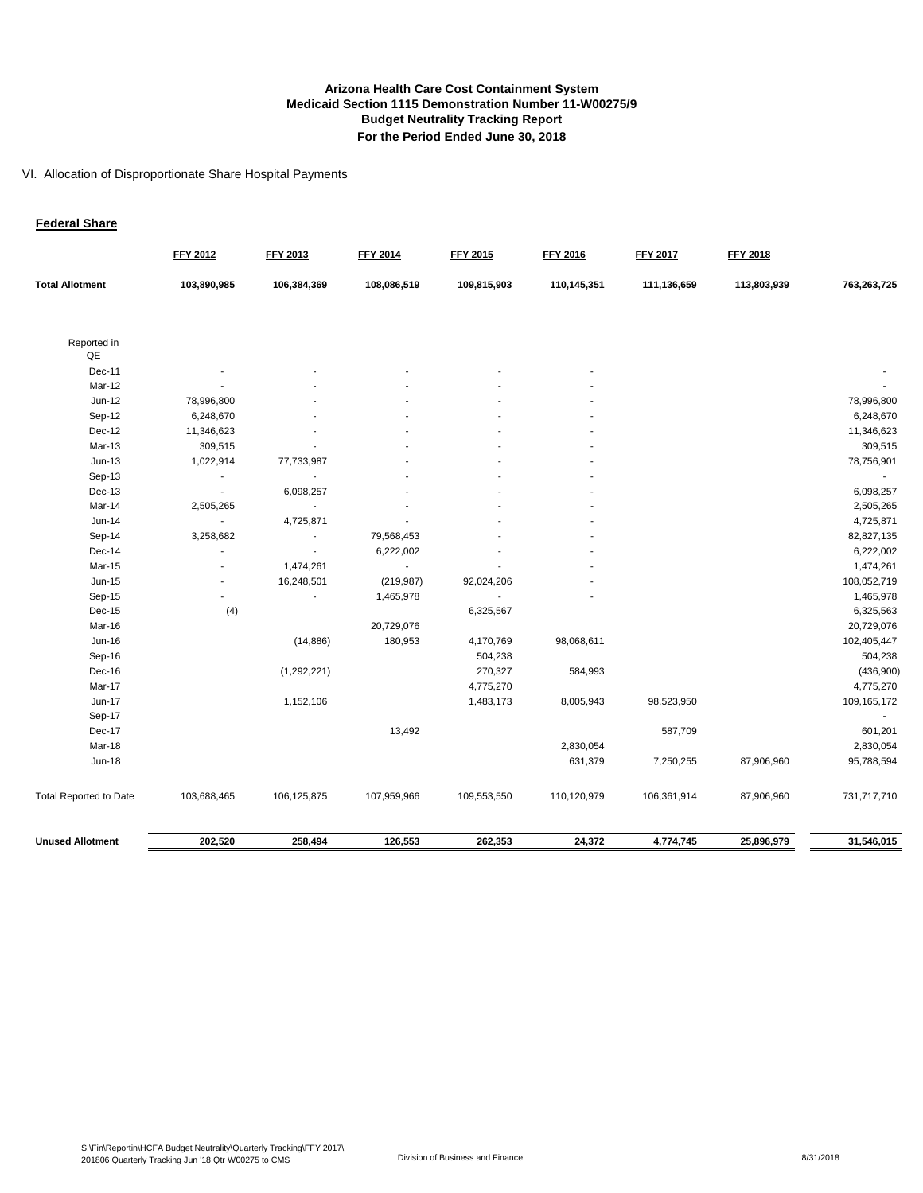**Arizona Health Care Cost Containment System**
**Medicaid Section 1115 Demonstration Number 11-W00275/9**
**Budget Neutrality Tracking Report**
**For the Period Ended June 30, 2018**

VI. Allocation of Disproportionate Share Hospital Payments

**Federal Share**

| | FFY 2012 | FFY 2013 | FFY 2014 | FFY 2015 | FFY 2016 | FFY 2017 | FFY 2018 | |
|---|---|---|---|---|---|---|---|---|
| **Total Allotment** | **103,890,985** | **106,384,369** | **108,086,519** | **109,815,903** | **110,145,351** | **111,136,659** | **113,803,939** | **763,263,725** |
| Reported in QE | | | | | | | | |
| Dec-11 | - | - | - | - | - | | | - |
| Mar-12 | - | - | - | - | - | | | - |
| Jun-12 | 78,996,800 | - | - | - | - | | | 78,996,800 |
| Sep-12 | 6,248,670 | - | - | - | - | | | 6,248,670 |
| Dec-12 | 11,346,623 | - | - | - | - | | | 11,346,623 |
| Mar-13 | 309,515 | - | - | - | - | | | 309,515 |
| Jun-13 | 1,022,914 | 77,733,987 | - | - | - | | | 78,756,901 |
| Sep-13 | - | - | - | - | - | | | - |
| Dec-13 | - | 6,098,257 | - | - | - | | | 6,098,257 |
| Mar-14 | 2,505,265 | - | - | - | - | | | 2,505,265 |
| Jun-14 | - | 4,725,871 | - | - | - | | | 4,725,871 |
| Sep-14 | 3,258,682 | - | 79,568,453 | - | - | | | 82,827,135 |
| Dec-14 | - | - | 6,222,002 | - | - | | | 6,222,002 |
| Mar-15 | - | 1,474,261 | - | - | - | | | 1,474,261 |
| Jun-15 | - | 16,248,501 | (219,987) | 92,024,206 | - | | | 108,052,719 |
| Sep-15 | - | - | 1,465,978 | - | - | | | 1,465,978 |
| Dec-15 | (4) | | | 6,325,567 | | | | 6,325,563 |
| Mar-16 | | | 20,729,076 | | | | | 20,729,076 |
| Jun-16 | | (14,886) | 180,953 | 4,170,769 | 98,068,611 | | | 102,405,447 |
| Sep-16 | | | | 504,238 | | | | 504,238 |
| Dec-16 | | (1,292,221) | | 270,327 | 584,993 | | | (436,900) |
| Mar-17 | | | | 4,775,270 | | | | 4,775,270 |
| Jun-17 | | 1,152,106 | | 1,483,173 | 8,005,943 | 98,523,950 | | 109,165,172 |
| Sep-17 | | | | | | | | - |
| Dec-17 | | | 13,492 | | | 587,709 | | 601,201 |
| Mar-18 | | | | | 2,830,054 | | | 2,830,054 |
| Jun-18 | | | | | 631,379 | 7,250,255 | 87,906,960 | 95,788,594 |
| Total Reported to Date | 103,688,465 | 106,125,875 | 107,959,966 | 109,553,550 | 110,120,979 | 106,361,914 | 87,906,960 | 731,717,710 |
| **Unused Allotment** | **202,520** | **258,494** | **126,553** | **262,353** | **24,372** | **4,774,745** | **25,896,979** | **31,546,015** |

S:\Fin\Reportin\HCFA Budget Neutrality\Quarterly Tracking\FFY 2017\ 201806 Quarterly Tracking Jun '18 Qtr W00275 to CMS    Division of Business and Finance    8/31/2018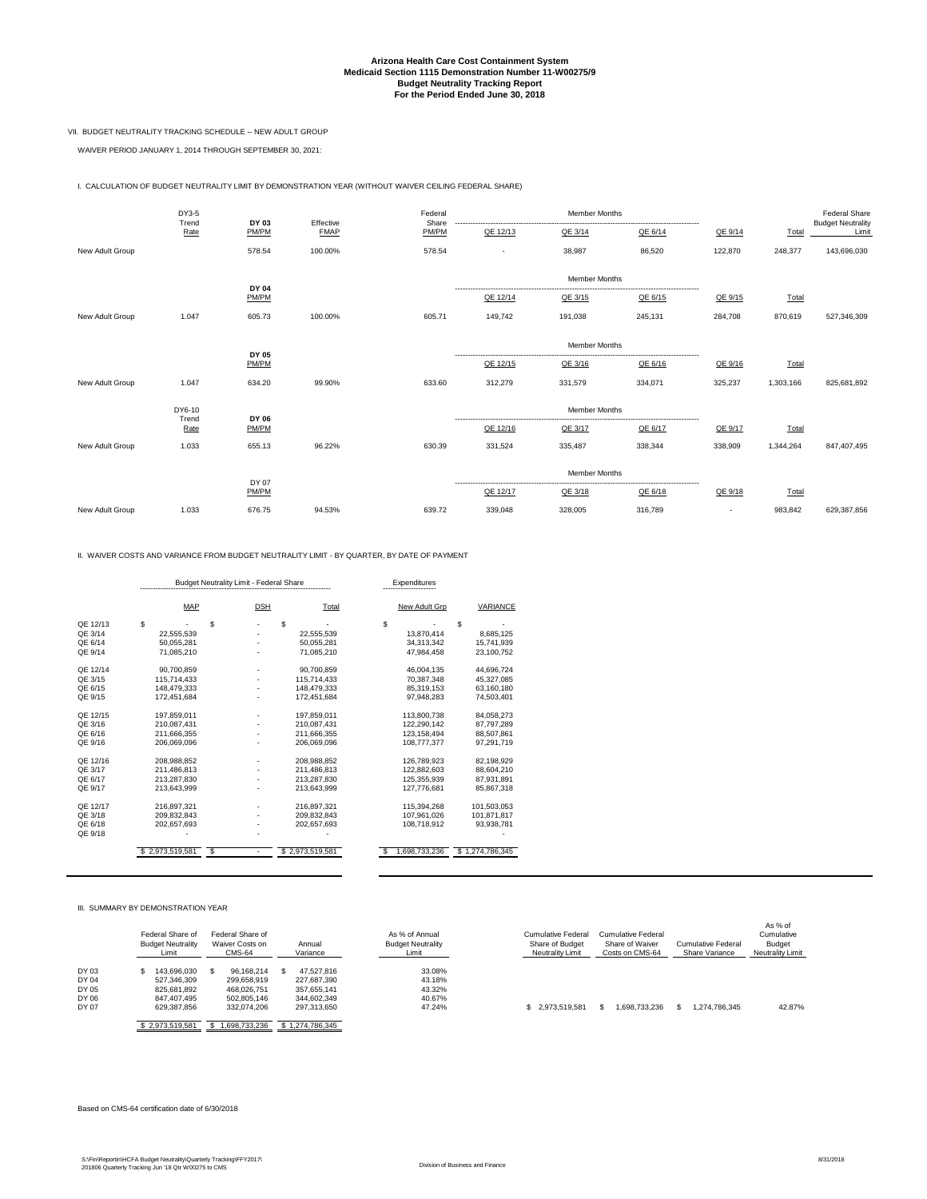# Arizona Health Care Cost Containment System
## Medicaid Section 1115 Demonstration Number 11-W00275/9
## Budget Neutrality Tracking Report
## For the Period Ended June 30, 2018

VII. BUDGET NEUTRALITY TRACKING SCHEDULE -- NEW ADULT GROUP

WAIVER PERIOD JANUARY 1, 2014 THROUGH SEPTEMBER 30, 2021:

I. CALCULATION OF BUDGET NEUTRALITY LIMIT BY DEMONSTRATION YEAR (WITHOUT WAIVER CEILING FEDERAL SHARE)

| | DY3-5 Trend Rate | DY 03 PM/PM | Effective FMAP | Federal Share PM/PM | Member Months QE 12/13 | QE 3/14 | QE 6/14 | QE 9/14 | Total | Federal Share Budget Neutrality Limit |
|---|---|---|---|---|---|---|---|---|---|---|
| New Adult Group | | 578.54 | 100.00% | 578.54 | - | 38,987 | 86,520 | 122,870 | 248,377 | 143,696,030 |
| | | DY 04 PM/PM | | | QE 12/14 | QE 3/15 | QE 6/15 | QE 9/15 | Total | |
| New Adult Group | 1.047 | 605.73 | 100.00% | 605.71 | 149,742 | 191,038 | 245,131 | 284,708 | 870,619 | 527,346,309 |
| | | DY 05 PM/PM | | | QE 12/15 | QE 3/16 | QE 6/16 | QE 9/16 | Total | |
| New Adult Group | 1.047 | 634.20 | 99.90% | 633.60 | 312,279 | 331,579 | 334,071 | 325,237 | 1,303,166 | 825,681,892 |
| | DY6-10 Trend Rate | DY 06 PM/PM | | | QE 12/16 | QE 3/17 | QE 6/17 | QE 9/17 | Total | |
| New Adult Group | 1.033 | 655.13 | 96.22% | 630.39 | 331,524 | 335,487 | 338,344 | 338,909 | 1,344,264 | 847,407,495 |
| | | DY 07 PM/PM | | | QE 12/17 | QE 3/18 | QE 6/18 | QE 9/18 | Total | |
| New Adult Group | 1.033 | 676.75 | 94.53% | 639.72 | 339,048 | 328,005 | 316,789 | - | 983,842 | 629,387,856 |

II. WAIVER COSTS AND VARIANCE FROM BUDGET NEUTRALITY LIMIT - BY QUARTER, BY DATE OF PAYMENT

| | Budget Neutrality Limit - Federal Share | | | Expenditures | |
|---|---|---|---|---|---|
| | MAP | DSH | Total | New Adult Grp | VARIANCE |
| QE 12/13 | $ - | $ - | $ - | $ - | $ - |
| QE 3/14 | 22,555,539 | - | 22,555,539 | 13,870,414 | 8,685,125 |
| QE 6/14 | 50,055,281 | - | 50,055,281 | 34,313,342 | 15,741,939 |
| QE 9/14 | 71,085,210 | - | 71,085,210 | 47,984,458 | 23,100,752 |
| QE 12/14 | 90,700,859 | - | 90,700,859 | 46,004,135 | 44,696,724 |
| QE 3/15 | 115,714,433 | - | 115,714,433 | 70,387,348 | 45,327,085 |
| QE 6/15 | 148,479,333 | - | 148,479,333 | 85,319,153 | 63,160,180 |
| QE 9/15 | 172,451,684 | - | 172,451,684 | 97,948,283 | 74,503,401 |
| QE 12/15 | 197,859,011 | - | 197,859,011 | 113,800,738 | 84,058,273 |
| QE 3/16 | 210,087,431 | - | 210,087,431 | 122,290,142 | 87,797,289 |
| QE 6/16 | 211,666,355 | - | 211,666,355 | 123,158,494 | 88,507,861 |
| QE 9/16 | 206,069,096 | - | 206,069,096 | 108,777,377 | 97,291,719 |
| QE 12/16 | 208,988,852 | - | 208,988,852 | 126,789,923 | 82,198,929 |
| QE 3/17 | 211,486,813 | - | 211,486,813 | 122,882,603 | 88,604,210 |
| QE 6/17 | 213,287,830 | - | 213,287,830 | 125,355,939 | 87,931,891 |
| QE 9/17 | 213,643,999 | - | 213,643,999 | 127,776,681 | 85,867,318 |
| QE 12/17 | 216,897,321 | - | 216,897,321 | 115,394,268 | 101,503,053 |
| QE 3/18 | 209,832,843 | - | 209,832,843 | 107,961,026 | 101,871,817 |
| QE 6/18 | 202,657,693 | - | 202,657,693 | 108,718,912 | 93,938,781 |
| QE 9/18 | - | - | - | | - |
| | $ 2,973,519,581 | $ - | $ 2,973,519,581 | $ 1,698,733,236 | $ 1,274,786,345 |

III. SUMMARY BY DEMONSTRATION YEAR

| | Federal Share of Budget Neutrality Limit | Federal Share of Waiver Costs on CMS-64 | Annual Variance | As % of Annual Budget Neutrality Limit | Cumulative Federal Share of Budget Neutrality Limit | Cumulative Federal Share of Waiver Costs on CMS-64 | Cumulative Federal Share Variance | As % of Cumulative Budget Neutrality Limit |
|---|---|---|---|---|---|---|---|---|
| DY 03 | $ 143,696,030 | $ 96,168,214 | $ 47,527,816 | 33.08% | | | | |
| DY 04 | 527,346,309 | 299,658,919 | 227,687,390 | 43.18% | | | | |
| DY 05 | 825,681,892 | 468,026,751 | 357,655,141 | 43.32% | | | | |
| DY 06 | 847,407,495 | 502,805,146 | 344,602,349 | 40.67% | | | | |
| DY 07 | 629,387,856 | 332,074,206 | 297,313,650 | 47.24% | $ 2,973,519,581 | $ 1,698,733,236 | $ 1,274,786,345 | 42.87% |
| | $ 2,973,519,581 | $ 1,698,733,236 | $ 1,274,786,345 | | | | | |

Based on CMS-64 certification date of 6/30/2018

S:\Fin\Reportin\HCFA Budget Neutrality\Quarterly Tracking\FFY2017\
201806 Quarterly Tracking Jun '18 Qtr W00275 to CMS

Division of Business and Finance

8/31/2018